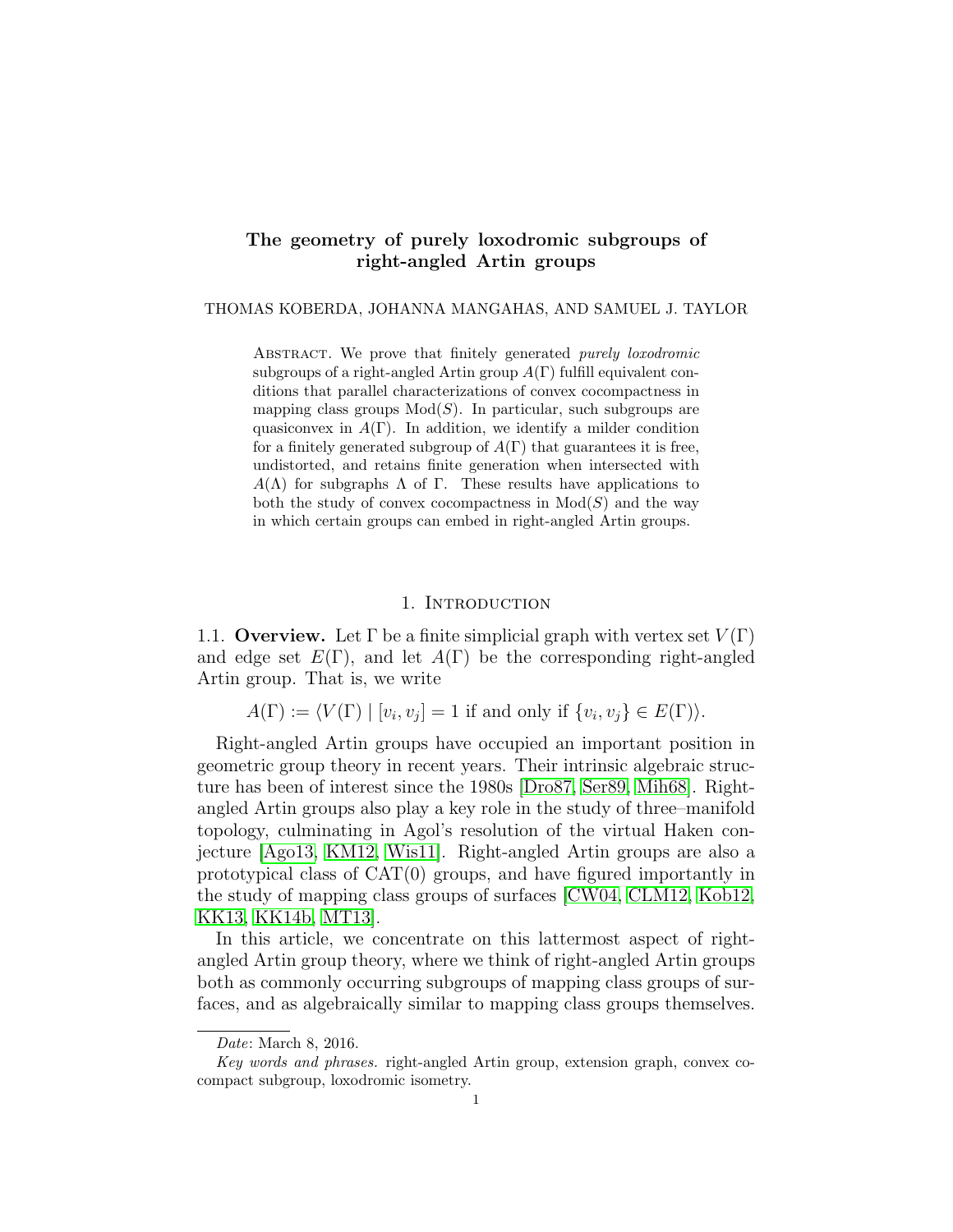# The geometry of purely loxodromic subgroups of right-angled Artin groups

THOMAS KOBERDA, JOHANNA MANGAHAS, AND SAMUEL J. TAYLOR

Abstract. We prove that finitely generated *purely loxodromic* subgroups of a right-angled Artin group $A(\Gamma)$ fulfill equivalent conditions that parallel characterizations of convex cocompactness in mapping class groups $\mathrm{Mod}(S)$. In particular, such subgroups are quasiconvex in $A(\Gamma)$. In addition, we identify a milder condition for a finitely generated subgroup of $A(\Gamma)$ that guarantees it is free, undistorted, and retains finite generation when intersected with $A(\Lambda)$ for subgraphs $\Lambda$ of $\Gamma$. These results have applications to both the study of convex cocompactness in $\mathrm{Mod}(S)$ and the way in which certain groups can embed in right-angled Artin groups.

## 1. Introduction

**1.1. Overview.** Let $\Gamma$ be a finite simplicial graph with vertex set $V(\Gamma)$ and edge set $E(\Gamma)$, and let $A(\Gamma)$ be the corresponding right-angled Artin group. That is, we write

$$A(\Gamma) := \langle V(\Gamma) \mid [v_i, v_j] = 1 \text{ if and only if } \{v_i, v_j\} \in E(\Gamma)\rangle.$$

Right-angled Artin groups have occupied an important position in geometric group theory in recent years. Their intrinsic algebraic structure has been of interest since the 1980s [Dro87, Ser89, Mih68]. Right-angled Artin groups also play a key role in the study of three–manifold topology, culminating in Agol's resolution of the virtual Haken conjecture [Ago13, KM12, Wis11]. Right-angled Artin groups are also a prototypical class of CAT(0) groups, and have figured importantly in the study of mapping class groups of surfaces [CW04, CLM12, Kob12, KK13, KK14b, MT13].

In this article, we concentrate on this lattermost aspect of right-angled Artin group theory, where we think of right-angled Artin groups both as commonly occurring subgroups of mapping class groups of surfaces, and as algebraically similar to mapping class groups themselves.

*Date*: March 8, 2016.

*Key words and phrases.* right-angled Artin group, extension graph, convex cocompact subgroup, loxodromic isometry.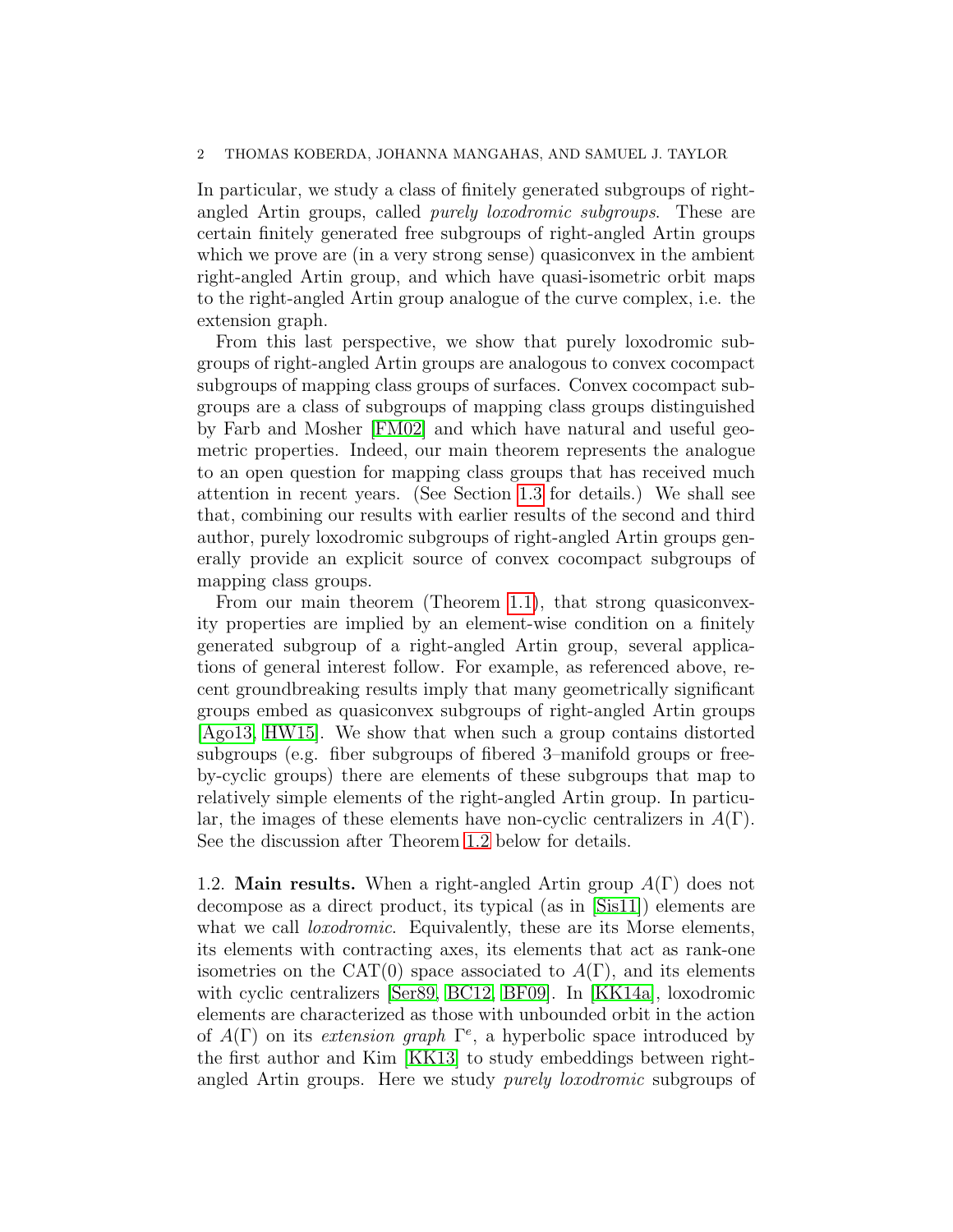In particular, we study a class of finitely generated subgroups of right-angled Artin groups, called *purely loxodromic subgroups*. These are certain finitely generated free subgroups of right-angled Artin groups which we prove are (in a very strong sense) quasiconvex in the ambient right-angled Artin group, and which have quasi-isometric orbit maps to the right-angled Artin group analogue of the curve complex, i.e. the extension graph.

From this last perspective, we show that purely loxodromic subgroups of right-angled Artin groups are analogous to convex cocompact subgroups of mapping class groups of surfaces. Convex cocompact subgroups are a class of subgroups of mapping class groups distinguished by Farb and Mosher [FM02] and which have natural and useful geometric properties. Indeed, our main theorem represents the analogue to an open question for mapping class groups that has received much attention in recent years. (See Section 1.3 for details.) We shall see that, combining our results with earlier results of the second and third author, purely loxodromic subgroups of right-angled Artin groups generally provide an explicit source of convex cocompact subgroups of mapping class groups.

From our main theorem (Theorem 1.1), that strong quasiconvexity properties are implied by an element-wise condition on a finitely generated subgroup of a right-angled Artin group, several applications of general interest follow. For example, as referenced above, recent groundbreaking results imply that many geometrically significant groups embed as quasiconvex subgroups of right-angled Artin groups [Ago13, HW15]. We show that when such a group contains distorted subgroups (e.g. fiber subgroups of fibered 3–manifold groups or free-by-cyclic groups) there are elements of these subgroups that map to relatively simple elements of the right-angled Artin group. In particular, the images of these elements have non-cyclic centralizers in $A(\Gamma)$. See the discussion after Theorem 1.2 below for details.

1.2. **Main results.** When a right-angled Artin group $A(\Gamma)$ does not decompose as a direct product, its typical (as in [Sis11]) elements are what we call *loxodromic*. Equivalently, these are its Morse elements, its elements with contracting axes, its elements that act as rank-one isometries on the CAT(0) space associated to $A(\Gamma)$, and its elements with cyclic centralizers [Ser89, BC12, BF09]. In [KK14a], loxodromic elements are characterized as those with unbounded orbit in the action of $A(\Gamma)$ on its *extension graph* $\Gamma^e$, a hyperbolic space introduced by the first author and Kim [KK13] to study embeddings between right-angled Artin groups. Here we study *purely loxodromic* subgroups of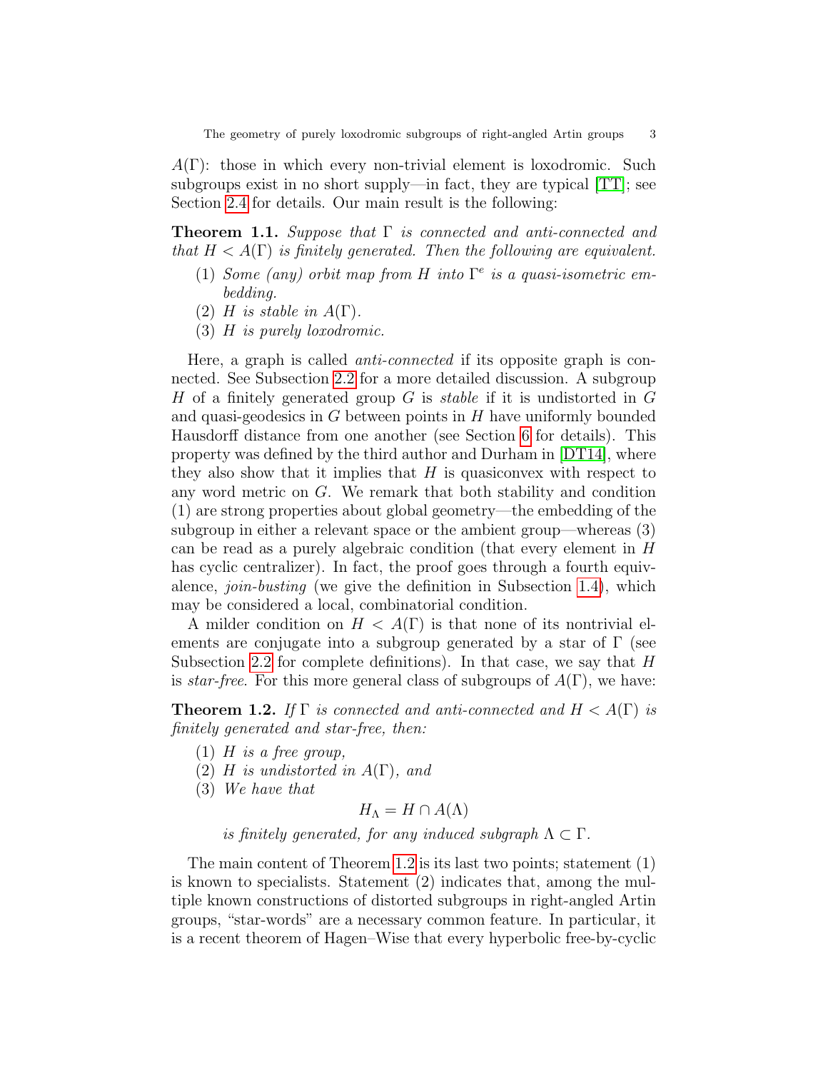$A(\Gamma)$: those in which every non-trivial element is loxodromic. Such subgroups exist in no short supply—in fact, they are typical [TT]; see Section 2.4 for details. Our main result is the following:

**Theorem 1.1.** *Suppose that $\Gamma$ is connected and anti-connected and that $H < A(\Gamma)$ is finitely generated. Then the following are equivalent.*

1. *Some (any) orbit map from $H$ into $\Gamma^e$ is a quasi-isometric embedding.*
2. *$H$ is stable in $A(\Gamma)$.*
3. *$H$ is purely loxodromic.*

Here, a graph is called *anti-connected* if its opposite graph is connected. See Subsection 2.2 for a more detailed discussion. A subgroup $H$ of a finitely generated group $G$ is *stable* if it is undistorted in $G$ and quasi-geodesics in $G$ between points in $H$ have uniformly bounded Hausdorff distance from one another (see Section 6 for details). This property was defined by the third author and Durham in [DT14], where they also show that it implies that $H$ is quasiconvex with respect to any word metric on $G$. We remark that both stability and condition (1) are strong properties about global geometry—the embedding of the subgroup in either a relevant space or the ambient group—whereas (3) can be read as a purely algebraic condition (that every element in $H$ has cyclic centralizer). In fact, the proof goes through a fourth equivalence, *join-busting* (we give the definition in Subsection 1.4), which may be considered a local, combinatorial condition.

A milder condition on $H < A(\Gamma)$ is that none of its nontrivial elements are conjugate into a subgroup generated by a star of $\Gamma$ (see Subsection 2.2 for complete definitions). In that case, we say that $H$ is *star-free*. For this more general class of subgroups of $A(\Gamma)$, we have:

**Theorem 1.2.** *If $\Gamma$ is connected and anti-connected and $H < A(\Gamma)$ is finitely generated and star-free, then:*

1. *$H$ is a free group,*
2. *$H$ is undistorted in $A(\Gamma)$, and*
3. *We have that*

$$H_\Lambda = H \cap A(\Lambda)$$

*is finitely generated, for any induced subgraph $\Lambda \subset \Gamma$.*

The main content of Theorem 1.2 is its last two points; statement (1) is known to specialists. Statement (2) indicates that, among the multiple known constructions of distorted subgroups in right-angled Artin groups, "star-words" are a necessary common feature. In particular, it is a recent theorem of Hagen–Wise that every hyperbolic free-by-cyclic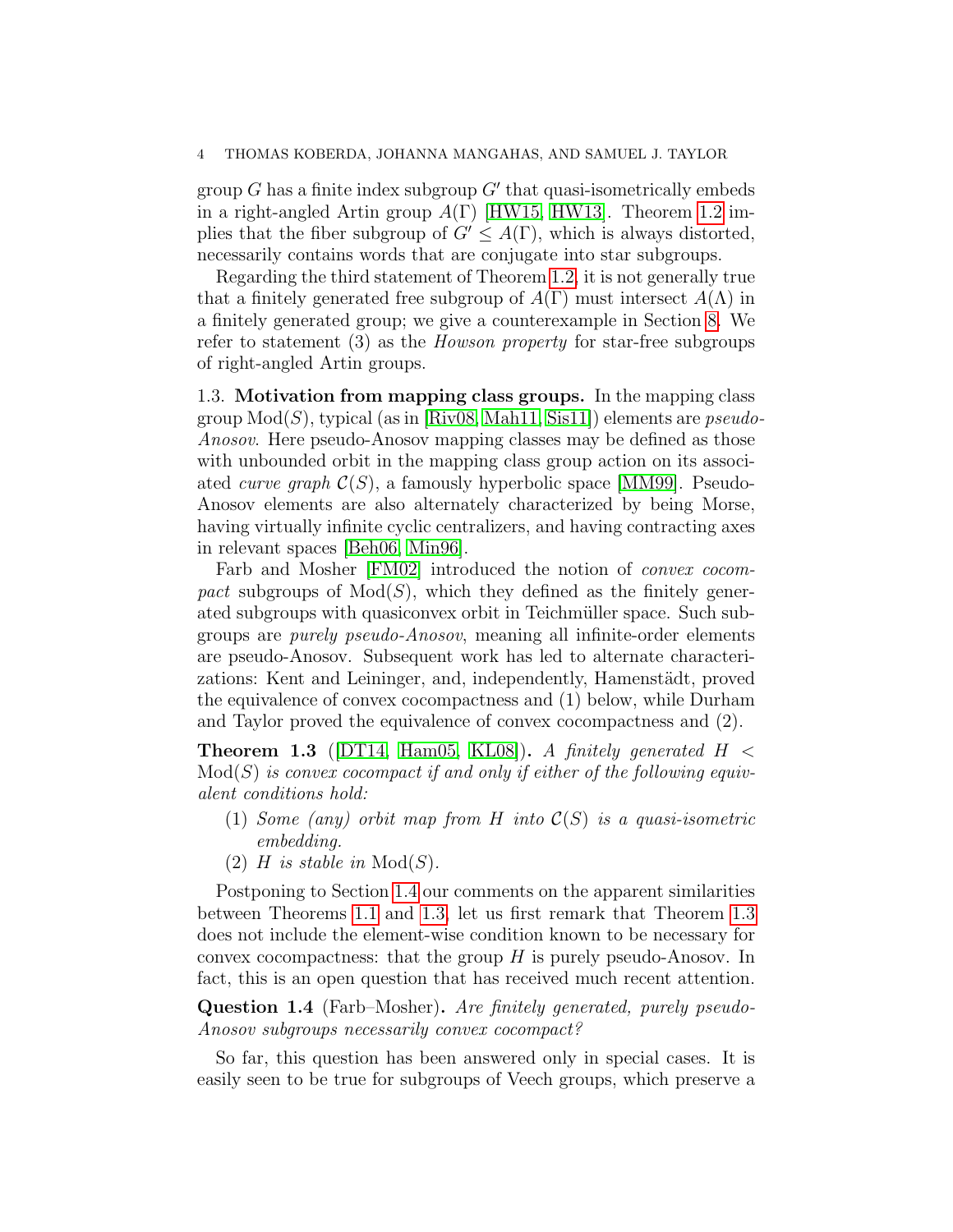group $G$ has a finite index subgroup $G'$ that quasi-isometrically embeds in a right-angled Artin group $A(\Gamma)$ [HW15, HW13]. Theorem 1.2 implies that the fiber subgroup of $G' \leq A(\Gamma)$, which is always distorted, necessarily contains words that are conjugate into star subgroups.

Regarding the third statement of Theorem 1.2, it is not generally true that a finitely generated free subgroup of $A(\Gamma)$ must intersect $A(\Lambda)$ in a finitely generated group; we give a counterexample in Section 8. We refer to statement (3) as the *Howson property* for star-free subgroups of right-angled Artin groups.

### 1.3. Motivation from mapping class groups.

In the mapping class group $\mathrm{Mod}(S)$, typical (as in [Riv08, Mah11, Sis11]) elements are *pseudo-Anosov*. Here pseudo-Anosov mapping classes may be defined as those with unbounded orbit in the mapping class group action on its associated *curve graph* $\mathcal{C}(S)$, a famously hyperbolic space [MM99]. Pseudo-Anosov elements are also alternately characterized by being Morse, having virtually infinite cyclic centralizers, and having contracting axes in relevant spaces [Beh06, Min96].

Farb and Mosher [FM02] introduced the notion of *convex cocompact* subgroups of $\mathrm{Mod}(S)$, which they defined as the finitely generated subgroups with quasiconvex orbit in Teichmüller space. Such subgroups are *purely pseudo-Anosov*, meaning all infinite-order elements are pseudo-Anosov. Subsequent work has led to alternate characterizations: Kent and Leininger, and, independently, Hamenstädt, proved the equivalence of convex cocompactness and (1) below, while Durham and Taylor proved the equivalence of convex cocompactness and (2).

**Theorem 1.3** ([DT14, Ham05, KL08])**.** *A finitely generated $H < \mathrm{Mod}(S)$ is convex cocompact if and only if either of the following equivalent conditions hold:*

1. *Some (any) orbit map from $H$ into $\mathcal{C}(S)$ is a quasi-isometric embedding.*
2. *$H$ is stable in $\mathrm{Mod}(S)$.*

Postponing to Section 1.4 our comments on the apparent similarities between Theorems 1.1 and 1.3, let us first remark that Theorem 1.3 does not include the element-wise condition known to be necessary for convex cocompactness: that the group $H$ is purely pseudo-Anosov. In fact, this is an open question that has received much recent attention.

**Question 1.4** (Farb–Mosher)**.** *Are finitely generated, purely pseudo-Anosov subgroups necessarily convex cocompact?*

So far, this question has been answered only in special cases. It is easily seen to be true for subgroups of Veech groups, which preserve a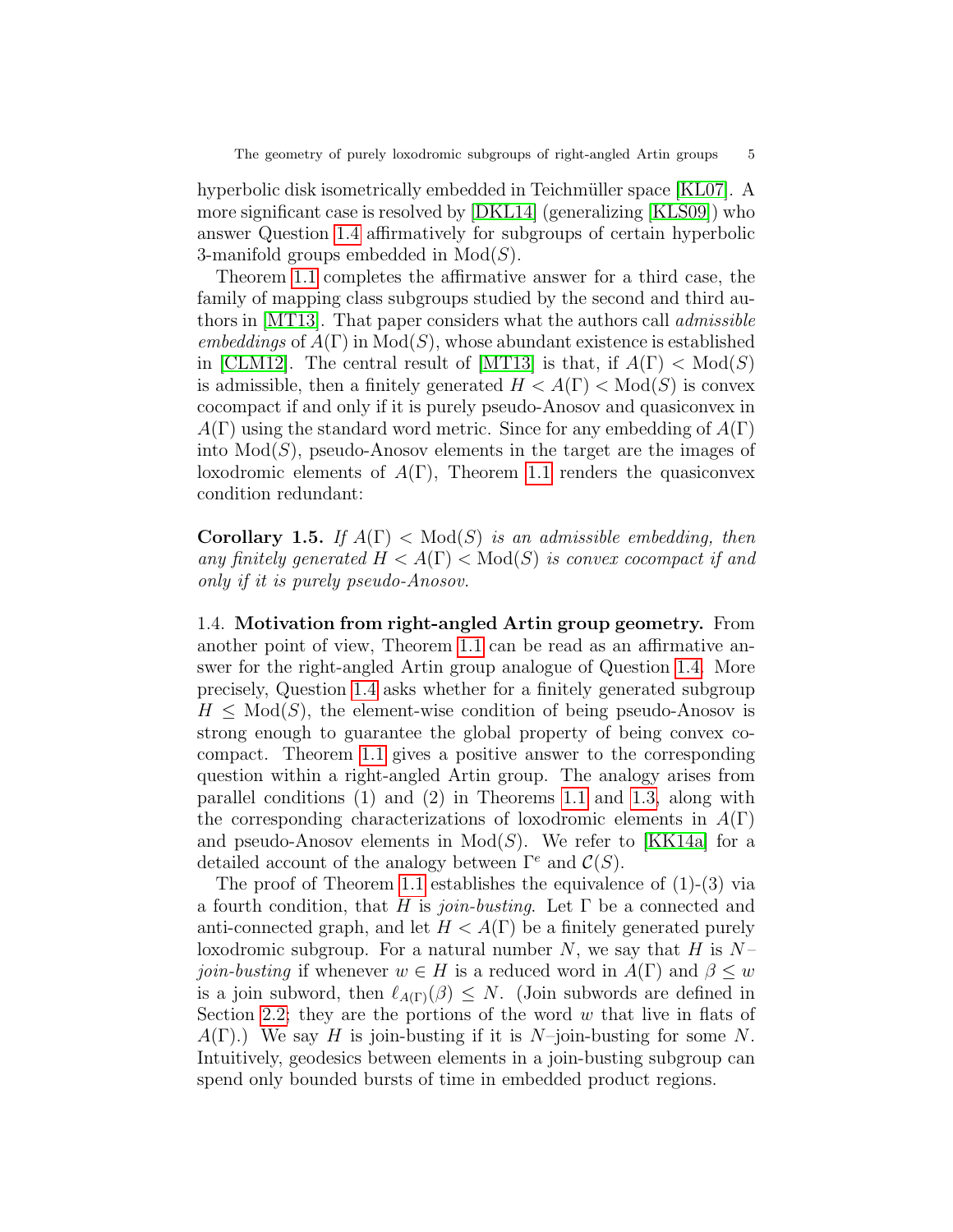hyperbolic disk isometrically embedded in Teichmüller space [KL07]. A more significant case is resolved by [DKL14] (generalizing [KLS09]) who answer Question 1.4 affirmatively for subgroups of certain hyperbolic 3-manifold groups embedded in $\mathrm{Mod}(S)$.

Theorem 1.1 completes the affirmative answer for a third case, the family of mapping class subgroups studied by the second and third authors in [MT13]. That paper considers what the authors call *admissible embeddings* of $A(\Gamma)$ in $\mathrm{Mod}(S)$, whose abundant existence is established in [CLM12]. The central result of [MT13] is that, if $A(\Gamma) < \mathrm{Mod}(S)$ is admissible, then a finitely generated $H < A(\Gamma) < \mathrm{Mod}(S)$ is convex cocompact if and only if it is purely pseudo-Anosov and quasiconvex in $A(\Gamma)$ using the standard word metric. Since for any embedding of $A(\Gamma)$ into $\mathrm{Mod}(S)$, pseudo-Anosov elements in the target are the images of loxodromic elements of $A(\Gamma)$, Theorem 1.1 renders the quasiconvex condition redundant:

**Corollary 1.5.** *If $A(\Gamma) < \mathrm{Mod}(S)$ is an admissible embedding, then any finitely generated $H < A(\Gamma) < \mathrm{Mod}(S)$ is convex cocompact if and only if it is purely pseudo-Anosov.*

1.4. **Motivation from right-angled Artin group geometry.** From another point of view, Theorem 1.1 can be read as an affirmative answer for the right-angled Artin group analogue of Question 1.4. More precisely, Question 1.4 asks whether for a finitely generated subgroup $H \leq \mathrm{Mod}(S)$, the element-wise condition of being pseudo-Anosov is strong enough to guarantee the global property of being convex cocompact. Theorem 1.1 gives a positive answer to the corresponding question within a right-angled Artin group. The analogy arises from parallel conditions (1) and (2) in Theorems 1.1 and 1.3, along with the corresponding characterizations of loxodromic elements in $A(\Gamma)$ and pseudo-Anosov elements in $\mathrm{Mod}(S)$. We refer to [KK14a] for a detailed account of the analogy between $\Gamma^e$ and $\mathcal{C}(S)$.

The proof of Theorem 1.1 establishes the equivalence of (1)-(3) via a fourth condition, that $H$ is *join-busting*. Let $\Gamma$ be a connected and anti-connected graph, and let $H < A(\Gamma)$ be a finitely generated purely loxodromic subgroup. For a natural number $N$, we say that $H$ is $N$–*join-busting* if whenever $w \in H$ is a reduced word in $A(\Gamma)$ and $\beta \leq w$ is a join subword, then $\ell_{A(\Gamma)}(\beta) \leq N$. (Join subwords are defined in Section 2.2; they are the portions of the word $w$ that live in flats of $A(\Gamma)$.) We say $H$ is join-busting if it is $N$–join-busting for some $N$. Intuitively, geodesics between elements in a join-busting subgroup can spend only bounded bursts of time in embedded product regions.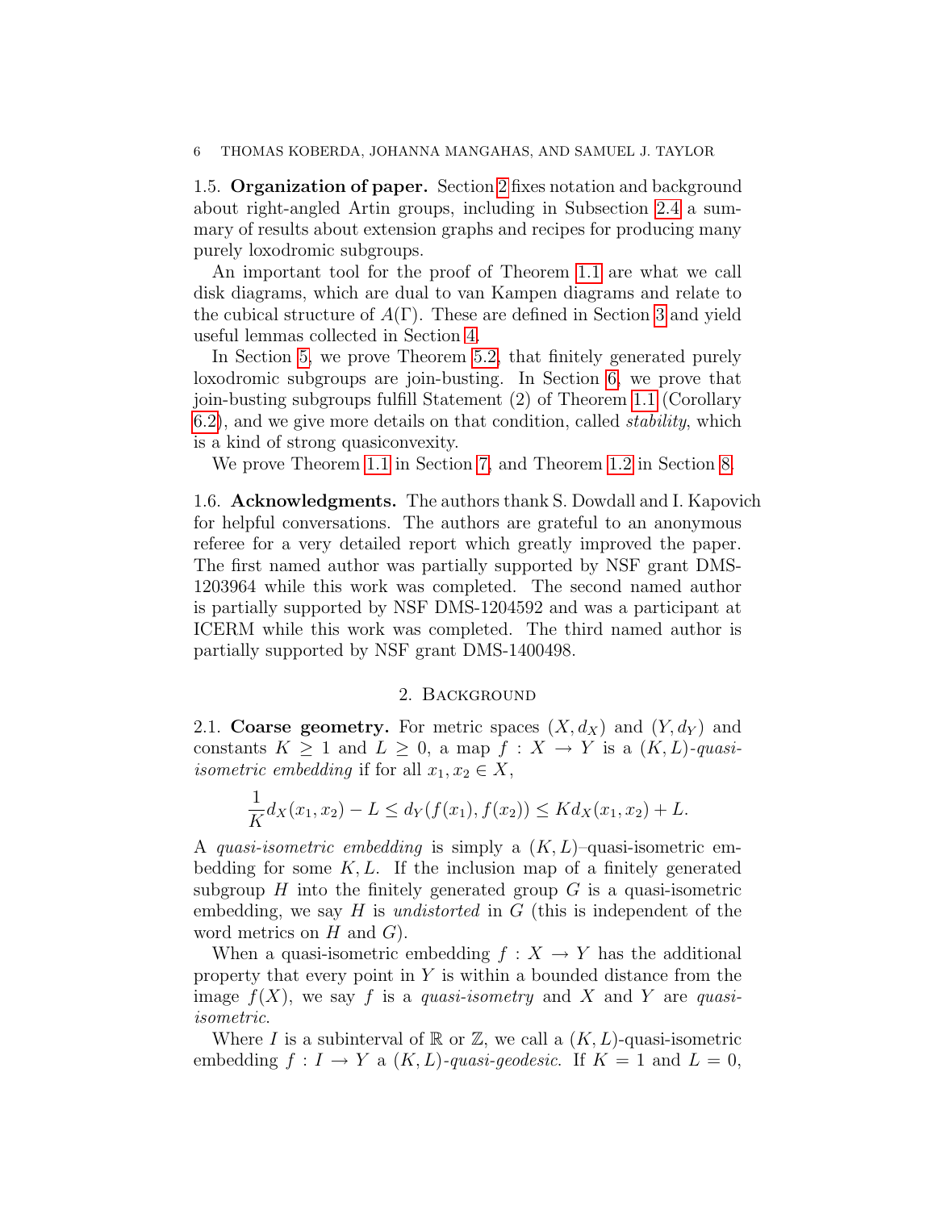### 1.5. Organization of paper.

Section 2 fixes notation and background about right-angled Artin groups, including in Subsection 2.4 a summary of results about extension graphs and recipes for producing many purely loxodromic subgroups.

An important tool for the proof of Theorem 1.1 are what we call disk diagrams, which are dual to van Kampen diagrams and relate to the cubical structure of $A(\Gamma)$. These are defined in Section 3 and yield useful lemmas collected in Section 4.

In Section 5, we prove Theorem 5.2, that finitely generated purely loxodromic subgroups are join-busting. In Section 6, we prove that join-busting subgroups fulfill Statement (2) of Theorem 1.1 (Corollary 6.2), and we give more details on that condition, called *stability*, which is a kind of strong quasiconvexity.

We prove Theorem 1.1 in Section 7, and Theorem 1.2 in Section 8.

### 1.6. Acknowledgments.

The authors thank S. Dowdall and I. Kapovich for helpful conversations. The authors are grateful to an anonymous referee for a very detailed report which greatly improved the paper. The first named author was partially supported by NSF grant DMS-1203964 while this work was completed. The second named author is partially supported by NSF DMS-1204592 and was a participant at ICERM while this work was completed. The third named author is partially supported by NSF grant DMS-1400498.

## 2. Background

### 2.1. Coarse geometry.

For metric spaces $(X, d_X)$ and $(Y, d_Y)$ and constants $K \geq 1$ and $L \geq 0$, a map $f : X \to Y$ is a $(K, L)$-*quasi-isometric embedding* if for all $x_1, x_2 \in X$,

$$\frac{1}{K} d_X(x_1, x_2) - L \leq d_Y(f(x_1), f(x_2)) \leq K d_X(x_1, x_2) + L.$$

A *quasi-isometric embedding* is simply a $(K, L)$–quasi-isometric embedding for some $K, L$. If the inclusion map of a finitely generated subgroup $H$ into the finitely generated group $G$ is a quasi-isometric embedding, we say $H$ is *undistorted* in $G$ (this is independent of the word metrics on $H$ and $G$).

When a quasi-isometric embedding $f : X \to Y$ has the additional property that every point in $Y$ is within a bounded distance from the image $f(X)$, we say $f$ is a *quasi-isometry* and $X$ and $Y$ are *quasi-isometric*.

Where $I$ is a subinterval of $\mathbb{R}$ or $\mathbb{Z}$, we call a $(K, L)$-quasi-isometric embedding $f : I \to Y$ a $(K, L)$-*quasi-geodesic*. If $K = 1$ and $L = 0$,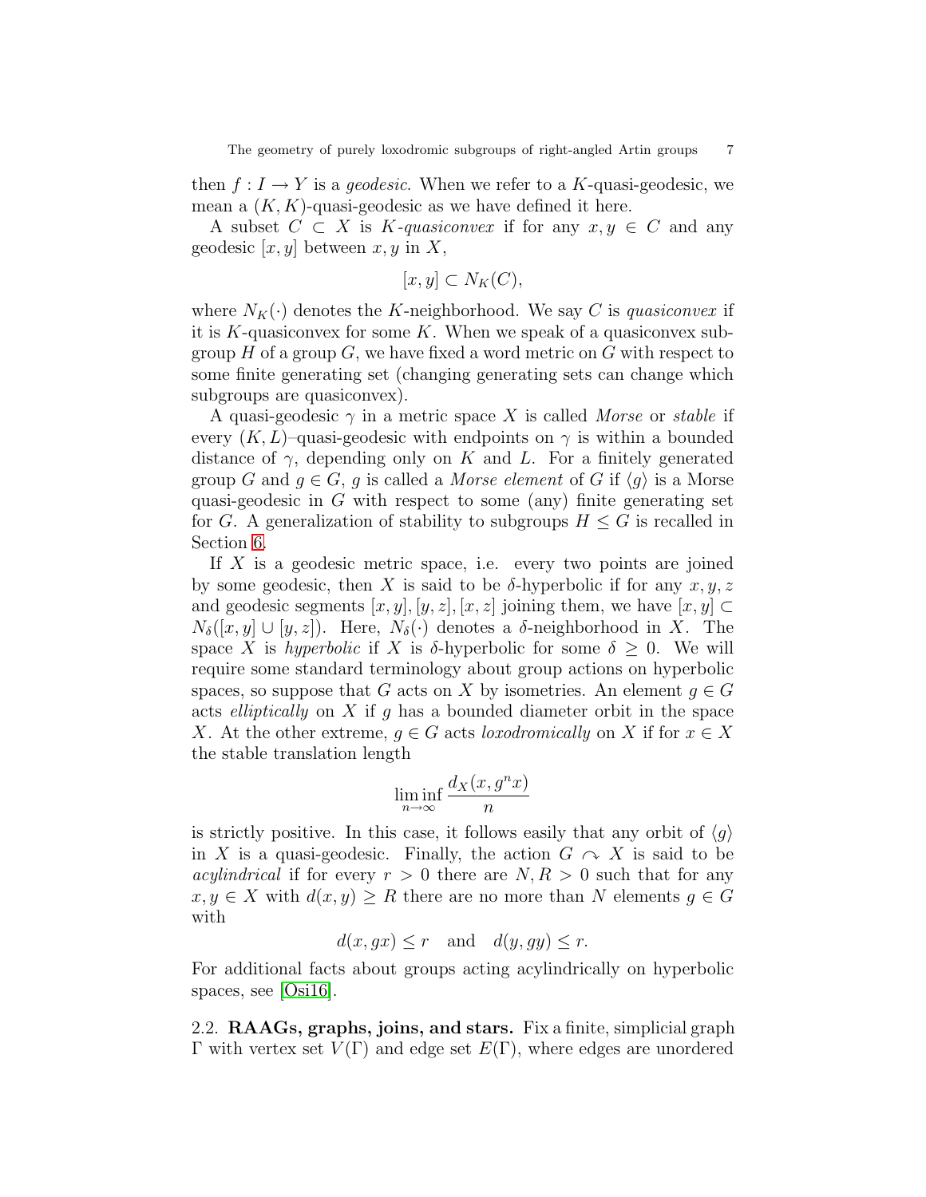then $f : I \to Y$ is a *geodesic*. When we refer to a $K$-quasi-geodesic, we mean a $(K, K)$-quasi-geodesic as we have defined it here.

A subset $C \subset X$ is $K$-*quasiconvex* if for any $x, y \in C$ and any geodesic $[x, y]$ between $x, y$ in $X$,

$$[x, y] \subset N_K(C),$$

where $N_K(\cdot)$ denotes the $K$-neighborhood. We say $C$ is *quasiconvex* if it is $K$-quasiconvex for some $K$. When we speak of a quasiconvex subgroup $H$ of a group $G$, we have fixed a word metric on $G$ with respect to some finite generating set (changing generating sets can change which subgroups are quasiconvex).

A quasi-geodesic $\gamma$ in a metric space $X$ is called *Morse* or *stable* if every $(K, L)$–quasi-geodesic with endpoints on $\gamma$ is within a bounded distance of $\gamma$, depending only on $K$ and $L$. For a finitely generated group $G$ and $g \in G$, $g$ is called a *Morse element* of $G$ if $\langle g \rangle$ is a Morse quasi-geodesic in $G$ with respect to some (any) finite generating set for $G$. A generalization of stability to subgroups $H \le G$ is recalled in Section 6.

If $X$ is a geodesic metric space, i.e. every two points are joined by some geodesic, then $X$ is said to be $\delta$-hyperbolic if for any $x, y, z$ and geodesic segments $[x, y], [y, z], [x, z]$ joining them, we have $[x, y] \subset N_\delta([x, y] \cup [y, z])$. Here, $N_\delta(\cdot)$ denotes a $\delta$-neighborhood in $X$. The space $X$ is *hyperbolic* if $X$ is $\delta$-hyperbolic for some $\delta \ge 0$. We will require some standard terminology about group actions on hyperbolic spaces, so suppose that $G$ acts on $X$ by isometries. An element $g \in G$ acts *elliptically* on $X$ if $g$ has a bounded diameter orbit in the space $X$. At the other extreme, $g \in G$ acts *loxodromically* on $X$ if for $x \in X$ the stable translation length

$$\liminf_{n \to \infty} \frac{d_X(x, g^n x)}{n}$$

is strictly positive. In this case, it follows easily that any orbit of $\langle g \rangle$ in $X$ is a quasi-geodesic. Finally, the action $G \curvearrowright X$ is said to be *acylindrical* if for every $r > 0$ there are $N, R > 0$ such that for any $x, y \in X$ with $d(x, y) \ge R$ there are no more than $N$ elements $g \in G$ with

$$d(x, gx) \le r \quad \text{and} \quad d(y, gy) \le r.$$

For additional facts about groups acting acylindrically on hyperbolic spaces, see [Osi16].

2.2. **RAAGs, graphs, joins, and stars.** Fix a finite, simplicial graph $\Gamma$ with vertex set $V(\Gamma)$ and edge set $E(\Gamma)$, where edges are unordered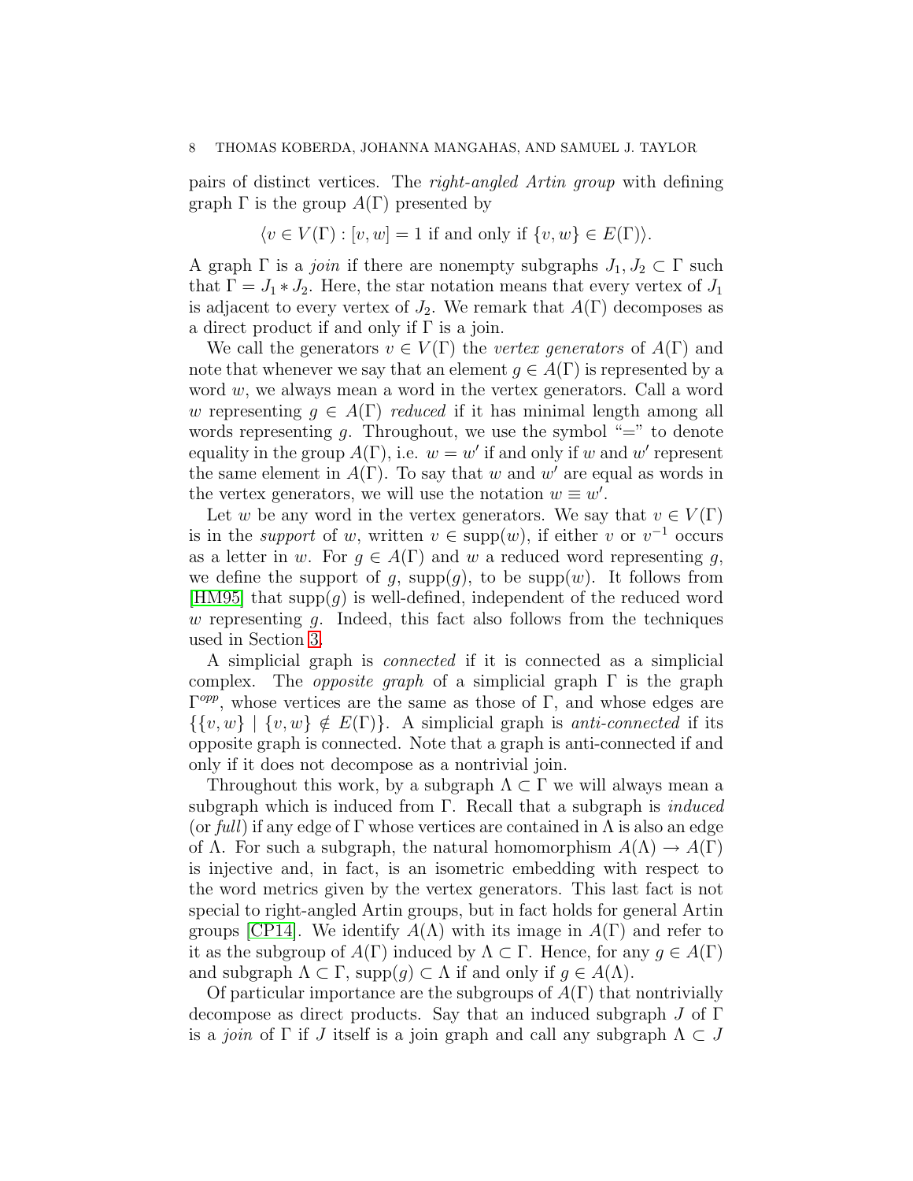pairs of distinct vertices. The *right-angled Artin group* with defining graph $\Gamma$ is the group $A(\Gamma)$ presented by

$$\langle v \in V(\Gamma) : [v,w] = 1 \text{ if and only if } \{v,w\} \in E(\Gamma)\rangle.$$

A graph $\Gamma$ is a *join* if there are nonempty subgraphs $J_1, J_2 \subset \Gamma$ such that $\Gamma = J_1 * J_2$. Here, the star notation means that every vertex of $J_1$ is adjacent to every vertex of $J_2$. We remark that $A(\Gamma)$ decomposes as a direct product if and only if $\Gamma$ is a join.

We call the generators $v \in V(\Gamma)$ the *vertex generators* of $A(\Gamma)$ and note that whenever we say that an element $g \in A(\Gamma)$ is represented by a word $w$, we always mean a word in the vertex generators. Call a word $w$ representing $g \in A(\Gamma)$ *reduced* if it has minimal length among all words representing $g$. Throughout, we use the symbol "$=$" to denote equality in the group $A(\Gamma)$, i.e. $w = w'$ if and only if $w$ and $w'$ represent the same element in $A(\Gamma)$. To say that $w$ and $w'$ are equal as words in the vertex generators, we will use the notation $w \equiv w'$.

Let $w$ be any word in the vertex generators. We say that $v \in V(\Gamma)$ is in the *support* of $w$, written $v \in \mathrm{supp}(w)$, if either $v$ or $v^{-1}$ occurs as a letter in $w$. For $g \in A(\Gamma)$ and $w$ a reduced word representing $g$, we define the support of $g$, $\mathrm{supp}(g)$, to be $\mathrm{supp}(w)$. It follows from [HM95] that $\mathrm{supp}(g)$ is well-defined, independent of the reduced word $w$ representing $g$. Indeed, this fact also follows from the techniques used in Section 3.

A simplicial graph is *connected* if it is connected as a simplicial complex. The *opposite graph* of a simplicial graph $\Gamma$ is the graph $\Gamma^{opp}$, whose vertices are the same as those of $\Gamma$, and whose edges are $\{\{v,w\} \mid \{v,w\} \notin E(\Gamma)\}$. A simplicial graph is *anti-connected* if its opposite graph is connected. Note that a graph is anti-connected if and only if it does not decompose as a nontrivial join.

Throughout this work, by a subgraph $\Lambda \subset \Gamma$ we will always mean a subgraph which is induced from $\Gamma$. Recall that a subgraph is *induced* (or *full*) if any edge of $\Gamma$ whose vertices are contained in $\Lambda$ is also an edge of $\Lambda$. For such a subgraph, the natural homomorphism $A(\Lambda) \to A(\Gamma)$ is injective and, in fact, is an isometric embedding with respect to the word metrics given by the vertex generators. This last fact is not special to right-angled Artin groups, but in fact holds for general Artin groups [CP14]. We identify $A(\Lambda)$ with its image in $A(\Gamma)$ and refer to it as the subgroup of $A(\Gamma)$ induced by $\Lambda \subset \Gamma$. Hence, for any $g \in A(\Gamma)$ and subgraph $\Lambda \subset \Gamma$, $\mathrm{supp}(g) \subset \Lambda$ if and only if $g \in A(\Lambda)$.

Of particular importance are the subgroups of $A(\Gamma)$ that nontrivially decompose as direct products. Say that an induced subgraph $J$ of $\Gamma$ is a *join* of $\Gamma$ if $J$ itself is a join graph and call any subgraph $\Lambda \subset J$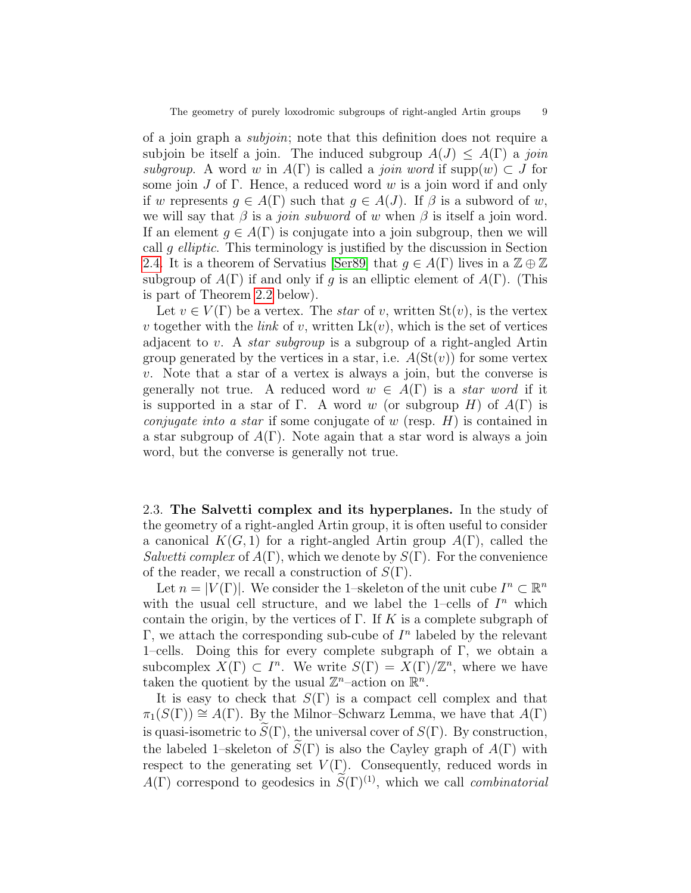of a join graph a *subjoin*; note that this definition does not require a subjoin be itself a join. The induced subgroup $A(J) \leq A(\Gamma)$ a *join subgroup*. A word $w$ in $A(\Gamma)$ is called a *join word* if $\operatorname{supp}(w) \subset J$ for some join $J$ of $\Gamma$. Hence, a reduced word $w$ is a join word if and only if $w$ represents $g \in A(\Gamma)$ such that $g \in A(J)$. If $\beta$ is a subword of $w$, we will say that $\beta$ is a *join subword* of $w$ when $\beta$ is itself a join word. If an element $g \in A(\Gamma)$ is conjugate into a join subgroup, then we will call $g$ *elliptic*. This terminology is justified by the discussion in Section 2.4. It is a theorem of Servatius [Ser89] that $g \in A(\Gamma)$ lives in a $\mathbb{Z} \oplus \mathbb{Z}$ subgroup of $A(\Gamma)$ if and only if $g$ is an elliptic element of $A(\Gamma)$. (This is part of Theorem 2.2 below).

Let $v \in V(\Gamma)$ be a vertex. The *star* of $v$, written $\operatorname{St}(v)$, is the vertex $v$ together with the *link* of $v$, written $\operatorname{Lk}(v)$, which is the set of vertices adjacent to $v$. A *star subgroup* is a subgroup of a right-angled Artin group generated by the vertices in a star, i.e. $A(\operatorname{St}(v))$ for some vertex $v$. Note that a star of a vertex is always a join, but the converse is generally not true. A reduced word $w \in A(\Gamma)$ is a *star word* if it is supported in a star of $\Gamma$. A word $w$ (or subgroup $H$) of $A(\Gamma)$ is *conjugate into a star* if some conjugate of $w$ (resp. $H$) is contained in a star subgroup of $A(\Gamma)$. Note again that a star word is always a join word, but the converse is generally not true.

## 2.3. The Salvetti complex and its hyperplanes.

In the study of the geometry of a right-angled Artin group, it is often useful to consider a canonical $K(G, 1)$ for a right-angled Artin group $A(\Gamma)$, called the *Salvetti complex* of $A(\Gamma)$, which we denote by $S(\Gamma)$. For the convenience of the reader, we recall a construction of $S(\Gamma)$.

Let $n = |V(\Gamma)|$. We consider the 1–skeleton of the unit cube $I^n \subset \mathbb{R}^n$ with the usual cell structure, and we label the 1–cells of $I^n$ which contain the origin, by the vertices of $\Gamma$. If $K$ is a complete subgraph of $\Gamma$, we attach the corresponding sub-cube of $I^n$ labeled by the relevant 1–cells. Doing this for every complete subgraph of $\Gamma$, we obtain a subcomplex $X(\Gamma) \subset I^n$. We write $S(\Gamma) = X(\Gamma)/\mathbb{Z}^n$, where we have taken the quotient by the usual $\mathbb{Z}^n$–action on $\mathbb{R}^n$.

It is easy to check that $S(\Gamma)$ is a compact cell complex and that $\pi_1(S(\Gamma)) \cong A(\Gamma)$. By the Milnor–Schwarz Lemma, we have that $A(\Gamma)$ is quasi-isometric to $\widetilde{S}(\Gamma)$, the universal cover of $S(\Gamma)$. By construction, the labeled 1–skeleton of $\widetilde{S}(\Gamma)$ is also the Cayley graph of $A(\Gamma)$ with respect to the generating set $V(\Gamma)$. Consequently, reduced words in $A(\Gamma)$ correspond to geodesics in $\widetilde{S}(\Gamma)^{(1)}$, which we call *combinatorial*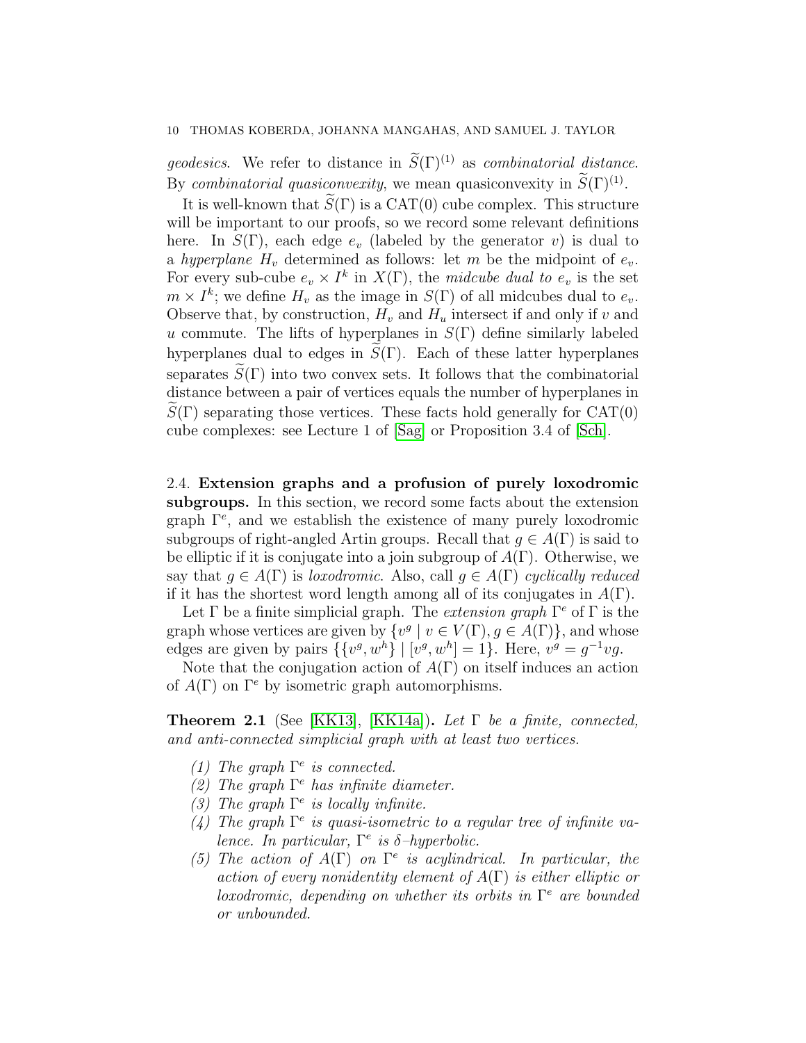*geodesics*. We refer to distance in $\widetilde{S}(\Gamma)^{(1)}$ as *combinatorial distance*. By *combinatorial quasiconvexity*, we mean quasiconvexity in $\widetilde{S}(\Gamma)^{(1)}$.

It is well-known that $\widetilde{S}(\Gamma)$ is a CAT(0) cube complex. This structure will be important to our proofs, so we record some relevant definitions here. In $S(\Gamma)$, each edge $e_v$ (labeled by the generator $v$) is dual to a *hyperplane* $H_v$ determined as follows: let $m$ be the midpoint of $e_v$. For every sub-cube $e_v \times I^k$ in $X(\Gamma)$, the *midcube dual to* $e_v$ is the set $m \times I^k$; we define $H_v$ as the image in $S(\Gamma)$ of all midcubes dual to $e_v$. Observe that, by construction, $H_v$ and $H_u$ intersect if and only if $v$ and $u$ commute. The lifts of hyperplanes in $S(\Gamma)$ define similarly labeled hyperplanes dual to edges in $\widetilde{S}(\Gamma)$. Each of these latter hyperplanes separates $\widetilde{S}(\Gamma)$ into two convex sets. It follows that the combinatorial distance between a pair of vertices equals the number of hyperplanes in $\widetilde{S}(\Gamma)$ separating those vertices. These facts hold generally for CAT(0) cube complexes: see Lecture 1 of [Sag] or Proposition 3.4 of [Sch].

## 2.4. Extension graphs and a profusion of purely loxodromic subgroups.

In this section, we record some facts about the extension graph $\Gamma^e$, and we establish the existence of many purely loxodromic subgroups of right-angled Artin groups. Recall that $g \in A(\Gamma)$ is said to be elliptic if it is conjugate into a join subgroup of $A(\Gamma)$. Otherwise, we say that $g \in A(\Gamma)$ is *loxodromic*. Also, call $g \in A(\Gamma)$ *cyclically reduced* if it has the shortest word length among all of its conjugates in $A(\Gamma)$.

Let $\Gamma$ be a finite simplicial graph. The *extension graph* $\Gamma^e$ of $\Gamma$ is the graph whose vertices are given by $\{v^g \mid v \in V(\Gamma), g \in A(\Gamma)\}$, and whose edges are given by pairs $\{\{v^g, w^h\} \mid [v^g, w^h] = 1\}$. Here, $v^g = g^{-1}vg$.

Note that the conjugation action of $A(\Gamma)$ on itself induces an action of $A(\Gamma)$ on $\Gamma^e$ by isometric graph automorphisms.

**Theorem 2.1** (See [KK13], [KK14a]). *Let $\Gamma$ be a finite, connected, and anti-connected simplicial graph with at least two vertices.*

1. *The graph $\Gamma^e$ is connected.*
2. *The graph $\Gamma^e$ has infinite diameter.*
3. *The graph $\Gamma^e$ is locally infinite.*
4. *The graph $\Gamma^e$ is quasi-isometric to a regular tree of infinite valence. In particular, $\Gamma^e$ is $\delta$–hyperbolic.*
5. *The action of $A(\Gamma)$ on $\Gamma^e$ is acylindrical. In particular, the action of every nonidentity element of $A(\Gamma)$ is either elliptic or loxodromic, depending on whether its orbits in $\Gamma^e$ are bounded or unbounded.*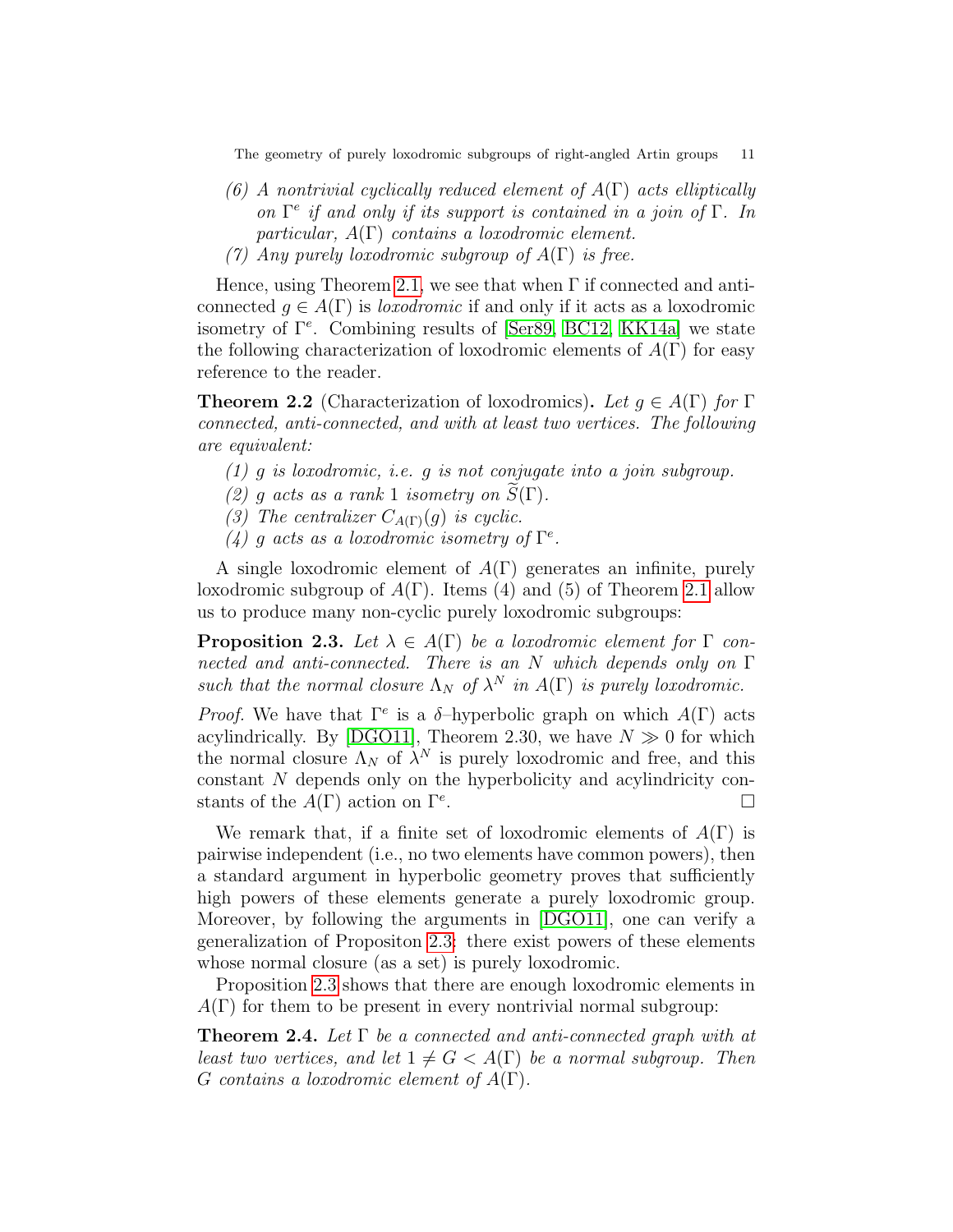*(6) A nontrivial cyclically reduced element of $A(\Gamma)$ acts elliptically on $\Gamma^e$ if and only if its support is contained in a join of $\Gamma$. In particular, $A(\Gamma)$ contains a loxodromic element.*

*(7) Any purely loxodromic subgroup of $A(\Gamma)$ is free.*

Hence, using Theorem 2.1, we see that when $\Gamma$ if connected and anti-connected $g \in A(\Gamma)$ is *loxodromic* if and only if it acts as a loxodromic isometry of $\Gamma^e$. Combining results of [Ser89, BC12, KK14a] we state the following characterization of loxodromic elements of $A(\Gamma)$ for easy reference to the reader.

**Theorem 2.2** (Characterization of loxodromics)**.** *Let $g \in A(\Gamma)$ for $\Gamma$ connected, anti-connected, and with at least two vertices. The following are equivalent:*

*(1) $g$ is loxodromic, i.e. $g$ is not conjugate into a join subgroup.*

*(2) $g$ acts as a rank 1 isometry on $\widetilde{S}(\Gamma)$.*

*(3) The centralizer $C_{A(\Gamma)}(g)$ is cyclic.*

*(4) $g$ acts as a loxodromic isometry of $\Gamma^e$.*

A single loxodromic element of $A(\Gamma)$ generates an infinite, purely loxodromic subgroup of $A(\Gamma)$. Items (4) and (5) of Theorem 2.1 allow us to produce many non-cyclic purely loxodromic subgroups:

**Proposition 2.3.** *Let $\lambda \in A(\Gamma)$ be a loxodromic element for $\Gamma$ connected and anti-connected. There is an $N$ which depends only on $\Gamma$ such that the normal closure $\Lambda_N$ of $\lambda^N$ in $A(\Gamma)$ is purely loxodromic.*

*Proof.* We have that $\Gamma^e$ is a $\delta$–hyperbolic graph on which $A(\Gamma)$ acts acylindrically. By [DGO11], Theorem 2.30, we have $N \gg 0$ for which the normal closure $\Lambda_N$ of $\lambda^N$ is purely loxodromic and free, and this constant $N$ depends only on the hyperbolicity and acylindricity constants of the $A(\Gamma)$ action on $\Gamma^e$. $\square$

We remark that, if a finite set of loxodromic elements of $A(\Gamma)$ is pairwise independent (i.e., no two elements have common powers), then a standard argument in hyperbolic geometry proves that sufficiently high powers of these elements generate a purely loxodromic group. Moreover, by following the arguments in [DGO11], one can verify a generalization of Propositon 2.3: there exist powers of these elements whose normal closure (as a set) is purely loxodromic.

Proposition 2.3 shows that there are enough loxodromic elements in $A(\Gamma)$ for them to be present in every nontrivial normal subgroup:

**Theorem 2.4.** *Let $\Gamma$ be a connected and anti-connected graph with at least two vertices, and let $1 \neq G < A(\Gamma)$ be a normal subgroup. Then $G$ contains a loxodromic element of $A(\Gamma)$.*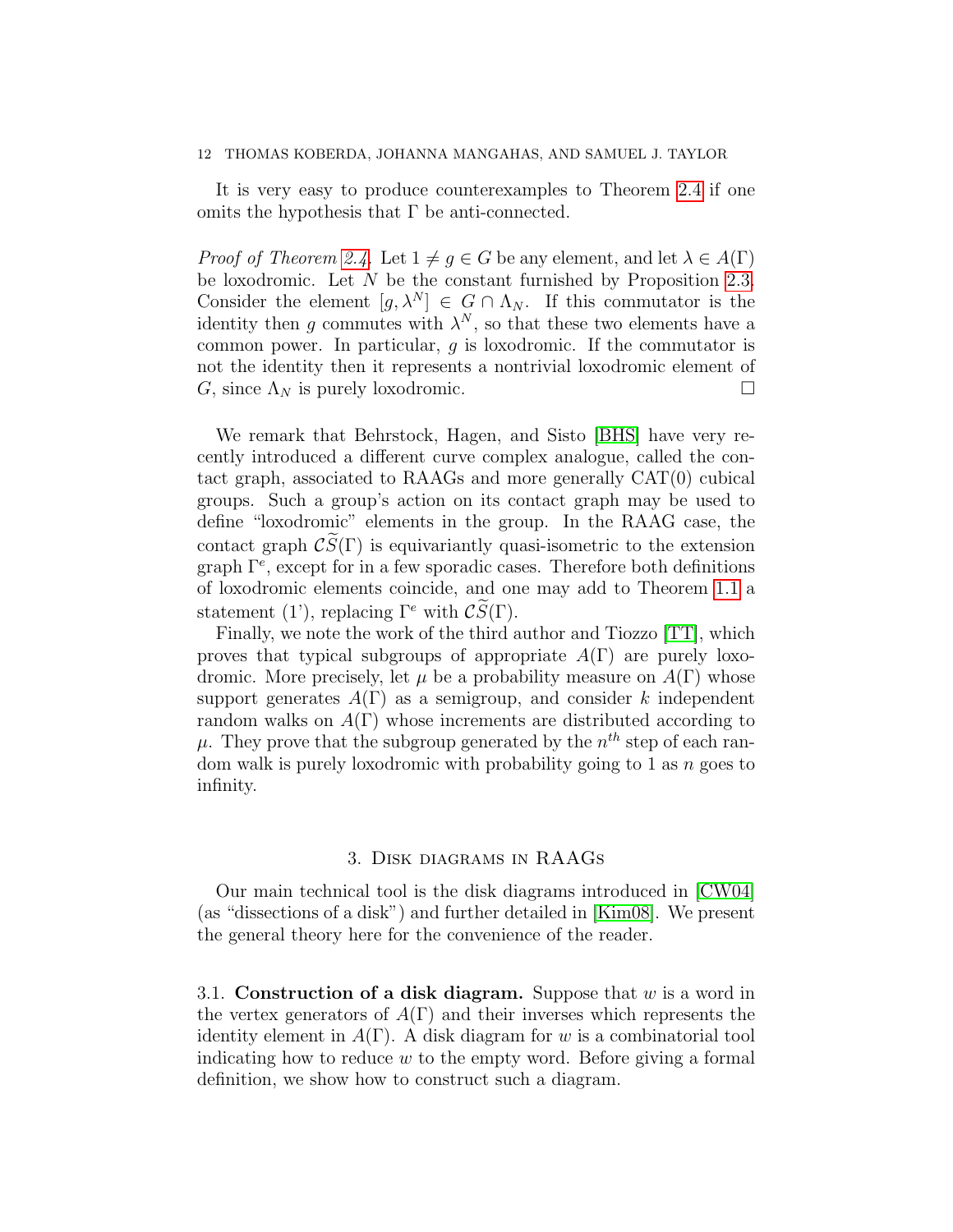It is very easy to produce counterexamples to Theorem 2.4 if one omits the hypothesis that $\Gamma$ be anti-connected.

*Proof of Theorem 2.4.* Let $1 \neq g \in G$ be any element, and let $\lambda \in A(\Gamma)$ be loxodromic. Let $N$ be the constant furnished by Proposition 2.3. Consider the element $[g, \lambda^N] \in G \cap \Lambda_N$. If this commutator is the identity then $g$ commutes with $\lambda^N$, so that these two elements have a common power. In particular, $g$ is loxodromic. If the commutator is not the identity then it represents a nontrivial loxodromic element of $G$, since $\Lambda_N$ is purely loxodromic. $\square$

We remark that Behrstock, Hagen, and Sisto [BHS] have very recently introduced a different curve complex analogue, called the contact graph, associated to RAAGs and more generally CAT(0) cubical groups. Such a group's action on its contact graph may be used to define "loxodromic" elements in the group. In the RAAG case, the contact graph $\mathcal{C}\widetilde{S}(\Gamma)$ is equivariantly quasi-isometric to the extension graph $\Gamma^e$, except for in a few sporadic cases. Therefore both definitions of loxodromic elements coincide, and one may add to Theorem 1.1 a statement (1'), replacing $\Gamma^e$ with $\mathcal{C}\widetilde{S}(\Gamma)$.

Finally, we note the work of the third author and Tiozzo [TT], which proves that typical subgroups of appropriate $A(\Gamma)$ are purely loxodromic. More precisely, let $\mu$ be a probability measure on $A(\Gamma)$ whose support generates $A(\Gamma)$ as a semigroup, and consider $k$ independent random walks on $A(\Gamma)$ whose increments are distributed according to $\mu$. They prove that the subgroup generated by the $n^{th}$ step of each random walk is purely loxodromic with probability going to 1 as $n$ goes to infinity.

## 3. Disk diagrams in RAAGs

Our main technical tool is the disk diagrams introduced in [CW04] (as "dissections of a disk") and further detailed in [Kim08]. We present the general theory here for the convenience of the reader.

3.1. **Construction of a disk diagram.** Suppose that $w$ is a word in the vertex generators of $A(\Gamma)$ and their inverses which represents the identity element in $A(\Gamma)$. A disk diagram for $w$ is a combinatorial tool indicating how to reduce $w$ to the empty word. Before giving a formal definition, we show how to construct such a diagram.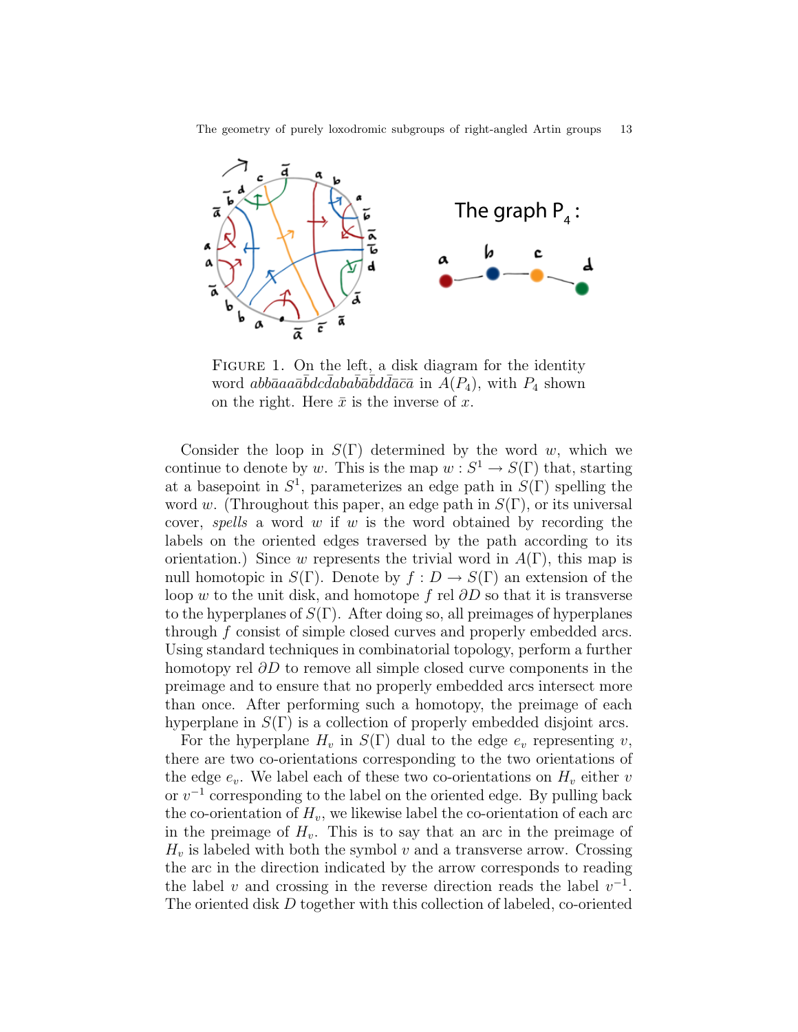Figure 1. On the left, a disk diagram for the identity word $abb\bar{a}aa\bar{a}\bar{b}dc\bar{d}aba\bar{b}\bar{a}\bar{b}dd\bar{a}\bar{c}\bar{a}$ in $A(P_4)$, with $P_4$ shown on the right. Here $\bar{x}$ is the inverse of $x$.

Consider the loop in $S(\Gamma)$ determined by the word $w$, which we continue to denote by $w$. This is the map $w : S^1 \to S(\Gamma)$ that, starting at a basepoint in $S^1$, parameterizes an edge path in $S(\Gamma)$ spelling the word $w$. (Throughout this paper, an edge path in $S(\Gamma)$, or its universal cover, *spells* a word $w$ if $w$ is the word obtained by recording the labels on the oriented edges traversed by the path according to its orientation.) Since $w$ represents the trivial word in $A(\Gamma)$, this map is null homotopic in $S(\Gamma)$. Denote by $f : D \to S(\Gamma)$ an extension of the loop $w$ to the unit disk, and homotope $f$ rel $\partial D$ so that it is transverse to the hyperplanes of $S(\Gamma)$. After doing so, all preimages of hyperplanes through $f$ consist of simple closed curves and properly embedded arcs. Using standard techniques in combinatorial topology, perform a further homotopy rel $\partial D$ to remove all simple closed curve components in the preimage and to ensure that no properly embedded arcs intersect more than once. After performing such a homotopy, the preimage of each hyperplane in $S(\Gamma)$ is a collection of properly embedded disjoint arcs.

For the hyperplane $H_v$ in $S(\Gamma)$ dual to the edge $e_v$ representing $v$, there are two co-orientations corresponding to the two orientations of the edge $e_v$. We label each of these two co-orientations on $H_v$ either $v$ or $v^{-1}$ corresponding to the label on the oriented edge. By pulling back the co-orientation of $H_v$, we likewise label the co-orientation of each arc in the preimage of $H_v$. This is to say that an arc in the preimage of $H_v$ is labeled with both the symbol $v$ and a transverse arrow. Crossing the arc in the direction indicated by the arrow corresponds to reading the label $v$ and crossing in the reverse direction reads the label $v^{-1}$. The oriented disk $D$ together with this collection of labeled, co-oriented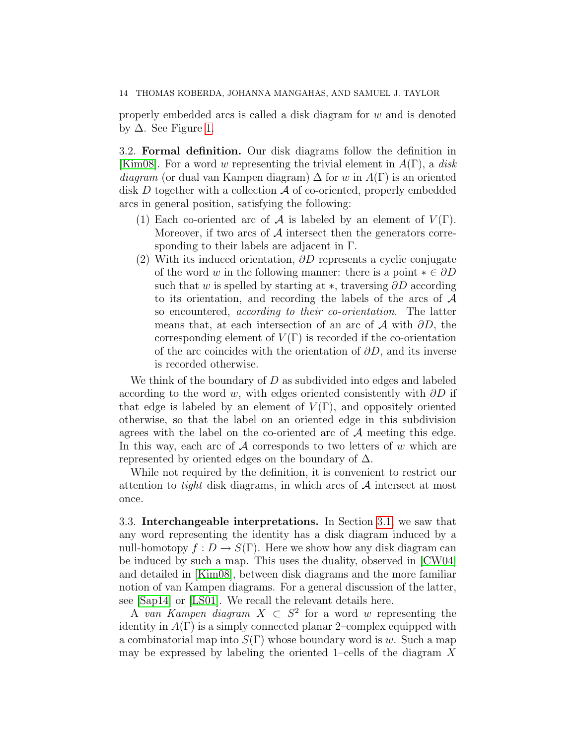properly embedded arcs is called a disk diagram for $w$ and is denoted by $\Delta$. See Figure 1.

**3.2. Formal definition.** Our disk diagrams follow the definition in [Kim08]. For a word $w$ representing the trivial element in $A(\Gamma)$, a *disk diagram* (or dual van Kampen diagram) $\Delta$ for $w$ in $A(\Gamma)$ is an oriented disk $D$ together with a collection $\mathcal{A}$ of co-oriented, properly embedded arcs in general position, satisfying the following:

1. Each co-oriented arc of $\mathcal{A}$ is labeled by an element of $V(\Gamma)$. Moreover, if two arcs of $\mathcal{A}$ intersect then the generators corresponding to their labels are adjacent in $\Gamma$.
2. With its induced orientation, $\partial D$ represents a cyclic conjugate of the word $w$ in the following manner: there is a point $* \in \partial D$ such that $w$ is spelled by starting at $*$, traversing $\partial D$ according to its orientation, and recording the labels of the arcs of $\mathcal{A}$ so encountered, *according to their co-orientation*. The latter means that, at each intersection of an arc of $\mathcal{A}$ with $\partial D$, the corresponding element of $V(\Gamma)$ is recorded if the co-orientation of the arc coincides with the orientation of $\partial D$, and its inverse is recorded otherwise.

We think of the boundary of $D$ as subdivided into edges and labeled according to the word $w$, with edges oriented consistently with $\partial D$ if that edge is labeled by an element of $V(\Gamma)$, and oppositely oriented otherwise, so that the label on an oriented edge in this subdivision agrees with the label on the co-oriented arc of $\mathcal{A}$ meeting this edge. In this way, each arc of $\mathcal{A}$ corresponds to two letters of $w$ which are represented by oriented edges on the boundary of $\Delta$.

While not required by the definition, it is convenient to restrict our attention to *tight* disk diagrams, in which arcs of $\mathcal{A}$ intersect at most once.

**3.3. Interchangeable interpretations.** In Section 3.1, we saw that any word representing the identity has a disk diagram induced by a null-homotopy $f : D \to S(\Gamma)$. Here we show how any disk diagram can be induced by such a map. This uses the duality, observed in [CW04] and detailed in [Kim08], between disk diagrams and the more familiar notion of van Kampen diagrams. For a general discussion of the latter, see [Sap14] or [LS01]. We recall the relevant details here.

A *van Kampen diagram* $X \subset S^2$ for a word $w$ representing the identity in $A(\Gamma)$ is a simply connected planar 2–complex equipped with a combinatorial map into $S(\Gamma)$ whose boundary word is $w$. Such a map may be expressed by labeling the oriented 1–cells of the diagram $X$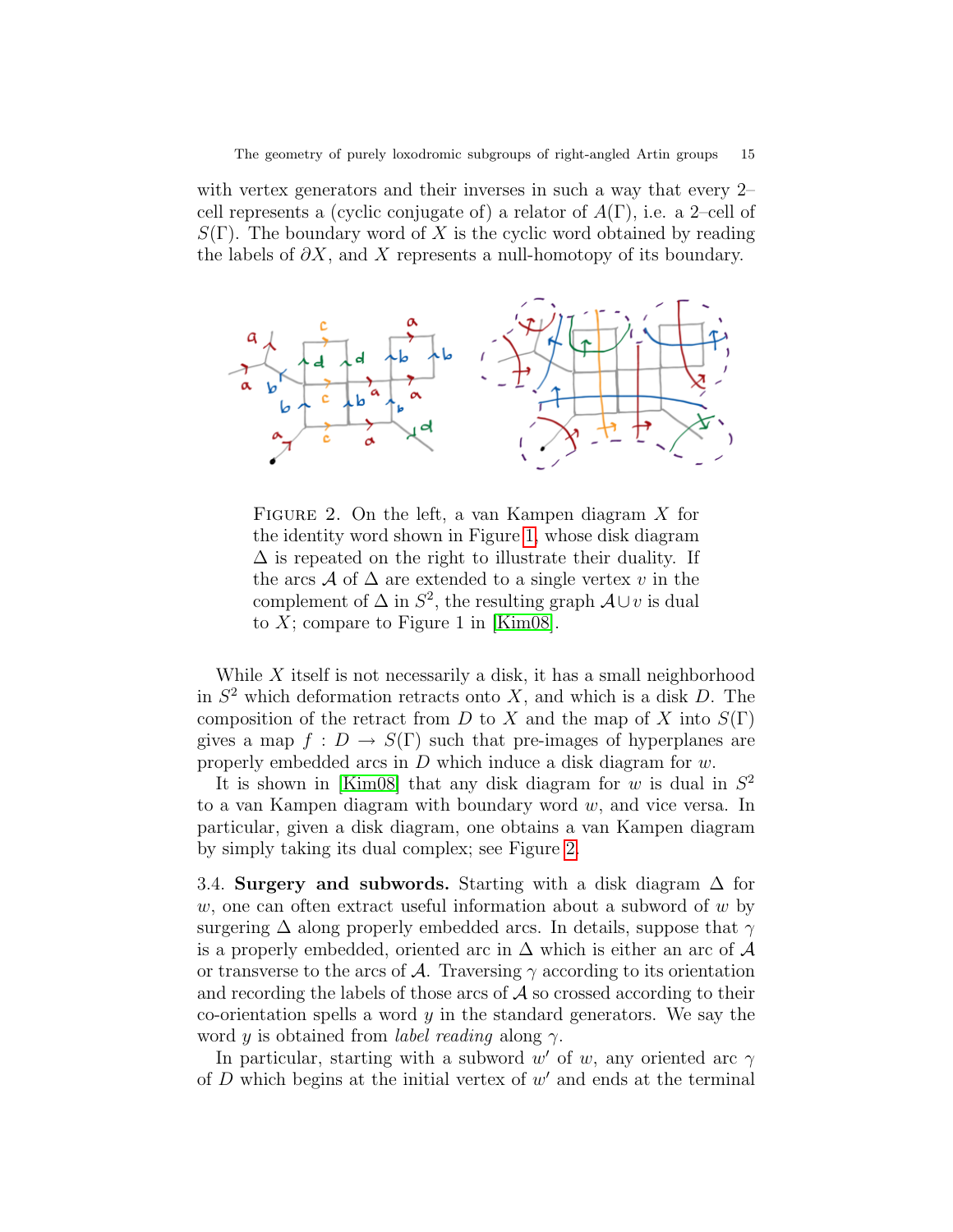with vertex generators and their inverses in such a way that every 2–cell represents a (cyclic conjugate of) a relator of $A(\Gamma)$, i.e. a 2–cell of $S(\Gamma)$. The boundary word of $X$ is the cyclic word obtained by reading the labels of $\partial X$, and $X$ represents a null-homotopy of its boundary.

FIGURE 2. On the left, a van Kampen diagram $X$ for the identity word shown in Figure 1, whose disk diagram $\Delta$ is repeated on the right to illustrate their duality. If the arcs $\mathcal{A}$ of $\Delta$ are extended to a single vertex $v$ in the complement of $\Delta$ in $S^2$, the resulting graph $\mathcal{A} \cup v$ is dual to $X$; compare to Figure 1 in [Kim08].

While $X$ itself is not necessarily a disk, it has a small neighborhood in $S^2$ which deformation retracts onto $X$, and which is a disk $D$. The composition of the retract from $D$ to $X$ and the map of $X$ into $S(\Gamma)$ gives a map $f : D \to S(\Gamma)$ such that pre-images of hyperplanes are properly embedded arcs in $D$ which induce a disk diagram for $w$.

It is shown in [Kim08] that any disk diagram for $w$ is dual in $S^2$ to a van Kampen diagram with boundary word $w$, and vice versa. In particular, given a disk diagram, one obtains a van Kampen diagram by simply taking its dual complex; see Figure 2.

3.4. **Surgery and subwords.** Starting with a disk diagram $\Delta$ for $w$, one can often extract useful information about a subword of $w$ by surgering $\Delta$ along properly embedded arcs. In details, suppose that $\gamma$ is a properly embedded, oriented arc in $\Delta$ which is either an arc of $\mathcal{A}$ or transverse to the arcs of $\mathcal{A}$. Traversing $\gamma$ according to its orientation and recording the labels of those arcs of $\mathcal{A}$ so crossed according to their co-orientation spells a word $y$ in the standard generators. We say the word $y$ is obtained from *label reading* along $\gamma$.

In particular, starting with a subword $w'$ of $w$, any oriented arc $\gamma$ of $D$ which begins at the initial vertex of $w'$ and ends at the terminal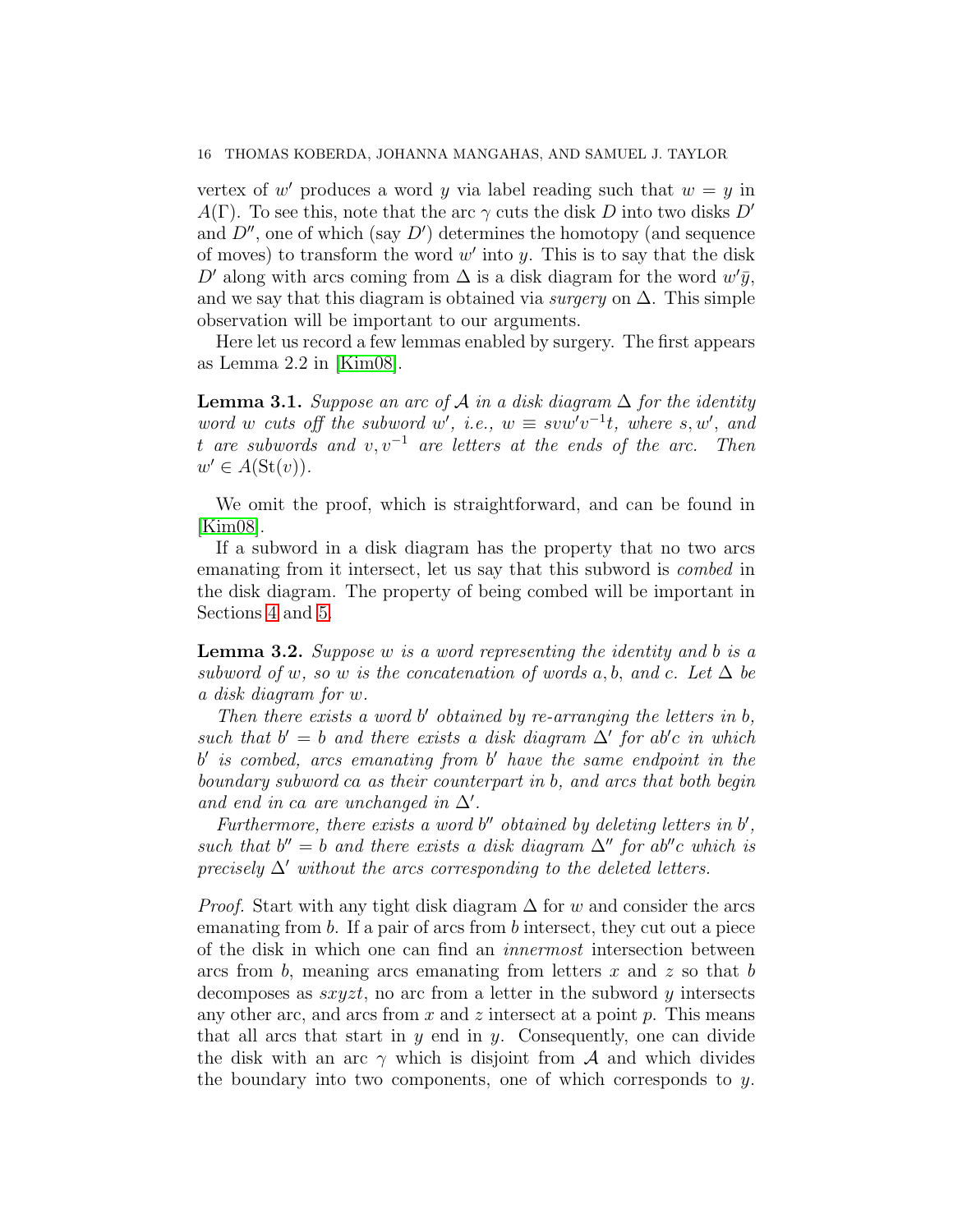vertex of $w'$ produces a word $y$ via label reading such that $w = y$ in $A(\Gamma)$. To see this, note that the arc $\gamma$ cuts the disk $D$ into two disks $D'$ and $D''$, one of which (say $D'$) determines the homotopy (and sequence of moves) to transform the word $w'$ into $y$. This is to say that the disk $D'$ along with arcs coming from $\Delta$ is a disk diagram for the word $w'\bar{y}$, and we say that this diagram is obtained via *surgery* on $\Delta$. This simple observation will be important to our arguments.

Here let us record a few lemmas enabled by surgery. The first appears as Lemma 2.2 in [Kim08].

**Lemma 3.1.** *Suppose an arc of $\mathcal{A}$ in a disk diagram $\Delta$ for the identity word $w$ cuts off the subword $w'$, i.e., $w \equiv svw'v^{-1}t$, where $s, w'$, and $t$ are subwords and $v, v^{-1}$ are letters at the ends of the arc. Then $w' \in A(\mathrm{St}(v))$.*

We omit the proof, which is straightforward, and can be found in [Kim08].

If a subword in a disk diagram has the property that no two arcs emanating from it intersect, let us say that this subword is *combed* in the disk diagram. The property of being combed will be important in Sections 4 and 5.

**Lemma 3.2.** *Suppose $w$ is a word representing the identity and $b$ is a subword of $w$, so $w$ is the concatenation of words $a, b$, and $c$. Let $\Delta$ be a disk diagram for $w$.*

*Then there exists a word $b'$ obtained by re-arranging the letters in $b$, such that $b' = b$ and there exists a disk diagram $\Delta'$ for $ab'c$ in which $b'$ is combed, arcs emanating from $b'$ have the same endpoint in the boundary subword $ca$ as their counterpart in $b$, and arcs that both begin and end in $ca$ are unchanged in $\Delta'$.*

*Furthermore, there exists a word $b''$ obtained by deleting letters in $b'$, such that $b'' = b$ and there exists a disk diagram $\Delta''$ for $ab''c$ which is precisely $\Delta'$ without the arcs corresponding to the deleted letters.*

*Proof.* Start with any tight disk diagram $\Delta$ for $w$ and consider the arcs emanating from $b$. If a pair of arcs from $b$ intersect, they cut out a piece of the disk in which one can find an *innermost* intersection between arcs from $b$, meaning arcs emanating from letters $x$ and $z$ so that $b$ decomposes as $sxyzt$, no arc from a letter in the subword $y$ intersects any other arc, and arcs from $x$ and $z$ intersect at a point $p$. This means that all arcs that start in $y$ end in $y$. Consequently, one can divide the disk with an arc $\gamma$ which is disjoint from $\mathcal{A}$ and which divides the boundary into two components, one of which corresponds to $y$.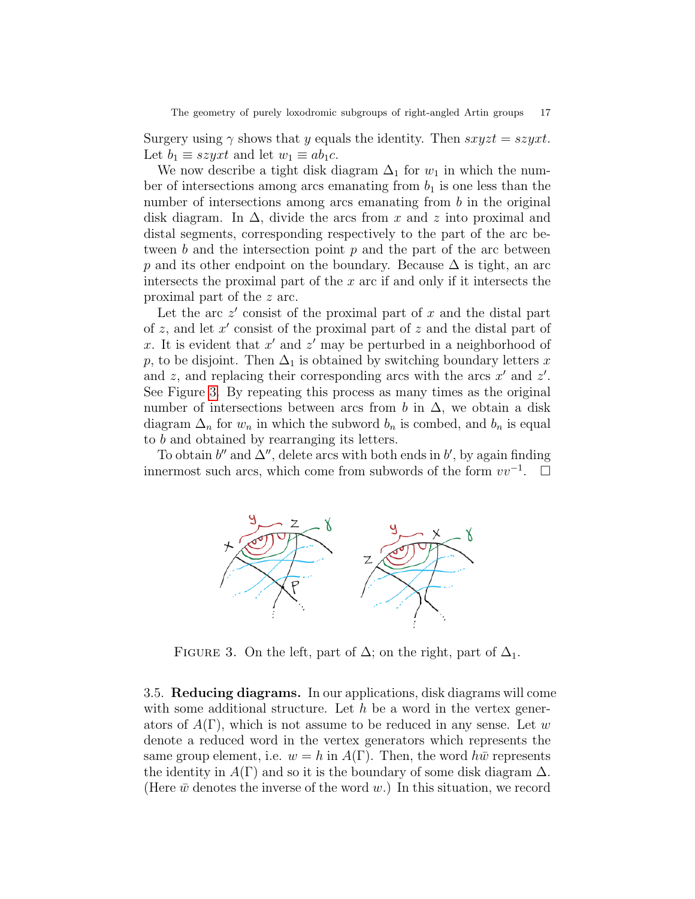Surgery using $\gamma$ shows that $y$ equals the identity. Then $sxyzt = szyxt$. Let $b_1 \equiv szyxt$ and let $w_1 \equiv ab_1c$.

We now describe a tight disk diagram $\Delta_1$ for $w_1$ in which the number of intersections among arcs emanating from $b_1$ is one less than the number of intersections among arcs emanating from $b$ in the original disk diagram. In $\Delta$, divide the arcs from $x$ and $z$ into proximal and distal segments, corresponding respectively to the part of the arc between $b$ and the intersection point $p$ and the part of the arc between $p$ and its other endpoint on the boundary. Because $\Delta$ is tight, an arc intersects the proximal part of the $x$ arc if and only if it intersects the proximal part of the $z$ arc.

Let the arc $z'$ consist of the proximal part of $x$ and the distal part of $z$, and let $x'$ consist of the proximal part of $z$ and the distal part of $x$. It is evident that $x'$ and $z'$ may be perturbed in a neighborhood of $p$, to be disjoint. Then $\Delta_1$ is obtained by switching boundary letters $x$ and $z$, and replacing their corresponding arcs with the arcs $x'$ and $z'$. See Figure 3. By repeating this process as many times as the original number of intersections between arcs from $b$ in $\Delta$, we obtain a disk diagram $\Delta_n$ for $w_n$ in which the subword $b_n$ is combed, and $b_n$ is equal to $b$ and obtained by rearranging its letters.

To obtain $b''$ and $\Delta''$, delete arcs with both ends in $b'$, by again finding innermost such arcs, which come from subwords of the form $vv^{-1}$. $\square$

FIGURE 3. On the left, part of $\Delta$; on the right, part of $\Delta_1$.

3.5. **Reducing diagrams.** In our applications, disk diagrams will come with some additional structure. Let $h$ be a word in the vertex generators of $A(\Gamma)$, which is not assume to be reduced in any sense. Let $w$ denote a reduced word in the vertex generators which represents the same group element, i.e. $w = h$ in $A(\Gamma)$. Then, the word $h\bar{w}$ represents the identity in $A(\Gamma)$ and so it is the boundary of some disk diagram $\Delta$. (Here $\bar{w}$ denotes the inverse of the word $w$.) In this situation, we record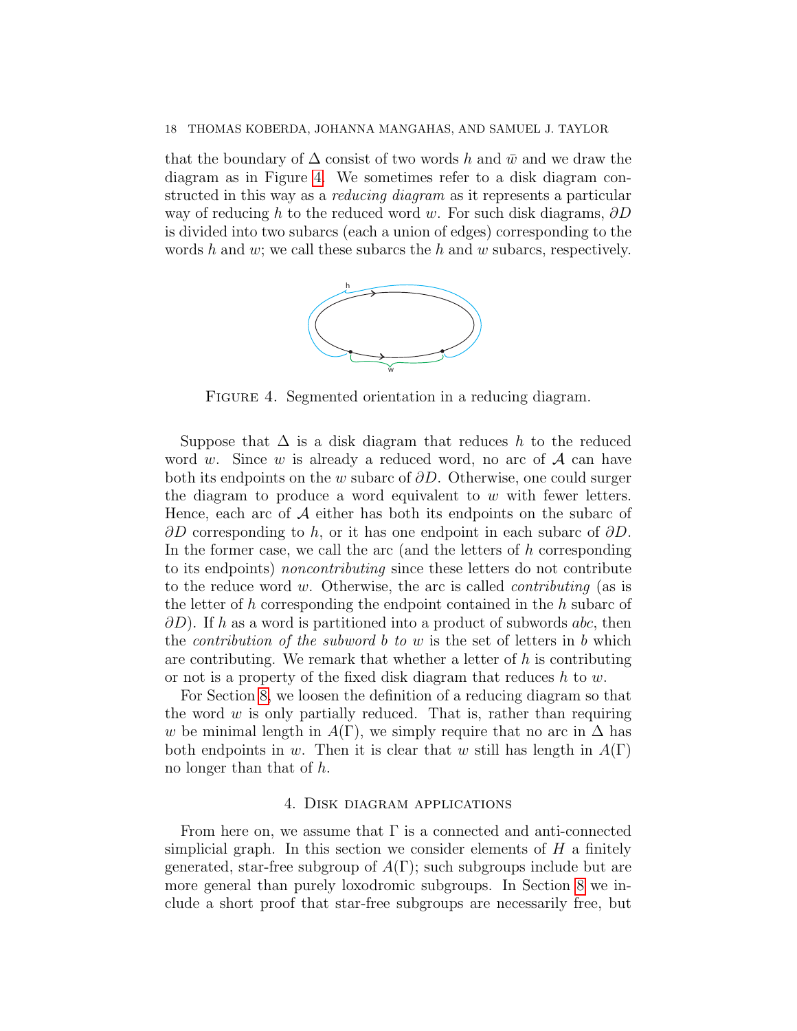that the boundary of $\Delta$ consist of two words $h$ and $\bar{w}$ and we draw the diagram as in Figure 4. We sometimes refer to a disk diagram constructed in this way as a *reducing diagram* as it represents a particular way of reducing $h$ to the reduced word $w$. For such disk diagrams, $\partial D$ is divided into two subarcs (each a union of edges) corresponding to the words $h$ and $w$; we call these subarcs the $h$ and $w$ subarcs, respectively.

Figure 4. Segmented orientation in a reducing diagram.

Suppose that $\Delta$ is a disk diagram that reduces $h$ to the reduced word $w$. Since $w$ is already a reduced word, no arc of $\mathcal{A}$ can have both its endpoints on the $w$ subarc of $\partial D$. Otherwise, one could surger the diagram to produce a word equivalent to $w$ with fewer letters. Hence, each arc of $\mathcal{A}$ either has both its endpoints on the subarc of $\partial D$ corresponding to $h$, or it has one endpoint in each subarc of $\partial D$. In the former case, we call the arc (and the letters of $h$ corresponding to its endpoints) *noncontributing* since these letters do not contribute to the reduce word $w$. Otherwise, the arc is called *contributing* (as is the letter of $h$ corresponding the endpoint contained in the $h$ subarc of $\partial D$). If $h$ as a word is partitioned into a product of subwords $abc$, then the *contribution of the subword $b$ to $w$* is the set of letters in $b$ which are contributing. We remark that whether a letter of $h$ is contributing or not is a property of the fixed disk diagram that reduces $h$ to $w$.

For Section 8, we loosen the definition of a reducing diagram so that the word $w$ is only partially reduced. That is, rather than requiring $w$ be minimal length in $A(\Gamma)$, we simply require that no arc in $\Delta$ has both endpoints in $w$. Then it is clear that $w$ still has length in $A(\Gamma)$ no longer than that of $h$.

## 4. Disk diagram applications

From here on, we assume that $\Gamma$ is a connected and anti-connected simplicial graph. In this section we consider elements of $H$ a finitely generated, star-free subgroup of $A(\Gamma)$; such subgroups include but are more general than purely loxodromic subgroups. In Section 8 we include a short proof that star-free subgroups are necessarily free, but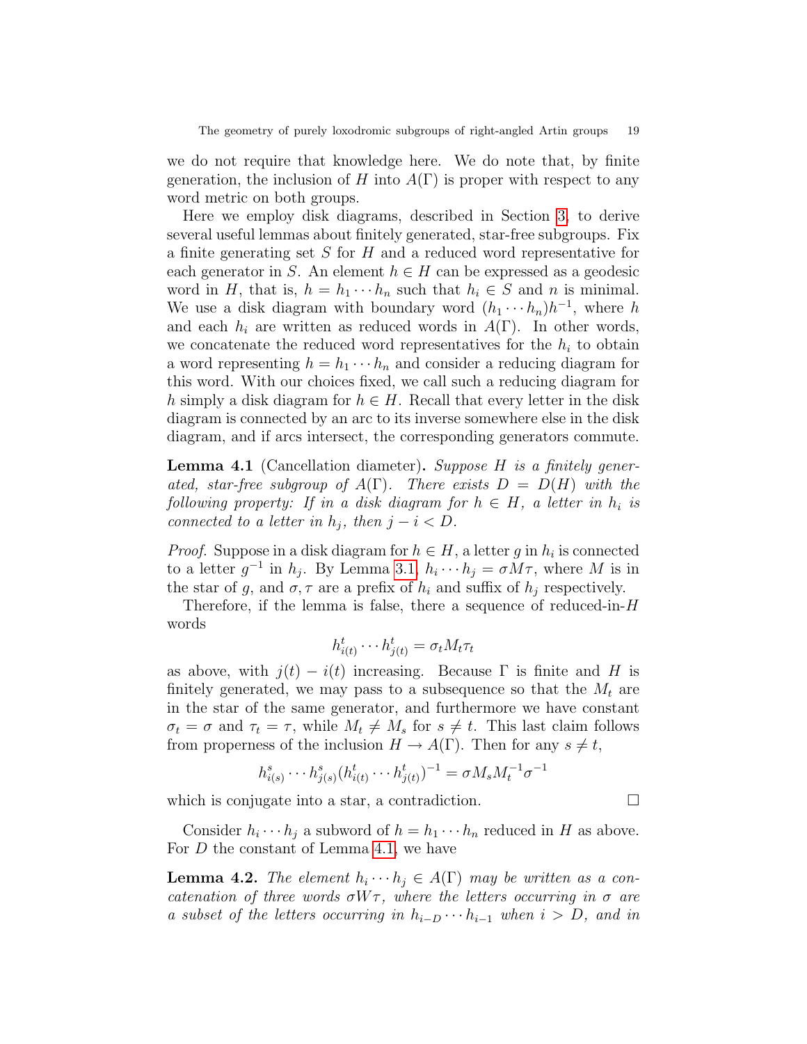we do not require that knowledge here. We do note that, by finite generation, the inclusion of $H$ into $A(\Gamma)$ is proper with respect to any word metric on both groups.

Here we employ disk diagrams, described in Section 3, to derive several useful lemmas about finitely generated, star-free subgroups. Fix a finite generating set $S$ for $H$ and a reduced word representative for each generator in $S$. An element $h \in H$ can be expressed as a geodesic word in $H$, that is, $h = h_1 \cdots h_n$ such that $h_i \in S$ and $n$ is minimal. We use a disk diagram with boundary word $(h_1 \cdots h_n)h^{-1}$, where $h$ and each $h_i$ are written as reduced words in $A(\Gamma)$. In other words, we concatenate the reduced word representatives for the $h_i$ to obtain a word representing $h = h_1 \cdots h_n$ and consider a reducing diagram for this word. With our choices fixed, we call such a reducing diagram for $h$ simply a disk diagram for $h \in H$. Recall that every letter in the disk diagram is connected by an arc to its inverse somewhere else in the disk diagram, and if arcs intersect, the corresponding generators commute.

**Lemma 4.1** (Cancellation diameter)**.** *Suppose $H$ is a finitely generated, star-free subgroup of $A(\Gamma)$. There exists $D = D(H)$ with the following property: If in a disk diagram for $h \in H$, a letter in $h_i$ is connected to a letter in $h_j$, then $j - i < D$.*

*Proof.* Suppose in a disk diagram for $h \in H$, a letter $g$ in $h_i$ is connected to a letter $g^{-1}$ in $h_j$. By Lemma 3.1, $h_i \cdots h_j = \sigma M \tau$, where $M$ is in the star of $g$, and $\sigma, \tau$ are a prefix of $h_i$ and suffix of $h_j$ respectively.

Therefore, if the lemma is false, there a sequence of reduced-in-$H$ words

$$h^t_{i(t)} \cdots h^t_{j(t)} = \sigma_t M_t \tau_t$$

as above, with $j(t) - i(t)$ increasing. Because $\Gamma$ is finite and $H$ is finitely generated, we may pass to a subsequence so that the $M_t$ are in the star of the same generator, and furthermore we have constant $\sigma_t = \sigma$ and $\tau_t = \tau$, while $M_t \neq M_s$ for $s \neq t$. This last claim follows from properness of the inclusion $H \to A(\Gamma)$. Then for any $s \neq t$,

$$h^s_{i(s)} \cdots h^s_{j(s)} (h^t_{i(t)} \cdots h^t_{j(t)})^{-1} = \sigma M_s M_t^{-1} \sigma^{-1}$$

which is conjugate into a star, a contradiction. $\square$

Consider $h_i \cdots h_j$ a subword of $h = h_1 \cdots h_n$ reduced in $H$ as above. For $D$ the constant of Lemma 4.1, we have

**Lemma 4.2.** *The element $h_i \cdots h_j \in A(\Gamma)$ may be written as a concatenation of three words $\sigma W \tau$, where the letters occurring in $\sigma$ are a subset of the letters occurring in $h_{i-D} \cdots h_{i-1}$ when $i > D$, and in*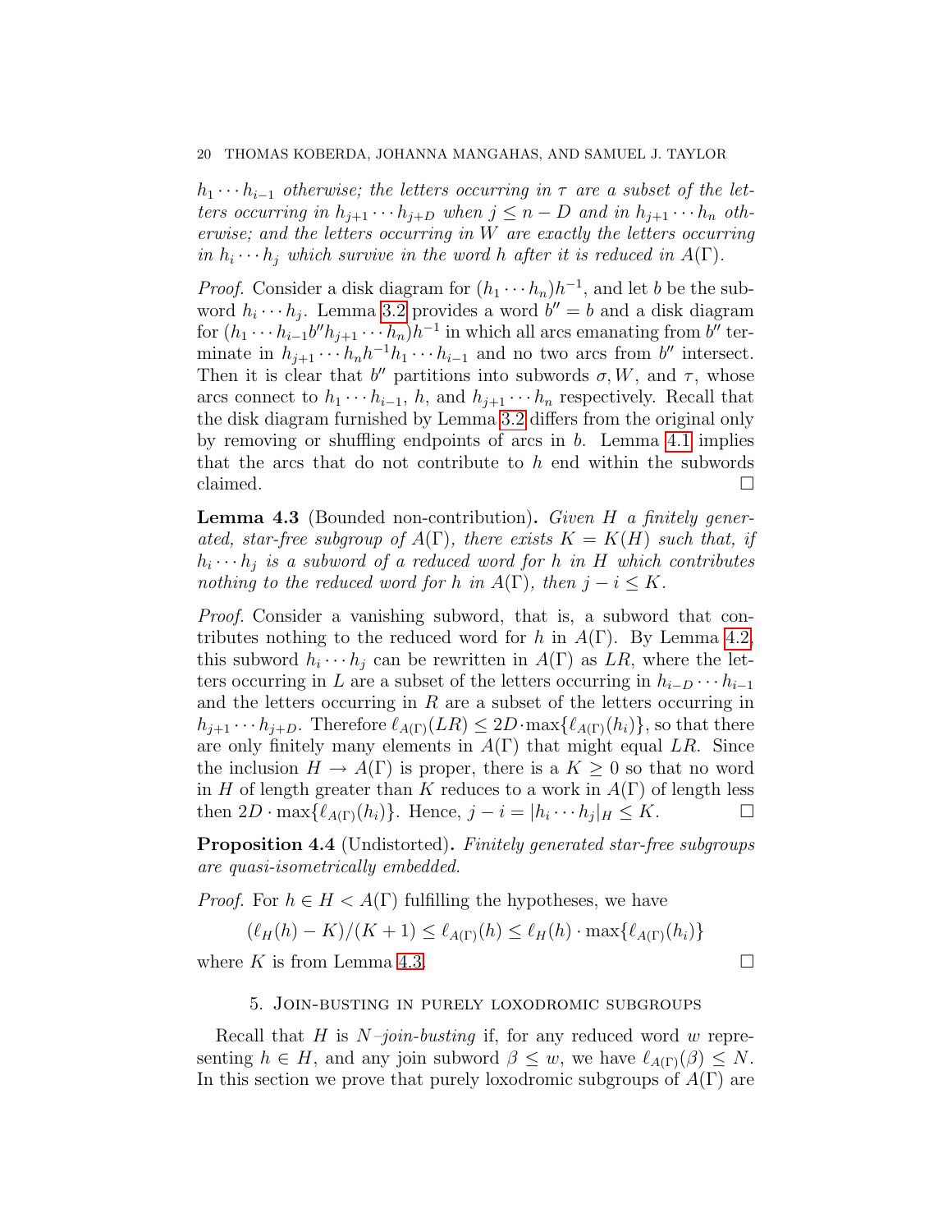*$h_1 \cdots h_{i-1}$ otherwise; the letters occurring in $\tau$ are a subset of the letters occurring in $h_{j+1} \cdots h_{j+D}$ when $j \le n - D$ and in $h_{j+1} \cdots h_n$ otherwise; and the letters occurring in $W$ are exactly the letters occurring in $h_i \cdots h_j$ which survive in the word $h$ after it is reduced in $A(\Gamma)$.*

*Proof.* Consider a disk diagram for $(h_1 \cdots h_n)h^{-1}$, and let $b$ be the subword $h_i \cdots h_j$. Lemma 3.2 provides a word $b'' = b$ and a disk diagram for $(h_1 \cdots h_{i-1} b'' h_{j+1} \cdots h_n)h^{-1}$ in which all arcs emanating from $b''$ terminate in $h_{j+1} \cdots h_n h^{-1} h_1 \cdots h_{i-1}$ and no two arcs from $b''$ intersect. Then it is clear that $b''$ partitions into subwords $\sigma, W$, and $\tau$, whose arcs connect to $h_1 \cdots h_{i-1}$, $h$, and $h_{j+1} \cdots h_n$ respectively. Recall that the disk diagram furnished by Lemma 3.2 differs from the original only by removing or shuffling endpoints of arcs in $b$. Lemma 4.1 implies that the arcs that do not contribute to $h$ end within the subwords claimed. □

**Lemma 4.3** (Bounded non-contribution)**.** *Given $H$ a finitely generated, star-free subgroup of $A(\Gamma)$, there exists $K = K(H)$ such that, if $h_i \cdots h_j$ is a subword of a reduced word for $h$ in $H$ which contributes nothing to the reduced word for $h$ in $A(\Gamma)$, then $j - i \le K$.*

*Proof.* Consider a vanishing subword, that is, a subword that contributes nothing to the reduced word for $h$ in $A(\Gamma)$. By Lemma 4.2, this subword $h_i \cdots h_j$ can be rewritten in $A(\Gamma)$ as $LR$, where the letters occurring in $L$ are a subset of the letters occurring in $h_{i-D} \cdots h_{i-1}$ and the letters occurring in $R$ are a subset of the letters occurring in $h_{j+1} \cdots h_{j+D}$. Therefore $\ell_{A(\Gamma)}(LR) \le 2D \cdot \max\{\ell_{A(\Gamma)}(h_i)\}$, so that there are only finitely many elements in $A(\Gamma)$ that might equal $LR$. Since the inclusion $H \to A(\Gamma)$ is proper, there is a $K \ge 0$ so that no word in $H$ of length greater than $K$ reduces to a work in $A(\Gamma)$ of length less then $2D \cdot \max\{\ell_{A(\Gamma)}(h_i)\}$. Hence, $j - i = |h_i \cdots h_j|_H \le K$. □

**Proposition 4.4** (Undistorted)**.** *Finitely generated star-free subgroups are quasi-isometrically embedded.*

*Proof.* For $h \in H < A(\Gamma)$ fulfilling the hypotheses, we have

$$(\ell_H(h) - K)/(K+1) \le \ell_{A(\Gamma)}(h) \le \ell_H(h) \cdot \max\{\ell_{A(\Gamma)}(h_i)\}$$

where $K$ is from Lemma 4.3. □

## 5. Join-busting in purely loxodromic subgroups

Recall that $H$ is *$N$–join-busting* if, for any reduced word $w$ representing $h \in H$, and any join subword $\beta \le w$, we have $\ell_{A(\Gamma)}(\beta) \le N$. In this section we prove that purely loxodromic subgroups of $A(\Gamma)$ are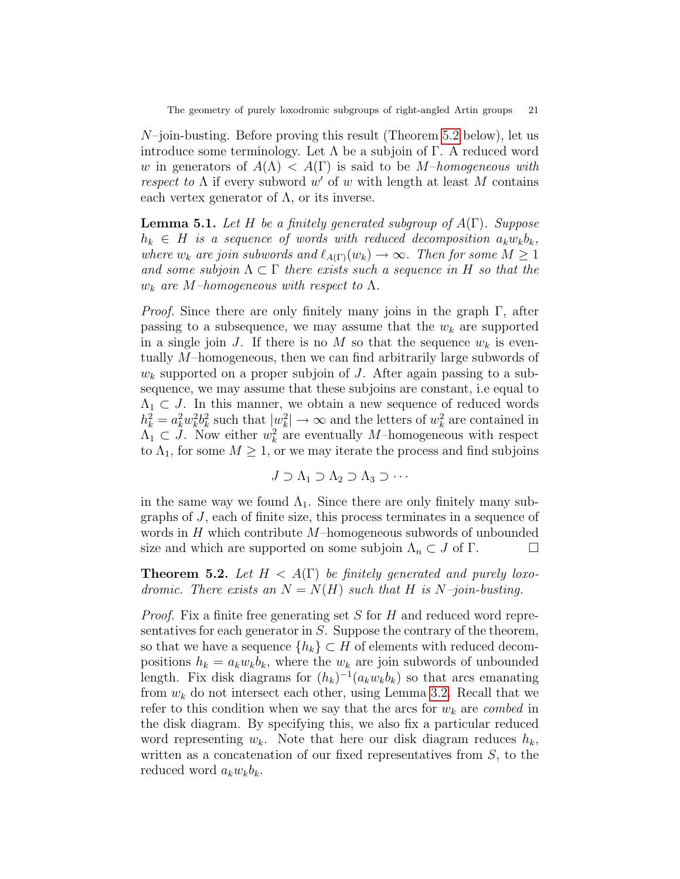$N$–join-busting. Before proving this result (Theorem 5.2 below), let us introduce some terminology. Let $\Lambda$ be a subjoin of $\Gamma$. A reduced word $w$ in generators of $A(\Lambda) < A(\Gamma)$ is said to be *$M$–homogeneous with respect to $\Lambda$* if every subword $w'$ of $w$ with length at least $M$ contains each vertex generator of $\Lambda$, or its inverse.

**Lemma 5.1.** *Let $H$ be a finitely generated subgroup of $A(\Gamma)$. Suppose $h_k \in H$ is a sequence of words with reduced decomposition $a_k w_k b_k$, where $w_k$ are join subwords and $\ell_{A(\Gamma)}(w_k) \to \infty$. Then for some $M \geq 1$ and some subjoin $\Lambda \subset \Gamma$ there exists such a sequence in $H$ so that the $w_k$ are $M$–homogeneous with respect to $\Lambda$.*

*Proof.* Since there are only finitely many joins in the graph $\Gamma$, after passing to a subsequence, we may assume that the $w_k$ are supported in a single join $J$. If there is no $M$ so that the sequence $w_k$ is eventually $M$–homogeneous, then we can find arbitrarily large subwords of $w_k$ supported on a proper subjoin of $J$. After again passing to a subsequence, we may assume that these subjoins are constant, i.e equal to $\Lambda_1 \subset J$. In this manner, we obtain a new sequence of reduced words $h_k^2 = a_k^2 w_k^2 b_k^2$ such that $|w_k^2| \to \infty$ and the letters of $w_k^2$ are contained in $\Lambda_1 \subset J$. Now either $w_k^2$ are eventually $M$–homogeneous with respect to $\Lambda_1$, for some $M \geq 1$, or we may iterate the process and find subjoins

$$J \supset \Lambda_1 \supset \Lambda_2 \supset \Lambda_3 \supset \cdots$$

in the same way we found $\Lambda_1$. Since there are only finitely many subgraphs of $J$, each of finite size, this process terminates in a sequence of words in $H$ which contribute $M$–homogeneous subwords of unbounded size and which are supported on some subjoin $\Lambda_n \subset J$ of $\Gamma$. $\square$

**Theorem 5.2.** *Let $H < A(\Gamma)$ be finitely generated and purely loxodromic. There exists an $N = N(H)$ such that $H$ is $N$–join-busting.*

*Proof.* Fix a finite free generating set $S$ for $H$ and reduced word representatives for each generator in $S$. Suppose the contrary of the theorem, so that we have a sequence $\{h_k\} \subset H$ of elements with reduced decompositions $h_k = a_k w_k b_k$, where the $w_k$ are join subwords of unbounded length. Fix disk diagrams for $(h_k)^{-1}(a_k w_k b_k)$ so that arcs emanating from $w_k$ do not intersect each other, using Lemma 3.2. Recall that we refer to this condition when we say that the arcs for $w_k$ are *combed* in the disk diagram. By specifying this, we also fix a particular reduced word representing $w_k$. Note that here our disk diagram reduces $h_k$, written as a concatenation of our fixed representatives from $S$, to the reduced word $a_k w_k b_k$.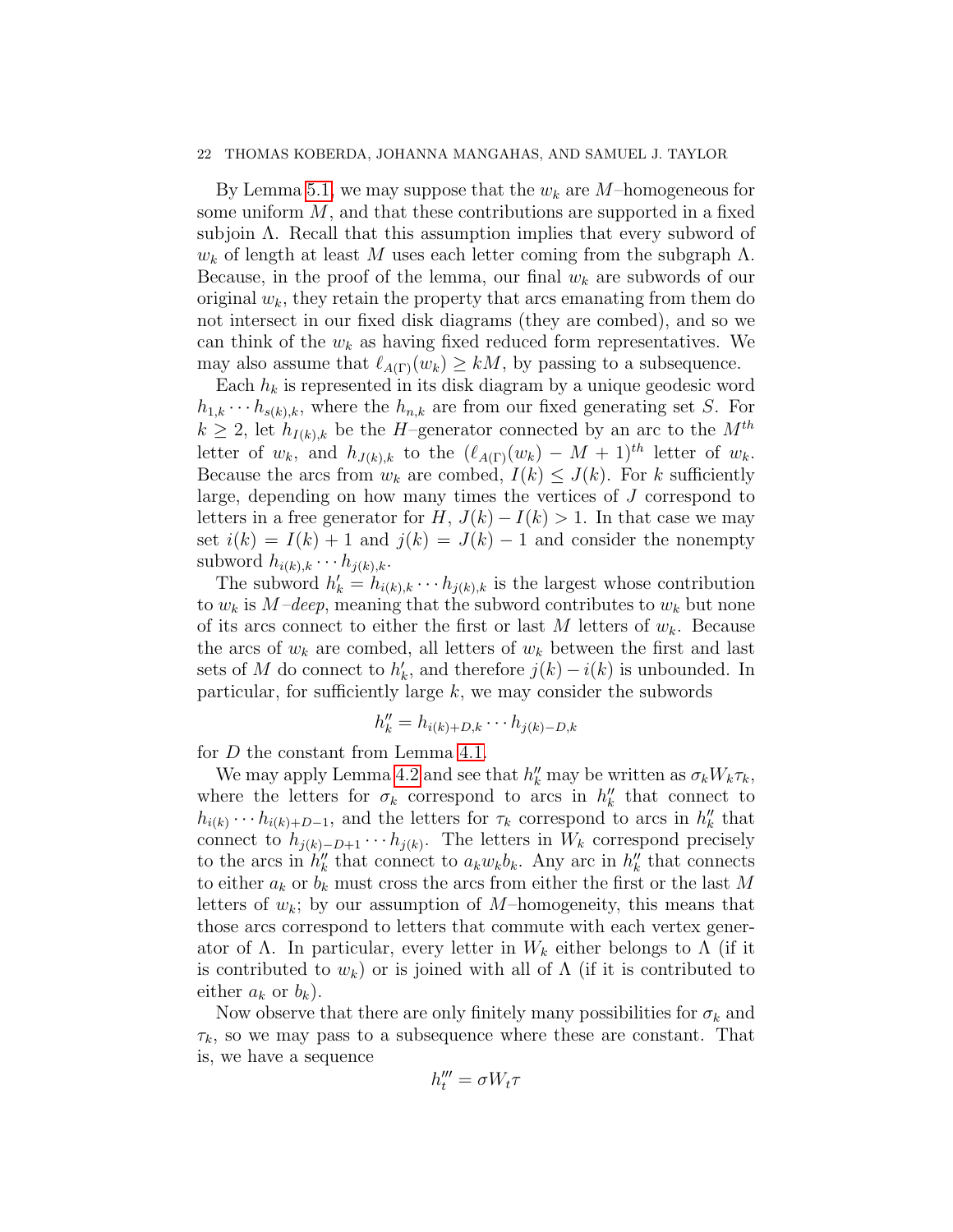By Lemma 5.1, we may suppose that the $w_k$ are $M$–homogeneous for some uniform $M$, and that these contributions are supported in a fixed subjoin $\Lambda$. Recall that this assumption implies that every subword of $w_k$ of length at least $M$ uses each letter coming from the subgraph $\Lambda$. Because, in the proof of the lemma, our final $w_k$ are subwords of our original $w_k$, they retain the property that arcs emanating from them do not intersect in our fixed disk diagrams (they are combed), and so we can think of the $w_k$ as having fixed reduced form representatives. We may also assume that $\ell_{A(\Gamma)}(w_k) \geq kM$, by passing to a subsequence.

Each $h_k$ is represented in its disk diagram by a unique geodesic word $h_{1,k} \cdots h_{s(k),k}$, where the $h_{n,k}$ are from our fixed generating set $S$. For $k \geq 2$, let $h_{I(k),k}$ be the $H$–generator connected by an arc to the $M^{th}$ letter of $w_k$, and $h_{J(k),k}$ to the $(\ell_{A(\Gamma)}(w_k) - M + 1)^{th}$ letter of $w_k$. Because the arcs from $w_k$ are combed, $I(k) \leq J(k)$. For $k$ sufficiently large, depending on how many times the vertices of $J$ correspond to letters in a free generator for $H$, $J(k) - I(k) > 1$. In that case we may set $i(k) = I(k) + 1$ and $j(k) = J(k) - 1$ and consider the nonempty subword $h_{i(k),k} \cdots h_{j(k),k}$.

The subword $h'_k = h_{i(k),k} \cdots h_{j(k),k}$ is the largest whose contribution to $w_k$ is $M$*–deep*, meaning that the subword contributes to $w_k$ but none of its arcs connect to either the first or last $M$ letters of $w_k$. Because the arcs of $w_k$ are combed, all letters of $w_k$ between the first and last sets of $M$ do connect to $h'_k$, and therefore $j(k) - i(k)$ is unbounded. In particular, for sufficiently large $k$, we may consider the subwords

$$h''_k = h_{i(k)+D,k} \cdots h_{j(k)-D,k}$$

for $D$ the constant from Lemma 4.1.

We may apply Lemma 4.2 and see that $h''_k$ may be written as $\sigma_k W_k \tau_k$, where the letters for $\sigma_k$ correspond to arcs in $h''_k$ that connect to $h_{i(k)} \cdots h_{i(k)+D-1}$, and the letters for $\tau_k$ correspond to arcs in $h''_k$ that connect to $h_{j(k)-D+1} \cdots h_{j(k)}$. The letters in $W_k$ correspond precisely to the arcs in $h''_k$ that connect to $a_k w_k b_k$. Any arc in $h''_k$ that connects to either $a_k$ or $b_k$ must cross the arcs from either the first or the last $M$ letters of $w_k$; by our assumption of $M$–homogeneity, this means that those arcs correspond to letters that commute with each vertex generator of $\Lambda$. In particular, every letter in $W_k$ either belongs to $\Lambda$ (if it is contributed to $w_k$) or is joined with all of $\Lambda$ (if it is contributed to either $a_k$ or $b_k$).

Now observe that there are only finitely many possibilities for $\sigma_k$ and $\tau_k$, so we may pass to a subsequence where these are constant. That is, we have a sequence

$$h'''_t = \sigma W_t \tau$$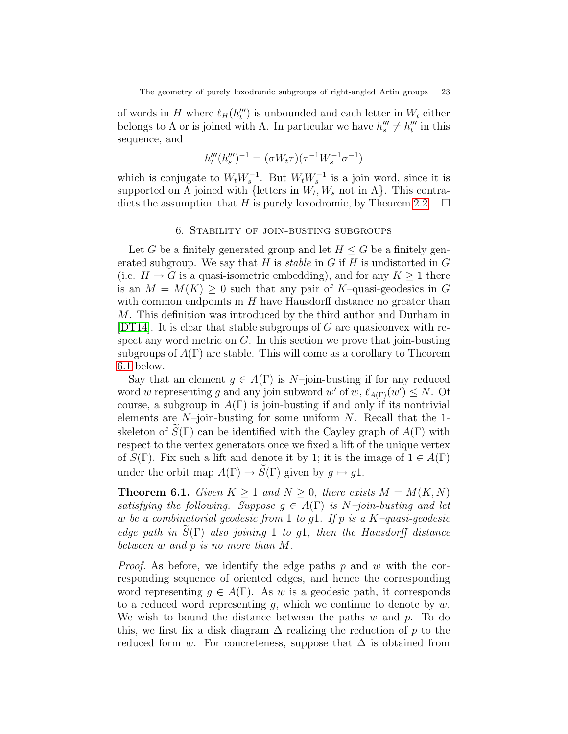of words in $H$ where $\ell_H(h_t''')$ is unbounded and each letter in $W_t$ either belongs to $\Lambda$ or is joined with $\Lambda$. In particular we have $h_s''' \neq h_t'''$ in this sequence, and

$$h_t'''(h_s''')^{-1} = (\sigma W_t \tau)(\tau^{-1} W_s^{-1} \sigma^{-1})$$

which is conjugate to $W_t W_s^{-1}$. But $W_t W_s^{-1}$ is a join word, since it is supported on $\Lambda$ joined with $\{$letters in $W_t, W_s$ not in $\Lambda\}$. This contradicts the assumption that $H$ is purely loxodromic, by Theorem 2.2. □

## 6. Stability of join-busting subgroups

Let $G$ be a finitely generated group and let $H \leq G$ be a finitely generated subgroup. We say that $H$ is *stable* in $G$ if $H$ is undistorted in $G$ (i.e. $H \to G$ is a quasi-isometric embedding), and for any $K \geq 1$ there is an $M = M(K) \geq 0$ such that any pair of $K$–quasi-geodesics in $G$ with common endpoints in $H$ have Hausdorff distance no greater than $M$. This definition was introduced by the third author and Durham in [DT14]. It is clear that stable subgroups of $G$ are quasiconvex with respect any word metric on $G$. In this section we prove that join-busting subgroups of $A(\Gamma)$ are stable. This will come as a corollary to Theorem 6.1 below.

Say that an element $g \in A(\Gamma)$ is $N$–join-busting if for any reduced word $w$ representing $g$ and any join subword $w'$ of $w$, $\ell_{A(\Gamma)}(w') \leq N$. Of course, a subgroup in $A(\Gamma)$ is join-busting if and only if its nontrivial elements are $N$–join-busting for some uniform $N$. Recall that the 1-skeleton of $\widetilde{S}(\Gamma)$ can be identified with the Cayley graph of $A(\Gamma)$ with respect to the vertex generators once we fixed a lift of the unique vertex of $S(\Gamma)$. Fix such a lift and denote it by 1; it is the image of $1 \in A(\Gamma)$ under the orbit map $A(\Gamma) \to \widetilde{S}(\Gamma)$ given by $g \mapsto g1$.

**Theorem 6.1.** *Given $K \geq 1$ and $N \geq 0$, there exists $M = M(K, N)$ satisfying the following. Suppose $g \in A(\Gamma)$ is $N$–join-busting and let $w$ be a combinatorial geodesic from 1 to $g1$. If $p$ is a $K$–quasi-geodesic edge path in $\widetilde{S}(\Gamma)$ also joining 1 to $g1$, then the Hausdorff distance between $w$ and $p$ is no more than $M$.*

*Proof.* As before, we identify the edge paths $p$ and $w$ with the corresponding sequence of oriented edges, and hence the corresponding word representing $g \in A(\Gamma)$. As $w$ is a geodesic path, it corresponds to a reduced word representing $g$, which we continue to denote by $w$. We wish to bound the distance between the paths $w$ and $p$. To do this, we first fix a disk diagram $\Delta$ realizing the reduction of $p$ to the reduced form $w$. For concreteness, suppose that $\Delta$ is obtained from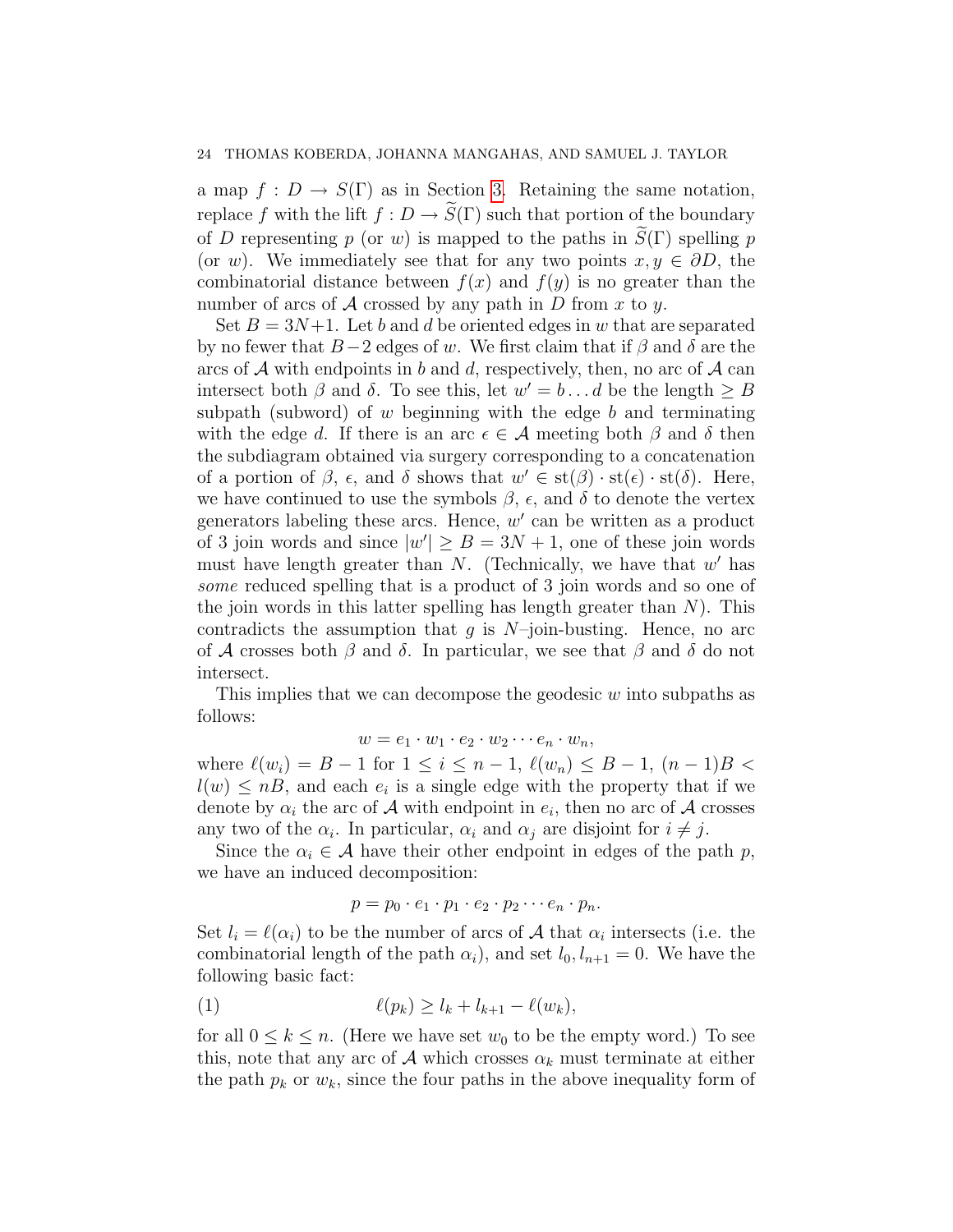a map $f : D \to S(\Gamma)$ as in Section 3. Retaining the same notation, replace $f$ with the lift $f : D \to \widetilde{S}(\Gamma)$ such that portion of the boundary of $D$ representing $p$ (or $w$) is mapped to the paths in $\widetilde{S}(\Gamma)$ spelling $p$ (or $w$). We immediately see that for any two points $x, y \in \partial D$, the combinatorial distance between $f(x)$ and $f(y)$ is no greater than the number of arcs of $\mathcal{A}$ crossed by any path in $D$ from $x$ to $y$.

Set $B = 3N+1$. Let $b$ and $d$ be oriented edges in $w$ that are separated by no fewer that $B-2$ edges of $w$. We first claim that if $\beta$ and $\delta$ are the arcs of $\mathcal{A}$ with endpoints in $b$ and $d$, respectively, then, no arc of $\mathcal{A}$ can intersect both $\beta$ and $\delta$. To see this, let $w' = b \ldots d$ be the length $\geq B$ subpath (subword) of $w$ beginning with the edge $b$ and terminating with the edge $d$. If there is an arc $\epsilon \in \mathcal{A}$ meeting both $\beta$ and $\delta$ then the subdiagram obtained via surgery corresponding to a concatenation of a portion of $\beta$, $\epsilon$, and $\delta$ shows that $w' \in \mathrm{st}(\beta) \cdot \mathrm{st}(\epsilon) \cdot \mathrm{st}(\delta)$. Here, we have continued to use the symbols $\beta$, $\epsilon$, and $\delta$ to denote the vertex generators labeling these arcs. Hence, $w'$ can be written as a product of 3 join words and since $|w'| \geq B = 3N+1$, one of these join words must have length greater than $N$. (Technically, we have that $w'$ has *some* reduced spelling that is a product of 3 join words and so one of the join words in this latter spelling has length greater than $N$). This contradicts the assumption that $g$ is $N$–join-busting. Hence, no arc of $\mathcal{A}$ crosses both $\beta$ and $\delta$. In particular, we see that $\beta$ and $\delta$ do not intersect.

This implies that we can decompose the geodesic $w$ into subpaths as follows:

$$w = e_1 \cdot w_1 \cdot e_2 \cdot w_2 \cdots e_n \cdot w_n,$$

where $\ell(w_i) = B - 1$ for $1 \leq i \leq n-1$, $\ell(w_n) \leq B-1$, $(n-1)B < l(w) \leq nB$, and each $e_i$ is a single edge with the property that if we denote by $\alpha_i$ the arc of $\mathcal{A}$ with endpoint in $e_i$, then no arc of $\mathcal{A}$ crosses any two of the $\alpha_i$. In particular, $\alpha_i$ and $\alpha_j$ are disjoint for $i \neq j$.

Since the $\alpha_i \in \mathcal{A}$ have their other endpoint in edges of the path $p$, we have an induced decomposition:

$$p = p_0 \cdot e_1 \cdot p_1 \cdot e_2 \cdot p_2 \cdots e_n \cdot p_n.$$

Set $l_i = \ell(\alpha_i)$ to be the number of arcs of $\mathcal{A}$ that $\alpha_i$ intersects (i.e. the combinatorial length of the path $\alpha_i$), and set $l_0, l_{n+1} = 0$. We have the following basic fact:

$$\ell(p_k) \geq l_k + l_{k+1} - \ell(w_k), \tag{1}$$

for all $0 \leq k \leq n$. (Here we have set $w_0$ to be the empty word.) To see this, note that any arc of $\mathcal{A}$ which crosses $\alpha_k$ must terminate at either the path $p_k$ or $w_k$, since the four paths in the above inequality form of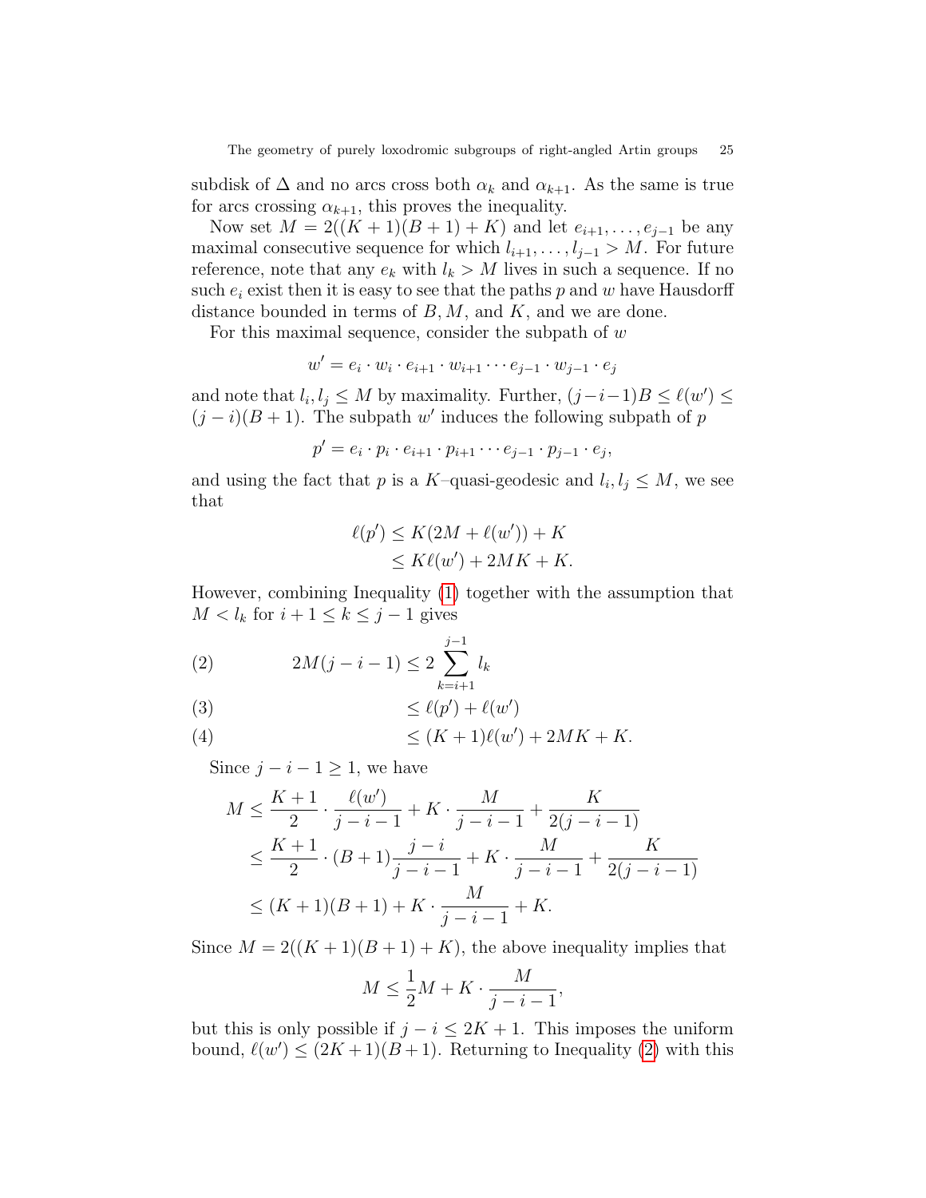subdisk of $\Delta$ and no arcs cross both $\alpha_k$ and $\alpha_{k+1}$. As the same is true for arcs crossing $\alpha_{k+1}$, this proves the inequality.

Now set $M = 2((K+1)(B+1)+K)$ and let $e_{i+1}, \ldots, e_{j-1}$ be any maximal consecutive sequence for which $l_{i+1}, \ldots, l_{j-1} > M$. For future reference, note that any $e_k$ with $l_k > M$ lives in such a sequence. If no such $e_i$ exist then it is easy to see that the paths $p$ and $w$ have Hausdorff distance bounded in terms of $B, M$, and $K$, and we are done.

For this maximal sequence, consider the subpath of $w$

$$w' = e_i \cdot w_i \cdot e_{i+1} \cdot w_{i+1} \cdots e_{j-1} \cdot w_{j-1} \cdot e_j$$

and note that $l_i, l_j \leq M$ by maximality. Further, $(j-i-1)B \leq \ell(w') \leq (j-i)(B+1)$. The subpath $w'$ induces the following subpath of $p$

$$p' = e_i \cdot p_i \cdot e_{i+1} \cdot p_{i+1} \cdots e_{j-1} \cdot p_{j-1} \cdot e_j,$$

and using the fact that $p$ is a $K$–quasi-geodesic and $l_i, l_j \leq M$, we see that

$$\begin{aligned}
\ell(p') &\leq K(2M + \ell(w')) + K \\
&\leq K\ell(w') + 2MK + K.
\end{aligned}$$

However, combining Inequality (1) together with the assumption that $M < l_k$ for $i+1 \leq k \leq j-1$ gives

$$\begin{aligned}
2M(j-i-1) &\leq 2\sum_{k=i+1}^{j-1} l_k && (2)\\
&\leq \ell(p') + \ell(w') && (3)\\
&\leq (K+1)\ell(w') + 2MK + K. && (4)
\end{aligned}$$

Since $j - i - 1 \geq 1$, we have

$$\begin{aligned}
M &\leq \frac{K+1}{2} \cdot \frac{\ell(w')}{j-i-1} + K \cdot \frac{M}{j-i-1} + \frac{K}{2(j-i-1)} \\
&\leq \frac{K+1}{2} \cdot (B+1)\frac{j-i}{j-i-1} + K \cdot \frac{M}{j-i-1} + \frac{K}{2(j-i-1)} \\
&\leq (K+1)(B+1) + K \cdot \frac{M}{j-i-1} + K.
\end{aligned}$$

Since $M = 2((K+1)(B+1)+K)$, the above inequality implies that

$$M \leq \frac{1}{2}M + K \cdot \frac{M}{j-i-1},$$

but this is only possible if $j - i \leq 2K + 1$. This imposes the uniform bound, $\ell(w') \leq (2K+1)(B+1)$. Returning to Inequality (2) with this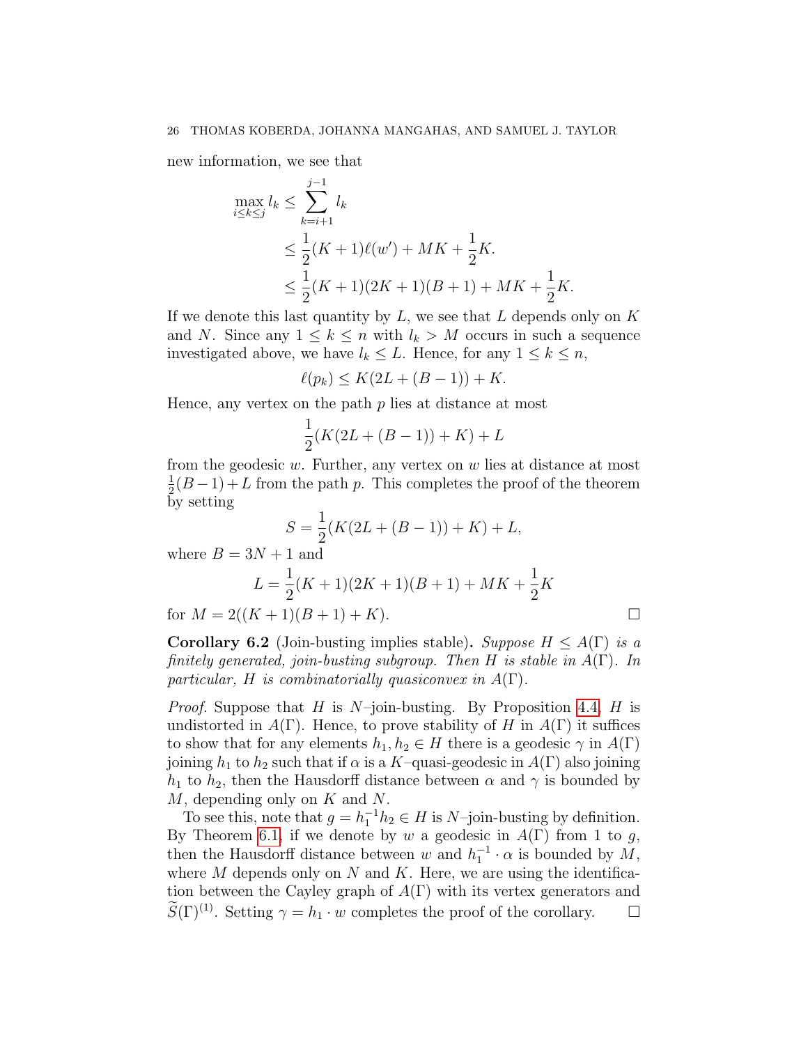new information, we see that

$$
\begin{aligned}
\max_{i\le k\le j} l_k &\le \sum_{k=i+1}^{j-1} l_k \\
&\le \frac{1}{2}(K+1)\ell(w') + MK + \frac{1}{2}K. \\
&\le \frac{1}{2}(K+1)(2K+1)(B+1) + MK + \frac{1}{2}K.
\end{aligned}
$$

If we denote this last quantity by $L$, we see that $L$ depends only on $K$ and $N$. Since any $1 \le k \le n$ with $l_k > M$ occurs in such a sequence investigated above, we have $l_k \le L$. Hence, for any $1 \le k \le n$,

$$\ell(p_k) \le K(2L + (B-1)) + K.$$

Hence, any vertex on the path $p$ lies at distance at most

$$\frac{1}{2}(K(2L+(B-1))+K) + L$$

from the geodesic $w$. Further, any vertex on $w$ lies at distance at most $\frac{1}{2}(B-1)+L$ from the path $p$. This completes the proof of the theorem by setting

$$S = \frac{1}{2}(K(2L+(B-1))+K) + L,$$

where $B = 3N+1$ and

$$L = \frac{1}{2}(K+1)(2K+1)(B+1) + MK + \frac{1}{2}K$$

for $M = 2((K+1)(B+1)+K)$. □

**Corollary 6.2** (Join-busting implies stable)**.** *Suppose $H \le A(\Gamma)$ is a finitely generated, join-busting subgroup. Then $H$ is stable in $A(\Gamma)$. In particular, $H$ is combinatorially quasiconvex in $A(\Gamma)$.*

*Proof.* Suppose that $H$ is $N$–join-busting. By Proposition 4.4, $H$ is undistorted in $A(\Gamma)$. Hence, to prove stability of $H$ in $A(\Gamma)$ it suffices to show that for any elements $h_1, h_2 \in H$ there is a geodesic $\gamma$ in $A(\Gamma)$ joining $h_1$ to $h_2$ such that if $\alpha$ is a $K$–quasi-geodesic in $A(\Gamma)$ also joining $h_1$ to $h_2$, then the Hausdorff distance between $\alpha$ and $\gamma$ is bounded by $M$, depending only on $K$ and $N$.

To see this, note that $g = h_1^{-1}h_2 \in H$ is $N$–join-busting by definition. By Theorem 6.1, if we denote by $w$ a geodesic in $A(\Gamma)$ from 1 to $g$, then the Hausdorff distance between $w$ and $h_1^{-1}\cdot\alpha$ is bounded by $M$, where $M$ depends only on $N$ and $K$. Here, we are using the identification between the Cayley graph of $A(\Gamma)$ with its vertex generators and $\widetilde{S}(\Gamma)^{(1)}$. Setting $\gamma = h_1 \cdot w$ completes the proof of the corollary. □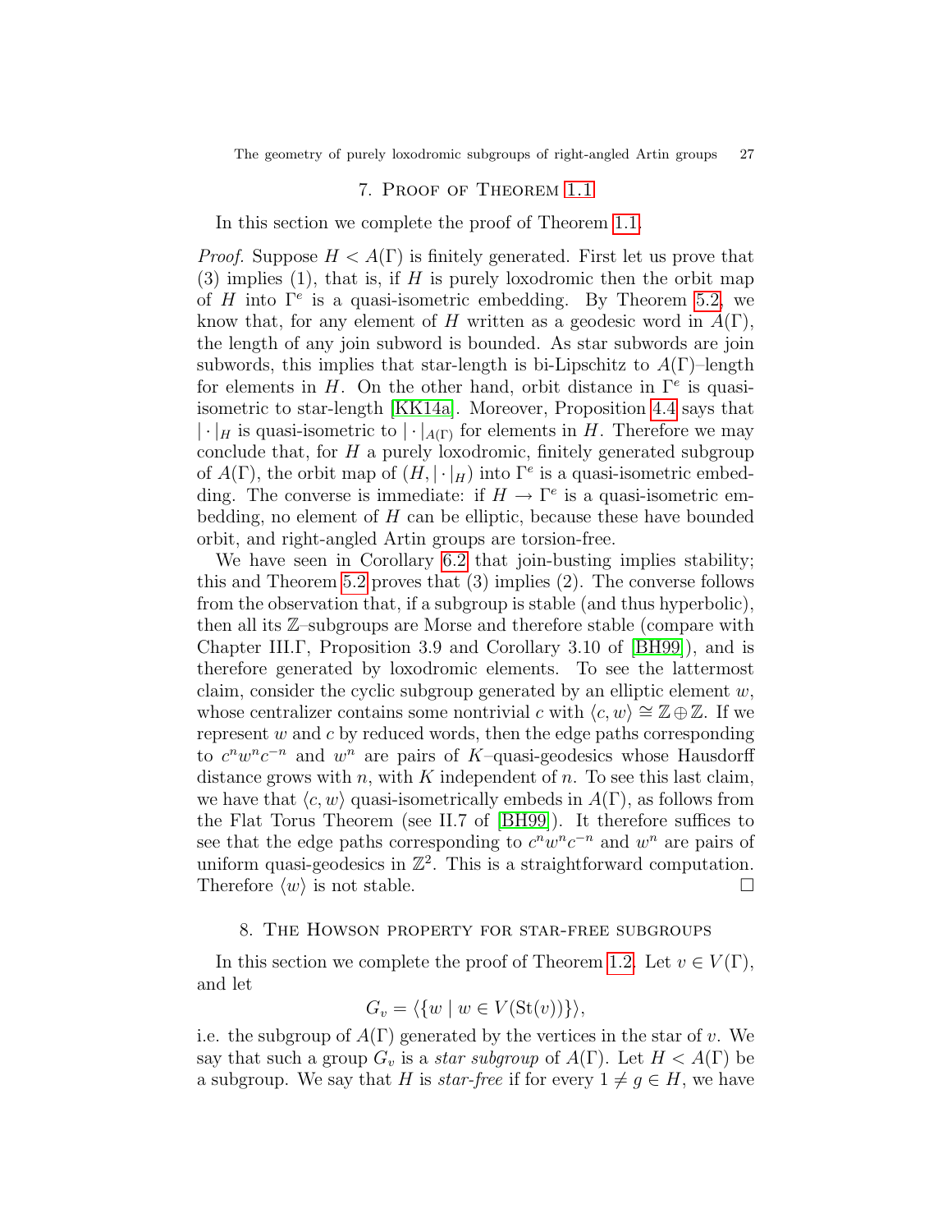## 7. Proof of Theorem 1.1

In this section we complete the proof of Theorem 1.1.

*Proof.* Suppose $H < A(\Gamma)$ is finitely generated. First let us prove that (3) implies (1), that is, if $H$ is purely loxodromic then the orbit map of $H$ into $\Gamma^e$ is a quasi-isometric embedding. By Theorem 5.2, we know that, for any element of $H$ written as a geodesic word in $A(\Gamma)$, the length of any join subword is bounded. As star subwords are join subwords, this implies that star-length is bi-Lipschitz to $A(\Gamma)$–length for elements in $H$. On the other hand, orbit distance in $\Gamma^e$ is quasi-isometric to star-length [KK14a]. Moreover, Proposition 4.4 says that $|\cdot|_H$ is quasi-isometric to $|\cdot|_{A(\Gamma)}$ for elements in $H$. Therefore we may conclude that, for $H$ a purely loxodromic, finitely generated subgroup of $A(\Gamma)$, the orbit map of $(H, |\cdot|_H)$ into $\Gamma^e$ is a quasi-isometric embedding. The converse is immediate: if $H \to \Gamma^e$ is a quasi-isometric embedding, no element of $H$ can be elliptic, because these have bounded orbit, and right-angled Artin groups are torsion-free.

We have seen in Corollary 6.2 that join-busting implies stability; this and Theorem 5.2 proves that (3) implies (2). The converse follows from the observation that, if a subgroup is stable (and thus hyperbolic), then all its $\mathbb{Z}$–subgroups are Morse and therefore stable (compare with Chapter III.Γ, Proposition 3.9 and Corollary 3.10 of [BH99]), and is therefore generated by loxodromic elements. To see the lattermost claim, consider the cyclic subgroup generated by an elliptic element $w$, whose centralizer contains some nontrivial $c$ with $\langle c, w\rangle \cong \mathbb{Z} \oplus \mathbb{Z}$. If we represent $w$ and $c$ by reduced words, then the edge paths corresponding to $c^n w^n c^{-n}$ and $w^n$ are pairs of $K$–quasi-geodesics whose Hausdorff distance grows with $n$, with $K$ independent of $n$. To see this last claim, we have that $\langle c, w\rangle$ quasi-isometrically embeds in $A(\Gamma)$, as follows from the Flat Torus Theorem (see II.7 of [BH99]). It therefore suffices to see that the edge paths corresponding to $c^n w^n c^{-n}$ and $w^n$ are pairs of uniform quasi-geodesics in $\mathbb{Z}^2$. This is a straightforward computation. Therefore $\langle w\rangle$ is not stable. □

## 8. The Howson property for star-free subgroups

In this section we complete the proof of Theorem 1.2. Let $v \in V(\Gamma)$, and let

$$G_v = \langle \{w \mid w \in V(\mathrm{St}(v))\}\rangle,$$

i.e. the subgroup of $A(\Gamma)$ generated by the vertices in the star of $v$. We say that such a group $G_v$ is a *star subgroup* of $A(\Gamma)$. Let $H < A(\Gamma)$ be a subgroup. We say that $H$ is *star-free* if for every $1 \neq g \in H$, we have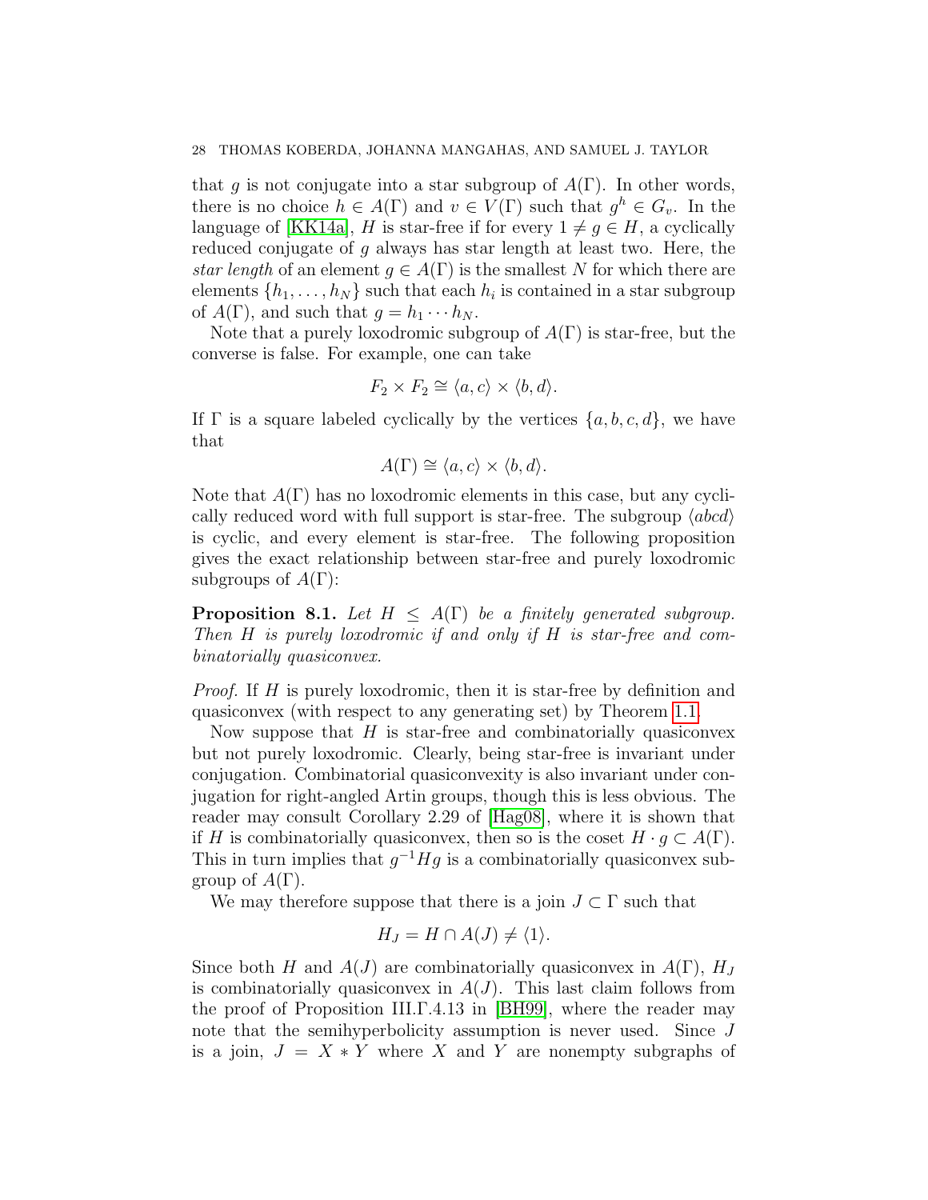that $g$ is not conjugate into a star subgroup of $A(\Gamma)$. In other words, there is no choice $h \in A(\Gamma)$ and $v \in V(\Gamma)$ such that $g^h \in G_v$. In the language of [KK14a], $H$ is star-free if for every $1 \neq g \in H$, a cyclically reduced conjugate of $g$ always has star length at least two. Here, the *star length* of an element $g \in A(\Gamma)$ is the smallest $N$ for which there are elements $\{h_1, \ldots, h_N\}$ such that each $h_i$ is contained in a star subgroup of $A(\Gamma)$, and such that $g = h_1 \cdots h_N$.

Note that a purely loxodromic subgroup of $A(\Gamma)$ is star-free, but the converse is false. For example, one can take

$$F_2 \times F_2 \cong \langle a, c \rangle \times \langle b, d \rangle.$$

If $\Gamma$ is a square labeled cyclically by the vertices $\{a, b, c, d\}$, we have that

$$A(\Gamma) \cong \langle a, c \rangle \times \langle b, d \rangle.$$

Note that $A(\Gamma)$ has no loxodromic elements in this case, but any cyclically reduced word with full support is star-free. The subgroup $\langle abcd \rangle$ is cyclic, and every element is star-free. The following proposition gives the exact relationship between star-free and purely loxodromic subgroups of $A(\Gamma)$:

**Proposition 8.1.** *Let $H \leq A(\Gamma)$ be a finitely generated subgroup. Then $H$ is purely loxodromic if and only if $H$ is star-free and combinatorially quasiconvex.*

*Proof.* If $H$ is purely loxodromic, then it is star-free by definition and quasiconvex (with respect to any generating set) by Theorem 1.1.

Now suppose that $H$ is star-free and combinatorially quasiconvex but not purely loxodromic. Clearly, being star-free is invariant under conjugation. Combinatorial quasiconvexity is also invariant under conjugation for right-angled Artin groups, though this is less obvious. The reader may consult Corollary 2.29 of [Hag08], where it is shown that if $H$ is combinatorially quasiconvex, then so is the coset $H \cdot g \subset A(\Gamma)$. This in turn implies that $g^{-1}Hg$ is a combinatorially quasiconvex subgroup of $A(\Gamma)$.

We may therefore suppose that there is a join $J \subset \Gamma$ such that

$$H_J = H \cap A(J) \neq \langle 1 \rangle.$$

Since both $H$ and $A(J)$ are combinatorially quasiconvex in $A(\Gamma)$, $H_J$ is combinatorially quasiconvex in $A(J)$. This last claim follows from the proof of Proposition III.Γ.4.13 in [BH99], where the reader may note that the semihyperbolicity assumption is never used. Since $J$ is a join, $J = X * Y$ where $X$ and $Y$ are nonempty subgraphs of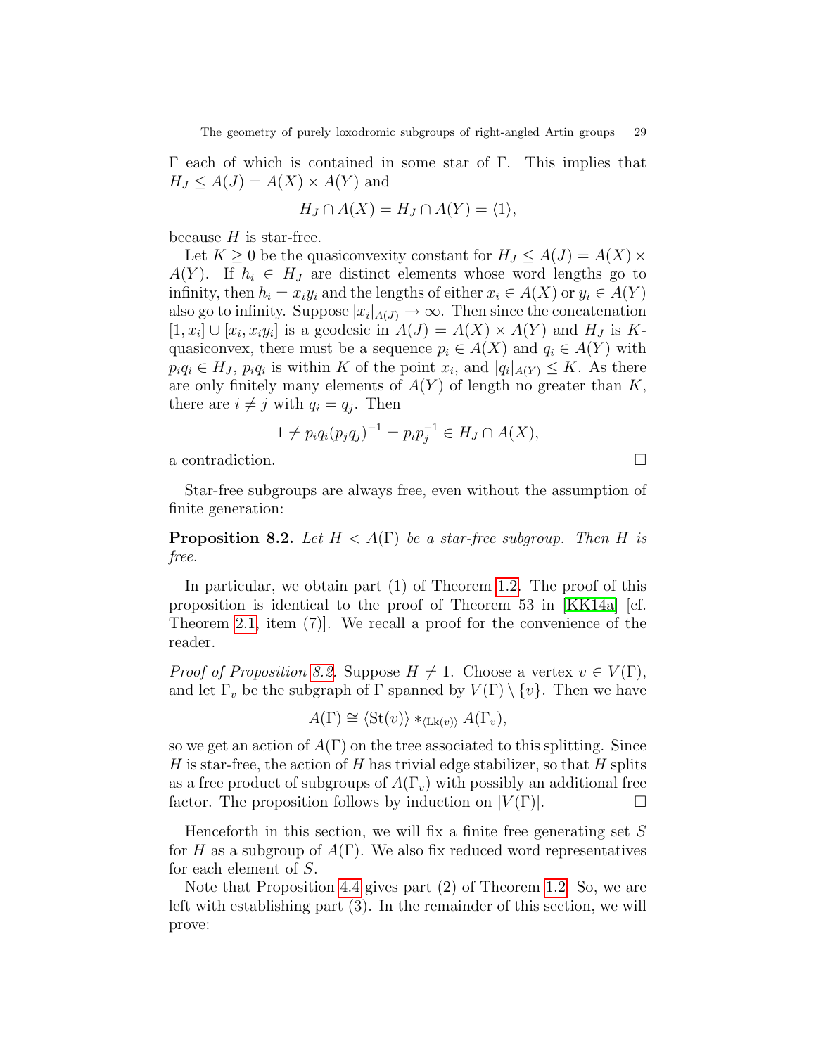$\Gamma$ each of which is contained in some star of $\Gamma$. This implies that $H_J \leq A(J) = A(X) \times A(Y)$ and

$$H_J \cap A(X) = H_J \cap A(Y) = \langle 1 \rangle,$$

because $H$ is star-free.

Let $K \geq 0$ be the quasiconvexity constant for $H_J \leq A(J) = A(X) \times A(Y)$. If $h_i \in H_J$ are distinct elements whose word lengths go to infinity, then $h_i = x_i y_i$ and the lengths of either $x_i \in A(X)$ or $y_i \in A(Y)$ also go to infinity. Suppose $|x_i|_{A(J)} \to \infty$. Then since the concatenation $[1, x_i] \cup [x_i, x_i y_i]$ is a geodesic in $A(J) = A(X) \times A(Y)$ and $H_J$ is $K$-quasiconvex, there must be a sequence $p_i \in A(X)$ and $q_i \in A(Y)$ with $p_i q_i \in H_J$, $p_i q_i$ is within $K$ of the point $x_i$, and $|q_i|_{A(Y)} \leq K$. As there are only finitely many elements of $A(Y)$ of length no greater than $K$, there are $i \neq j$ with $q_i = q_j$. Then

$$1 \neq p_i q_i (p_j q_j)^{-1} = p_i p_j^{-1} \in H_J \cap A(X),$$

a contradiction. $\square$

Star-free subgroups are always free, even without the assumption of finite generation:

**Proposition 8.2.** *Let $H < A(\Gamma)$ be a star-free subgroup. Then $H$ is free.*

In particular, we obtain part (1) of Theorem 1.2. The proof of this proposition is identical to the proof of Theorem 53 in [KK14a] [cf. Theorem 2.1, item (7)]. We recall a proof for the convenience of the reader.

*Proof of Proposition 8.2.* Suppose $H \neq 1$. Choose a vertex $v \in V(\Gamma)$, and let $\Gamma_v$ be the subgraph of $\Gamma$ spanned by $V(\Gamma) \setminus \{v\}$. Then we have

$$A(\Gamma) \cong \langle \mathrm{St}(v) \rangle *_{\langle \mathrm{Lk}(v) \rangle} A(\Gamma_v),$$

so we get an action of $A(\Gamma)$ on the tree associated to this splitting. Since $H$ is star-free, the action of $H$ has trivial edge stabilizer, so that $H$ splits as a free product of subgroups of $A(\Gamma_v)$ with possibly an additional free factor. The proposition follows by induction on $|V(\Gamma)|$. $\square$

Henceforth in this section, we will fix a finite free generating set $S$ for $H$ as a subgroup of $A(\Gamma)$. We also fix reduced word representatives for each element of $S$.

Note that Proposition 4.4 gives part (2) of Theorem 1.2. So, we are left with establishing part (3). In the remainder of this section, we will prove: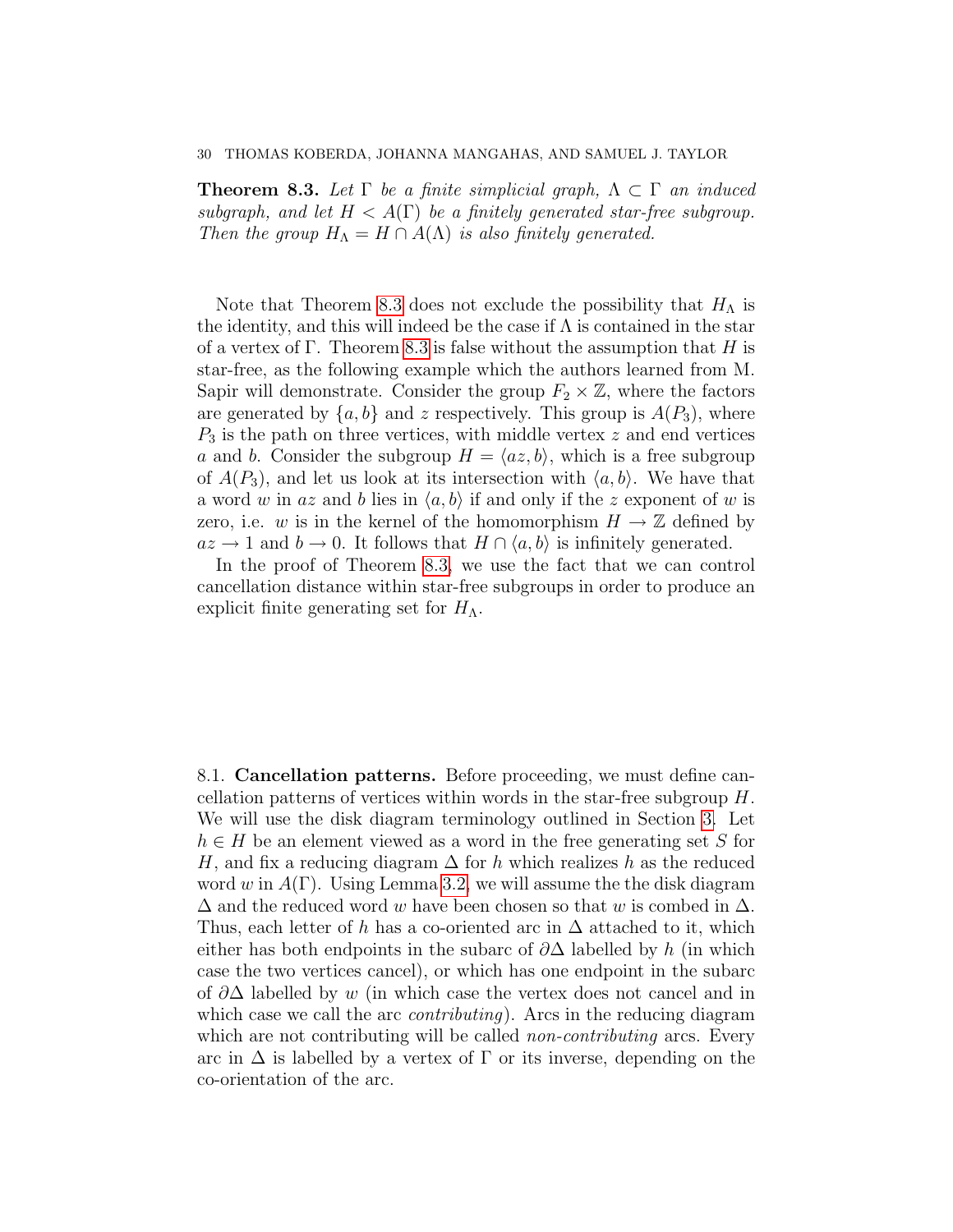**Theorem 8.3.** *Let $\Gamma$ be a finite simplicial graph, $\Lambda \subset \Gamma$ an induced subgraph, and let $H < A(\Gamma)$ be a finitely generated star-free subgroup. Then the group $H_\Lambda = H \cap A(\Lambda)$ is also finitely generated.*

Note that Theorem 8.3 does not exclude the possibility that $H_\Lambda$ is the identity, and this will indeed be the case if $\Lambda$ is contained in the star of a vertex of $\Gamma$. Theorem 8.3 is false without the assumption that $H$ is star-free, as the following example which the authors learned from M. Sapir will demonstrate. Consider the group $F_2 \times \mathbb{Z}$, where the factors are generated by $\{a, b\}$ and $z$ respectively. This group is $A(P_3)$, where $P_3$ is the path on three vertices, with middle vertex $z$ and end vertices $a$ and $b$. Consider the subgroup $H = \langle az, b\rangle$, which is a free subgroup of $A(P_3)$, and let us look at its intersection with $\langle a, b\rangle$. We have that a word $w$ in $az$ and $b$ lies in $\langle a, b\rangle$ if and only if the $z$ exponent of $w$ is zero, i.e. $w$ is in the kernel of the homomorphism $H \to \mathbb{Z}$ defined by $az \to 1$ and $b \to 0$. It follows that $H \cap \langle a, b\rangle$ is infinitely generated.

In the proof of Theorem 8.3, we use the fact that we can control cancellation distance within star-free subgroups in order to produce an explicit finite generating set for $H_\Lambda$.

8.1. **Cancellation patterns.** Before proceeding, we must define cancellation patterns of vertices within words in the star-free subgroup $H$. We will use the disk diagram terminology outlined in Section 3. Let $h \in H$ be an element viewed as a word in the free generating set $S$ for $H$, and fix a reducing diagram $\Delta$ for $h$ which realizes $h$ as the reduced word $w$ in $A(\Gamma)$. Using Lemma 3.2, we will assume the the disk diagram $\Delta$ and the reduced word $w$ have been chosen so that $w$ is combed in $\Delta$. Thus, each letter of $h$ has a co-oriented arc in $\Delta$ attached to it, which either has both endpoints in the subarc of $\partial\Delta$ labelled by $h$ (in which case the two vertices cancel), or which has one endpoint in the subarc of $\partial\Delta$ labelled by $w$ (in which case the vertex does not cancel and in which case we call the arc *contributing*). Arcs in the reducing diagram which are not contributing will be called *non-contributing* arcs. Every arc in $\Delta$ is labelled by a vertex of $\Gamma$ or its inverse, depending on the co-orientation of the arc.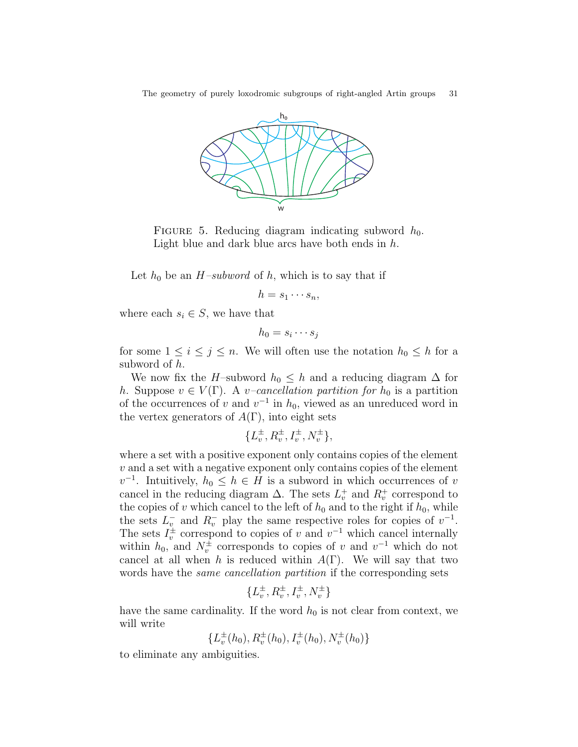FIGURE 5. Reducing diagram indicating subword $h_0$. Light blue and dark blue arcs have both ends in $h$.

Let $h_0$ be an *$H$–subword* of $h$, which is to say that if

$$h = s_1 \cdots s_n,$$

where each $s_i \in S$, we have that

$$h_0 = s_i \cdots s_j$$

for some $1 \leq i \leq j \leq n$. We will often use the notation $h_0 \leq h$ for a subword of $h$.

We now fix the $H$–subword $h_0 \leq h$ and a reducing diagram $\Delta$ for $h$. Suppose $v \in V(\Gamma)$. A *$v$–cancellation partition for $h_0$* is a partition of the occurrences of $v$ and $v^{-1}$ in $h_0$, viewed as an unreduced word in the vertex generators of $A(\Gamma)$, into eight sets

$$\{L_v^{\pm}, R_v^{\pm}, I_v^{\pm}, N_v^{\pm}\},$$

where a set with a positive exponent only contains copies of the element $v$ and a set with a negative exponent only contains copies of the element $v^{-1}$. Intuitively, $h_0 \leq h \in H$ is a subword in which occurrences of $v$ cancel in the reducing diagram $\Delta$. The sets $L_v^+$ and $R_v^+$ correspond to the copies of $v$ which cancel to the left of $h_0$ and to the right if $h_0$, while the sets $L_v^-$ and $R_v^-$ play the same respective roles for copies of $v^{-1}$. The sets $I_v^{\pm}$ correspond to copies of $v$ and $v^{-1}$ which cancel internally within $h_0$, and $N_v^{\pm}$ corresponds to copies of $v$ and $v^{-1}$ which do not cancel at all when $h$ is reduced within $A(\Gamma)$. We will say that two words have the *same cancellation partition* if the corresponding sets

$$\{L_v^{\pm}, R_v^{\pm}, I_v^{\pm}, N_v^{\pm}\}$$

have the same cardinality. If the word $h_0$ is not clear from context, we will write

$$\{L_v^{\pm}(h_0), R_v^{\pm}(h_0), I_v^{\pm}(h_0), N_v^{\pm}(h_0)\}$$

to eliminate any ambiguities.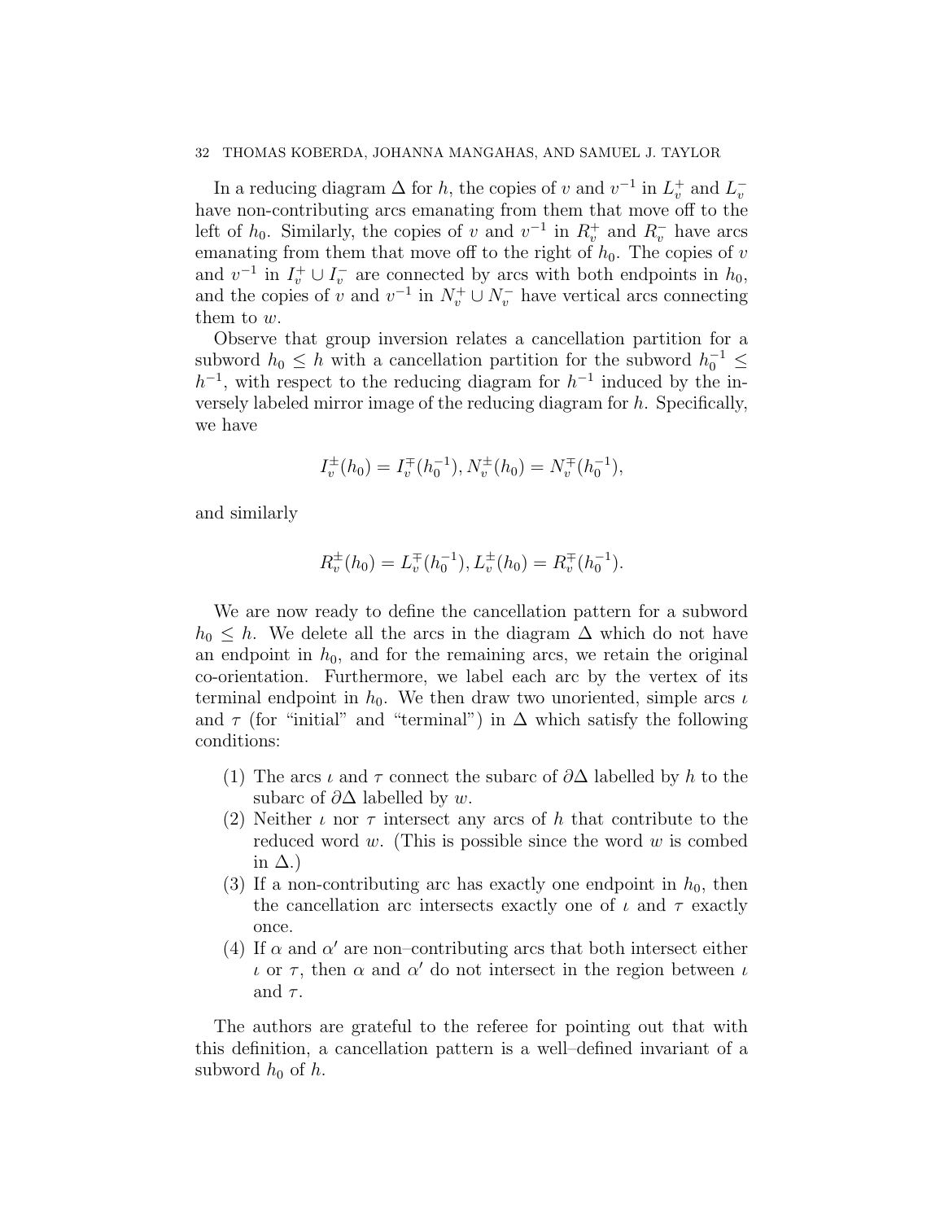In a reducing diagram $\Delta$ for $h$, the copies of $v$ and $v^{-1}$ in $L_v^+$ and $L_v^-$ have non-contributing arcs emanating from them that move off to the left of $h_0$. Similarly, the copies of $v$ and $v^{-1}$ in $R_v^+$ and $R_v^-$ have arcs emanating from them that move off to the right of $h_0$. The copies of $v$ and $v^{-1}$ in $I_v^+ \cup I_v^-$ are connected by arcs with both endpoints in $h_0$, and the copies of $v$ and $v^{-1}$ in $N_v^+ \cup N_v^-$ have vertical arcs connecting them to $w$.

Observe that group inversion relates a cancellation partition for a subword $h_0 \leq h$ with a cancellation partition for the subword $h_0^{-1} \leq h^{-1}$, with respect to the reducing diagram for $h^{-1}$ induced by the inversely labeled mirror image of the reducing diagram for $h$. Specifically, we have

$$I_v^{\pm}(h_0) = I_v^{\mp}(h_0^{-1}), N_v^{\pm}(h_0) = N_v^{\mp}(h_0^{-1}),$$

and similarly

$$R_v^{\pm}(h_0) = L_v^{\mp}(h_0^{-1}), L_v^{\pm}(h_0) = R_v^{\mp}(h_0^{-1}).$$

We are now ready to define the cancellation pattern for a subword $h_0 \leq h$. We delete all the arcs in the diagram $\Delta$ which do not have an endpoint in $h_0$, and for the remaining arcs, we retain the original co-orientation. Furthermore, we label each arc by the vertex of its terminal endpoint in $h_0$. We then draw two unoriented, simple arcs $\iota$ and $\tau$ (for "initial" and "terminal") in $\Delta$ which satisfy the following conditions:

(1) The arcs $\iota$ and $\tau$ connect the subarc of $\partial\Delta$ labelled by $h$ to the subarc of $\partial\Delta$ labelled by $w$.
(2) Neither $\iota$ nor $\tau$ intersect any arcs of $h$ that contribute to the reduced word $w$. (This is possible since the word $w$ is combed in $\Delta$.)
(3) If a non-contributing arc has exactly one endpoint in $h_0$, then the cancellation arc intersects exactly one of $\iota$ and $\tau$ exactly once.
(4) If $\alpha$ and $\alpha'$ are non–contributing arcs that both intersect either $\iota$ or $\tau$, then $\alpha$ and $\alpha'$ do not intersect in the region between $\iota$ and $\tau$.

The authors are grateful to the referee for pointing out that with this definition, a cancellation pattern is a well–defined invariant of a subword $h_0$ of $h$.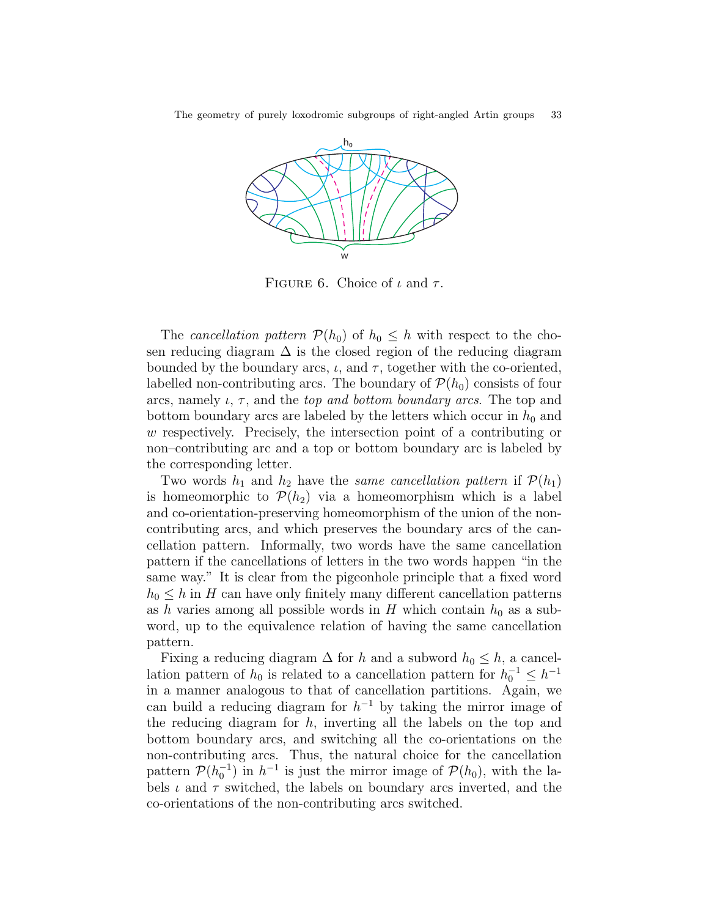Figure 6. Choice of $\iota$ and $\tau$.

The *cancellation pattern* $\mathcal{P}(h_0)$ of $h_0 \leq h$ with respect to the chosen reducing diagram $\Delta$ is the closed region of the reducing diagram bounded by the boundary arcs, $\iota$, and $\tau$, together with the co-oriented, labelled non-contributing arcs. The boundary of $\mathcal{P}(h_0)$ consists of four arcs, namely $\iota$, $\tau$, and the *top and bottom boundary arcs*. The top and bottom boundary arcs are labeled by the letters which occur in $h_0$ and $w$ respectively. Precisely, the intersection point of a contributing or non–contributing arc and a top or bottom boundary arc is labeled by the corresponding letter.

Two words $h_1$ and $h_2$ have the *same cancellation pattern* if $\mathcal{P}(h_1)$ is homeomorphic to $\mathcal{P}(h_2)$ via a homeomorphism which is a label and co-orientation-preserving homeomorphism of the union of the non-contributing arcs, and which preserves the boundary arcs of the cancellation pattern. Informally, two words have the same cancellation pattern if the cancellations of letters in the two words happen "in the same way." It is clear from the pigeonhole principle that a fixed word $h_0 \leq h$ in $H$ can have only finitely many different cancellation patterns as $h$ varies among all possible words in $H$ which contain $h_0$ as a subword, up to the equivalence relation of having the same cancellation pattern.

Fixing a reducing diagram $\Delta$ for $h$ and a subword $h_0 \leq h$, a cancellation pattern of $h_0$ is related to a cancellation pattern for $h_0^{-1} \leq h^{-1}$ in a manner analogous to that of cancellation partitions. Again, we can build a reducing diagram for $h^{-1}$ by taking the mirror image of the reducing diagram for $h$, inverting all the labels on the top and bottom boundary arcs, and switching all the co-orientations on the non-contributing arcs. Thus, the natural choice for the cancellation pattern $\mathcal{P}(h_0^{-1})$ in $h^{-1}$ is just the mirror image of $\mathcal{P}(h_0)$, with the labels $\iota$ and $\tau$ switched, the labels on boundary arcs inverted, and the co-orientations of the non-contributing arcs switched.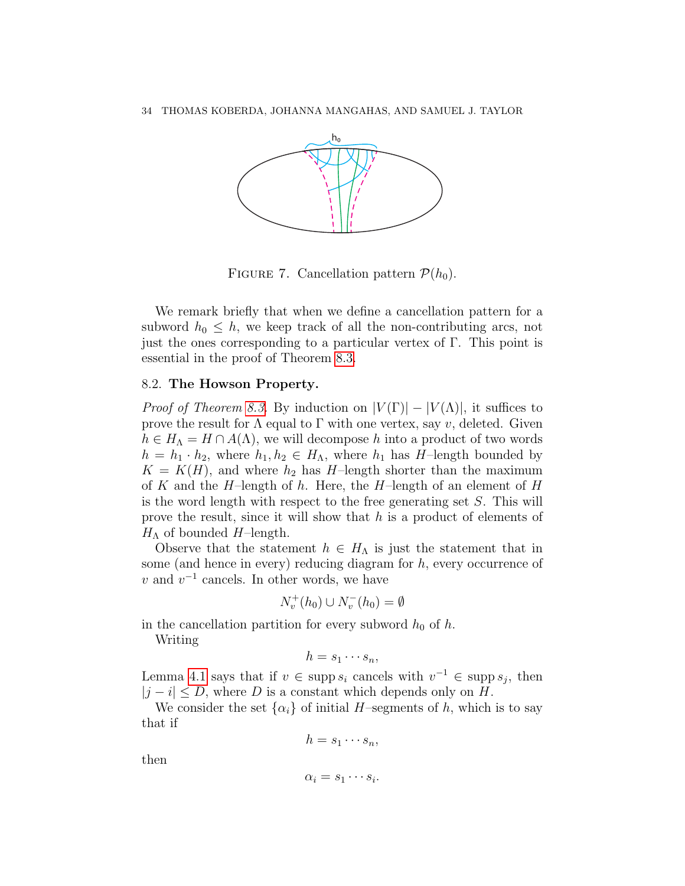FIGURE 7. Cancellation pattern $\mathcal{P}(h_0)$.

We remark briefly that when we define a cancellation pattern for a subword $h_0 \leq h$, we keep track of all the non-contributing arcs, not just the ones corresponding to a particular vertex of $\Gamma$. This point is essential in the proof of Theorem 8.3.

## 8.2. The Howson Property.

*Proof of Theorem 8.3.* By induction on $|V(\Gamma)| - |V(\Lambda)|$, it suffices to prove the result for $\Lambda$ equal to $\Gamma$ with one vertex, say $v$, deleted. Given $h \in H_\Lambda = H \cap A(\Lambda)$, we will decompose $h$ into a product of two words $h = h_1 \cdot h_2$, where $h_1, h_2 \in H_\Lambda$, where $h_1$ has $H$–length bounded by $K = K(H)$, and where $h_2$ has $H$–length shorter than the maximum of $K$ and the $H$–length of $h$. Here, the $H$–length of an element of $H$ is the word length with respect to the free generating set $S$. This will prove the result, since it will show that $h$ is a product of elements of $H_\Lambda$ of bounded $H$–length.

Observe that the statement $h \in H_\Lambda$ is just the statement that in some (and hence in every) reducing diagram for $h$, every occurrence of $v$ and $v^{-1}$ cancels. In other words, we have

$$N_v^+(h_0) \cup N_v^-(h_0) = \emptyset$$

in the cancellation partition for every subword $h_0$ of $h$.

Writing

$$h = s_1 \cdots s_n,$$

Lemma 4.1 says that if $v \in \operatorname{supp} s_i$ cancels with $v^{-1} \in \operatorname{supp} s_j$, then $|j - i| \leq D$, where $D$ is a constant which depends only on $H$.

We consider the set $\{\alpha_i\}$ of initial $H$–segments of $h$, which is to say that if

$$h = s_1 \cdots s_n,$$

then

$$\alpha_i = s_1 \cdots s_i.$$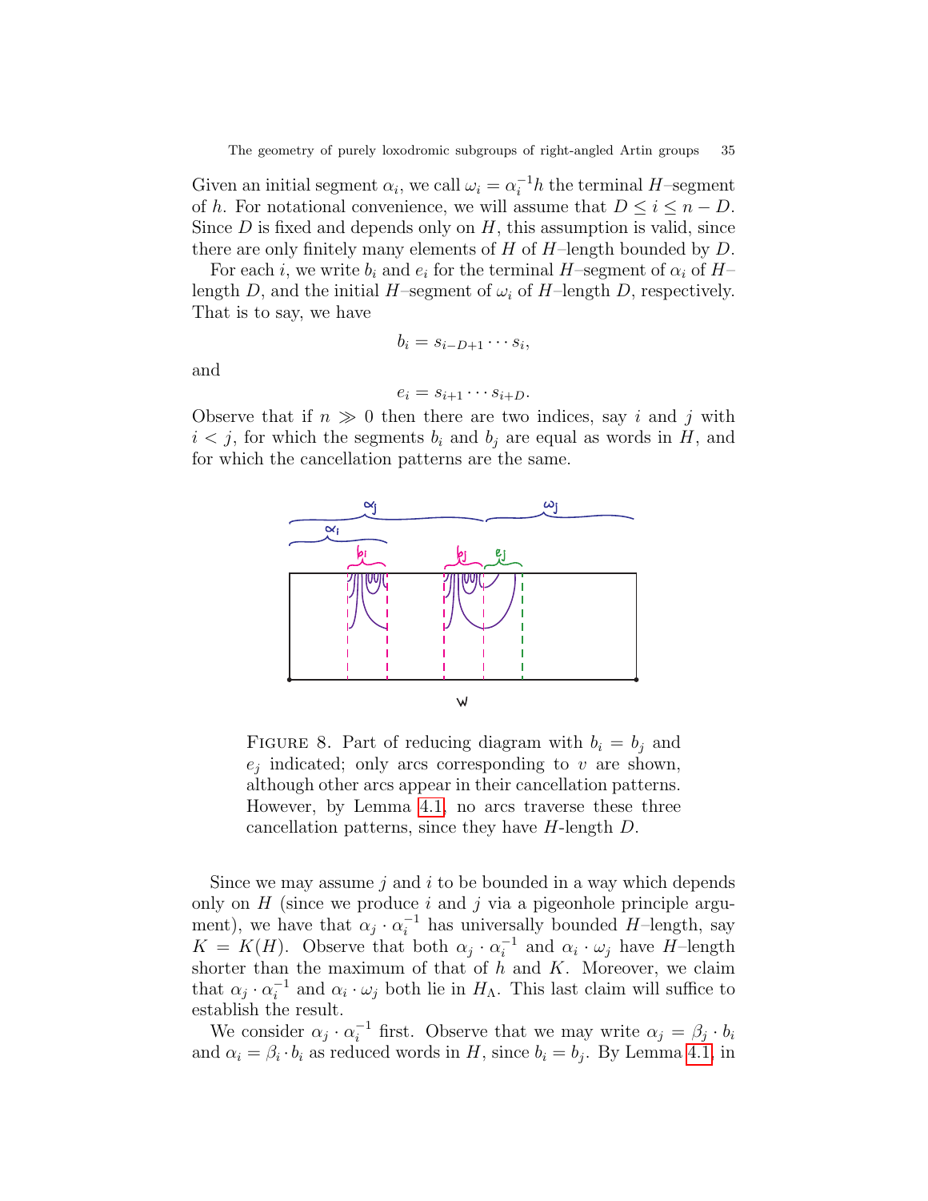Given an initial segment $\alpha_i$, we call $\omega_i = \alpha_i^{-1}h$ the terminal $H$–segment of $h$. For notational convenience, we will assume that $D \leq i \leq n - D$. Since $D$ is fixed and depends only on $H$, this assumption is valid, since there are only finitely many elements of $H$ of $H$–length bounded by $D$.

For each $i$, we write $b_i$ and $e_i$ for the terminal $H$–segment of $\alpha_i$ of $H$–length $D$, and the initial $H$–segment of $\omega_i$ of $H$–length $D$, respectively. That is to say, we have

$$b_i = s_{i-D+1} \cdots s_i,$$

and

$$e_i = s_{i+1} \cdots s_{i+D}.$$

Observe that if $n \gg 0$ then there are two indices, say $i$ and $j$ with $i < j$, for which the segments $b_i$ and $b_j$ are equal as words in $H$, and for which the cancellation patterns are the same.

FIGURE 8. Part of reducing diagram with $b_i = b_j$ and $e_j$ indicated; only arcs corresponding to $v$ are shown, although other arcs appear in their cancellation patterns. However, by Lemma 4.1, no arcs traverse these three cancellation patterns, since they have $H$-length $D$.

Since we may assume $j$ and $i$ to be bounded in a way which depends only on $H$ (since we produce $i$ and $j$ via a pigeonhole principle argument), we have that $\alpha_j \cdot \alpha_i^{-1}$ has universally bounded $H$–length, say $K = K(H)$. Observe that both $\alpha_j \cdot \alpha_i^{-1}$ and $\alpha_i \cdot \omega_j$ have $H$–length shorter than the maximum of that of $h$ and $K$. Moreover, we claim that $\alpha_j \cdot \alpha_i^{-1}$ and $\alpha_i \cdot \omega_j$ both lie in $H_\Lambda$. This last claim will suffice to establish the result.

We consider $\alpha_j \cdot \alpha_i^{-1}$ first. Observe that we may write $\alpha_j = \beta_j \cdot b_i$ and $\alpha_i = \beta_i \cdot b_i$ as reduced words in $H$, since $b_i = b_j$. By Lemma 4.1, in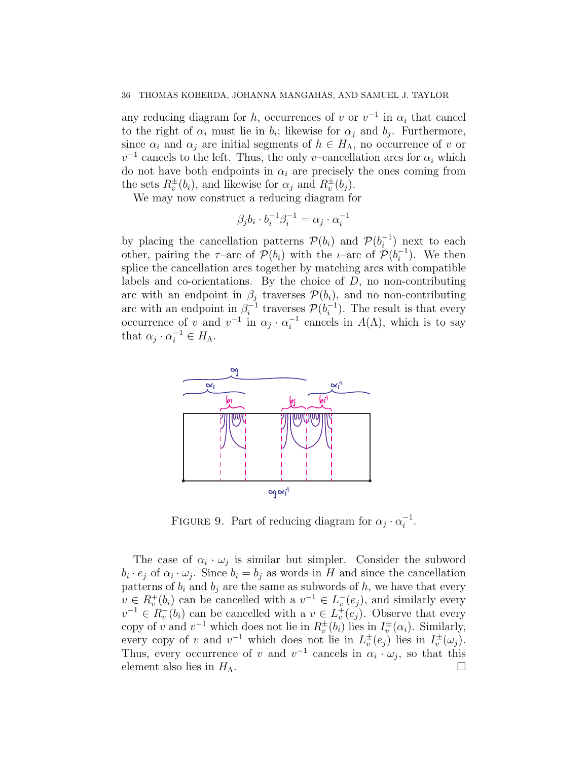any reducing diagram for $h$, occurrences of $v$ or $v^{-1}$ in $\alpha_i$ that cancel to the right of $\alpha_i$ must lie in $b_i$; likewise for $\alpha_j$ and $b_j$. Furthermore, since $\alpha_i$ and $\alpha_j$ are initial segments of $h \in H_\Lambda$, no occurrence of $v$ or $v^{-1}$ cancels to the left. Thus, the only $v$–cancellation arcs for $\alpha_i$ which do not have both endpoints in $\alpha_i$ are precisely the ones coming from the sets $R_v^{\pm}(b_i)$, and likewise for $\alpha_j$ and $R_v^{\pm}(b_j)$.

We may now construct a reducing diagram for

$$\beta_j b_i \cdot b_i^{-1} \beta_i^{-1} = \alpha_j \cdot \alpha_i^{-1}$$

by placing the cancellation patterns $\mathcal{P}(b_i)$ and $\mathcal{P}(b_i^{-1})$ next to each other, pairing the $\tau$–arc of $\mathcal{P}(b_i)$ with the $\iota$–arc of $\mathcal{P}(b_i^{-1})$. We then splice the cancellation arcs together by matching arcs with compatible labels and co-orientations. By the choice of $D$, no non-contributing arc with an endpoint in $\beta_j$ traverses $\mathcal{P}(b_i)$, and no non-contributing arc with an endpoint in $\beta_i^{-1}$ traverses $\mathcal{P}(b_i^{-1})$. The result is that every occurrence of $v$ and $v^{-1}$ in $\alpha_j \cdot \alpha_i^{-1}$ cancels in $A(\Lambda)$, which is to say that $\alpha_j \cdot \alpha_i^{-1} \in H_\Lambda$.

FIGURE 9. Part of reducing diagram for $\alpha_j \cdot \alpha_i^{-1}$.

The case of $\alpha_i \cdot \omega_j$ is similar but simpler. Consider the subword $b_i \cdot e_j$ of $\alpha_i \cdot \omega_j$. Since $b_i = b_j$ as words in $H$ and since the cancellation patterns of $b_i$ and $b_j$ are the same as subwords of $h$, we have that every $v \in R_v^+(b_i)$ can be cancelled with a $v^{-1} \in L_v^-(e_j)$, and similarly every $v^{-1} \in R_v^-(b_i)$ can be cancelled with a $v \in L_v^+(e_j)$. Observe that every copy of $v$ and $v^{-1}$ which does not lie in $R_v^{\pm}(b_i)$ lies in $I_v^{\pm}(\alpha_i)$. Similarly, every copy of $v$ and $v^{-1}$ which does not lie in $L_v^{\pm}(e_j)$ lies in $I_v^{\pm}(\omega_j)$. Thus, every occurrence of $v$ and $v^{-1}$ cancels in $\alpha_i \cdot \omega_j$, so that this element also lies in $H_\Lambda$. □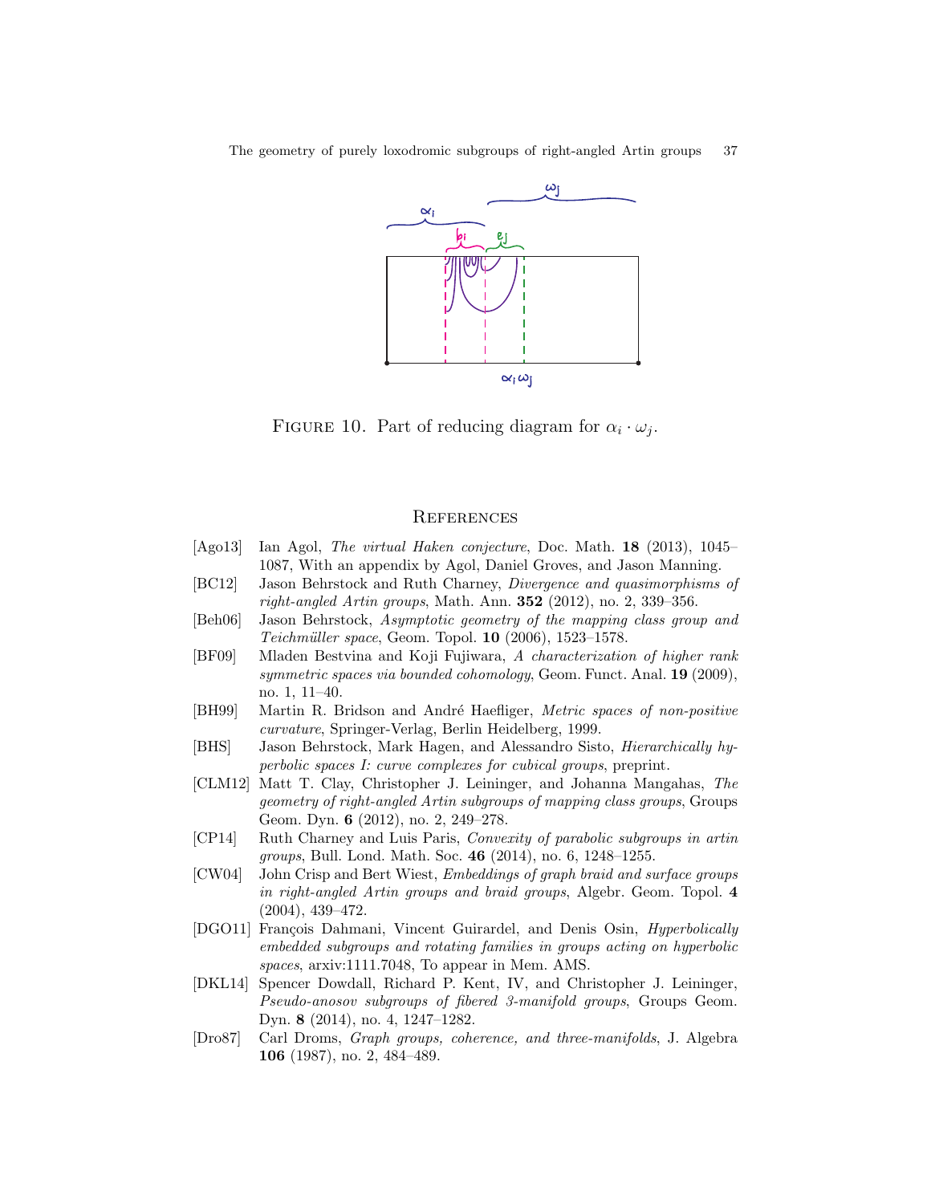Figure 10. Part of reducing diagram for $\alpha_i \cdot \omega_j$.

## References

[Ago13] Ian Agol, *The virtual Haken conjecture*, Doc. Math. **18** (2013), 1045–1087, With an appendix by Agol, Daniel Groves, and Jason Manning.

[BC12] Jason Behrstock and Ruth Charney, *Divergence and quasimorphisms of right-angled Artin groups*, Math. Ann. **352** (2012), no. 2, 339–356.

[Beh06] Jason Behrstock, *Asymptotic geometry of the mapping class group and Teichmüller space*, Geom. Topol. **10** (2006), 1523–1578.

[BF09] Mladen Bestvina and Koji Fujiwara, *A characterization of higher rank symmetric spaces via bounded cohomology*, Geom. Funct. Anal. **19** (2009), no. 1, 11–40.

[BH99] Martin R. Bridson and André Haefliger, *Metric spaces of non-positive curvature*, Springer-Verlag, Berlin Heidelberg, 1999.

[BHS] Jason Behrstock, Mark Hagen, and Alessandro Sisto, *Hierarchically hyperbolic spaces I: curve complexes for cubical groups*, preprint.

[CLM12] Matt T. Clay, Christopher J. Leininger, and Johanna Mangahas, *The geometry of right-angled Artin subgroups of mapping class groups*, Groups Geom. Dyn. **6** (2012), no. 2, 249–278.

[CP14] Ruth Charney and Luis Paris, *Convexity of parabolic subgroups in artin groups*, Bull. Lond. Math. Soc. **46** (2014), no. 6, 1248–1255.

[CW04] John Crisp and Bert Wiest, *Embeddings of graph braid and surface groups in right-angled Artin groups and braid groups*, Algebr. Geom. Topol. **4** (2004), 439–472.

[DGO11] François Dahmani, Vincent Guirardel, and Denis Osin, *Hyperbolically embedded subgroups and rotating families in groups acting on hyperbolic spaces*, arxiv:1111.7048, To appear in Mem. AMS.

[DKL14] Spencer Dowdall, Richard P. Kent, IV, and Christopher J. Leininger, *Pseudo-anosov subgroups of fibered 3-manifold groups*, Groups Geom. Dyn. **8** (2014), no. 4, 1247–1282.

[Dro87] Carl Droms, *Graph groups, coherence, and three-manifolds*, J. Algebra **106** (1987), no. 2, 484–489.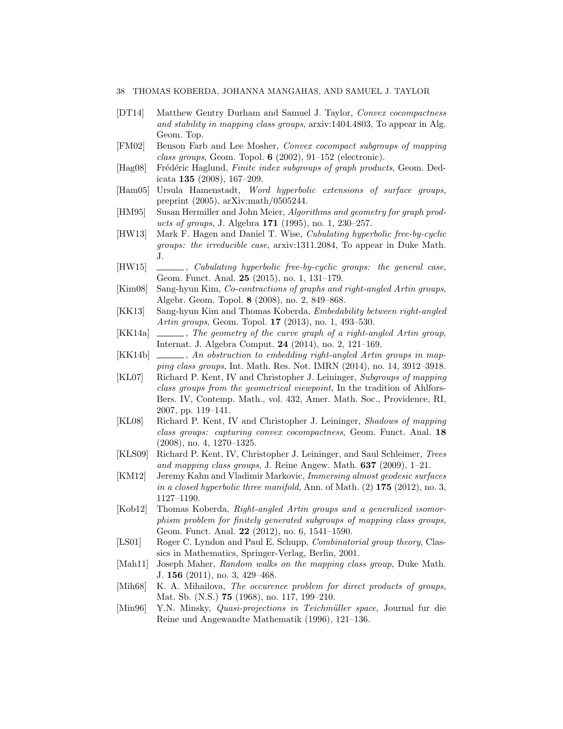[DT14] Matthew Gentry Durham and Samuel J. Taylor, *Convex cocompactness and stability in mapping class groups*, arxiv:1404.4803, To appear in Alg. Geom. Top.

[FM02] Benson Farb and Lee Mosher, *Convex cocompact subgroups of mapping class groups*, Geom. Topol. **6** (2002), 91–152 (electronic).

[Hag08] Frédéric Haglund, *Finite index subgroups of graph products*, Geom. Dedicata **135** (2008), 167–209.

[Ham05] Ursula Hamenstadt, *Word hyperbolic extensions of surface groups*, preprint (2005), arXiv:math/0505244.

[HM95] Susan Hermiller and John Meier, *Algorithms and geometry for graph products of groups*, J. Algebra **171** (1995), no. 1, 230–257.

[HW13] Mark F. Hagen and Daniel T. Wise, *Cubulating hyperbolic free-by-cyclic groups: the irreducible case*, arxiv:1311.2084, To appear in Duke Math. J.

[HW15] ______, *Cubulating hyperbolic free-by-cyclic groups: the general case*, Geom. Funct. Anal. **25** (2015), no. 1, 131–179.

[Kim08] Sang-hyun Kim, *Co-contractions of graphs and right-angled Artin groups*, Algebr. Geom. Topol. **8** (2008), no. 2, 849–868.

[KK13] Sang-hyun Kim and Thomas Koberda, *Embedability between right-angled Artin groups*, Geom. Topol. **17** (2013), no. 1, 493–530.

[KK14a] ______, *The geometry of the curve graph of a right-angled Artin group*, Internat. J. Algebra Comput. **24** (2014), no. 2, 121–169.

[KK14b] ______, *An obstruction to embedding right-angled Artin groups in mapping class groups*, Int. Math. Res. Not. IMRN (2014), no. 14, 3912–3918.

[KL07] Richard P. Kent, IV and Christopher J. Leininger, *Subgroups of mapping class groups from the geometrical viewpoint*, In the tradition of Ahlfors-Bers. IV, Contemp. Math., vol. 432, Amer. Math. Soc., Providence, RI, 2007, pp. 119–141.

[KL08] Richard P. Kent, IV and Christopher J. Leininger, *Shadows of mapping class groups: capturing convex cocompactness*, Geom. Funct. Anal. **18** (2008), no. 4, 1270–1325.

[KLS09] Richard P. Kent, IV, Christopher J. Leininger, and Saul Schleimer, *Trees and mapping class groups*, J. Reine Angew. Math. **637** (2009), 1–21.

[KM12] Jeremy Kahn and Vladimir Markovic, *Immersing almost geodesic surfaces in a closed hyperbolic three manifold*, Ann. of Math. (2) **175** (2012), no. 3, 1127–1190.

[Kob12] Thomas Koberda, *Right-angled Artin groups and a generalized isomorphism problem for finitely generated subgroups of mapping class groups*, Geom. Funct. Anal. **22** (2012), no. 6, 1541–1590.

[LS01] Roger C. Lyndon and Paul E. Schupp, *Combinatorial group theory*, Classics in Mathematics, Springer-Verlag, Berlin, 2001.

[Mah11] Joseph Maher, *Random walks on the mapping class group*, Duke Math. J. **156** (2011), no. 3, 429–468.

[Mih68] K. A. Mihailova, *The occurence problem for direct products of groups*, Mat. Sb. (N.S.) **75** (1968), no. 117, 199–210.

[Min96] Y.N. Minsky, *Quasi-projections in Teichmüller space*, Journal fur die Reine und Angewandte Mathematik (1996), 121–136.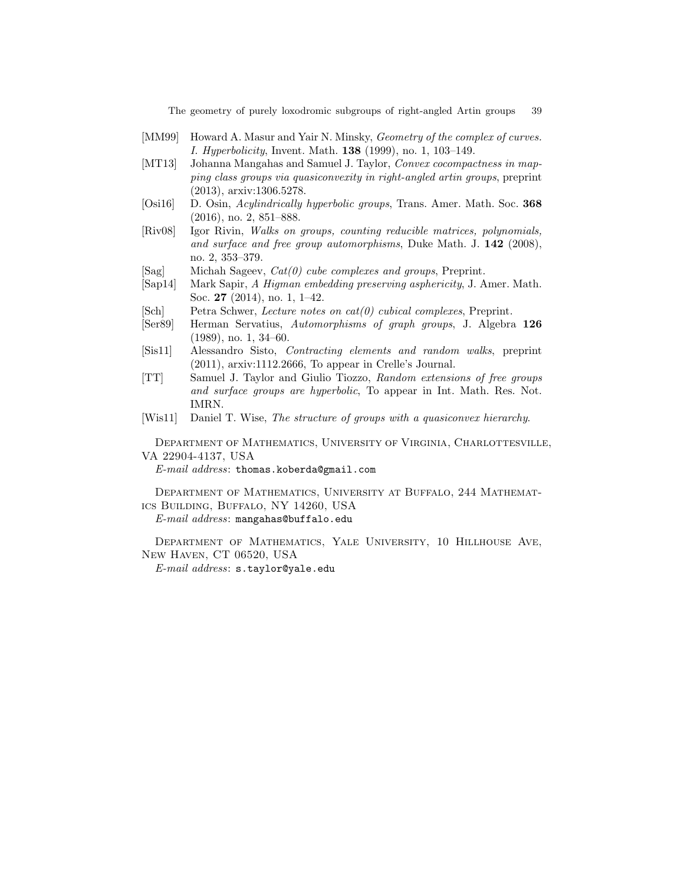[MM99] Howard A. Masur and Yair N. Minsky, *Geometry of the complex of curves. I. Hyperbolicity*, Invent. Math. **138** (1999), no. 1, 103–149.

[MT13] Johanna Mangahas and Samuel J. Taylor, *Convex cocompactness in mapping class groups via quasiconvexity in right-angled artin groups*, preprint (2013), arxiv:1306.5278.

[Osi16] D. Osin, *Acylindrically hyperbolic groups*, Trans. Amer. Math. Soc. **368** (2016), no. 2, 851–888.

[Riv08] Igor Rivin, *Walks on groups, counting reducible matrices, polynomials, and surface and free group automorphisms*, Duke Math. J. **142** (2008), no. 2, 353–379.

[Sag] Michah Sageev, *Cat(0) cube complexes and groups*, Preprint.

[Sap14] Mark Sapir, *A Higman embedding preserving asphericity*, J. Amer. Math. Soc. **27** (2014), no. 1, 1–42.

[Sch] Petra Schwer, *Lecture notes on cat(0) cubical complexes*, Preprint.

[Ser89] Herman Servatius, *Automorphisms of graph groups*, J. Algebra **126** (1989), no. 1, 34–60.

[Sis11] Alessandro Sisto, *Contracting elements and random walks*, preprint (2011), arxiv:1112.2666, To appear in Crelle's Journal.

[TT] Samuel J. Taylor and Giulio Tiozzo, *Random extensions of free groups and surface groups are hyperbolic*, To appear in Int. Math. Res. Not. IMRN.

[Wis11] Daniel T. Wise, *The structure of groups with a quasiconvex hierarchy*.

Department of Mathematics, University of Virginia, Charlottesville, VA 22904-4137, USA

*E-mail address*: `thomas.koberda@gmail.com`

Department of Mathematics, University at Buffalo, 244 Mathematics Building, Buffalo, NY 14260, USA

*E-mail address*: `mangahas@buffalo.edu`

Department of Mathematics, Yale University, 10 Hillhouse Ave, New Haven, CT 06520, USA

*E-mail address*: `s.taylor@yale.edu`